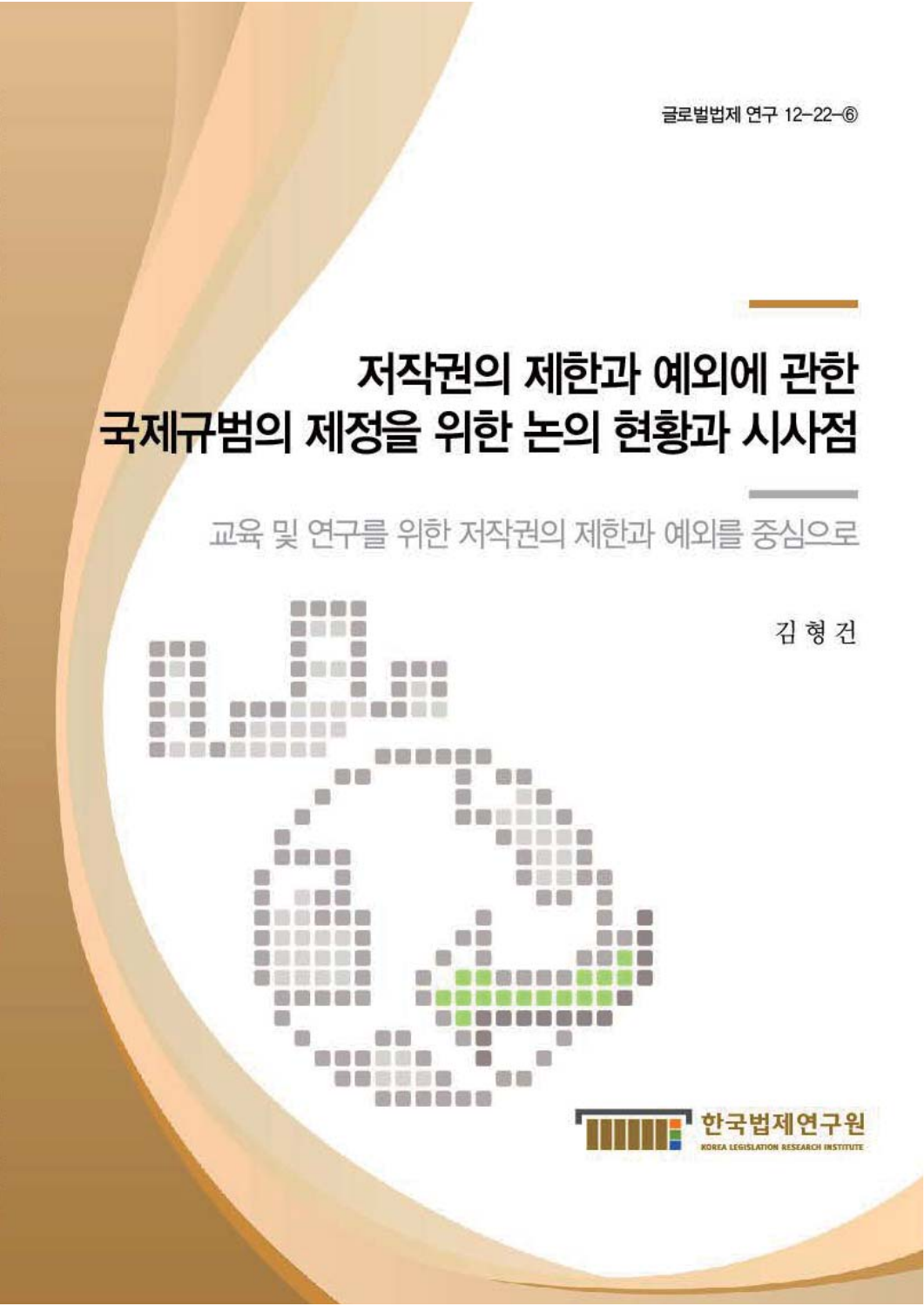글로벌법제 연구 12-22-⑥

# 저작권의 제한과 예외에 관한 국제규범의 제정을 위한 논의 현황과 시사점

## 교육 및 연구를 위한 저작권의 제한과 예외를 중심으로

김 형 건

한국법제연구원

KOREA LEGISLATION RESEARCH INSTITUTE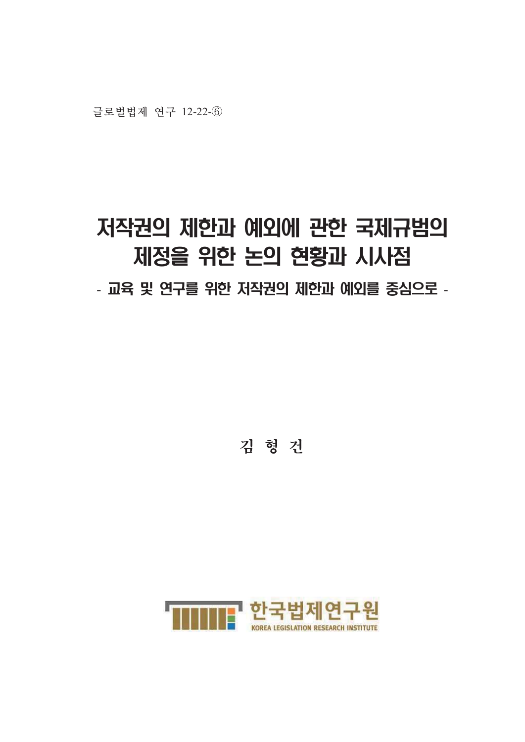글로벌법제 연구 12-22-⑥

# 저작권의 제한과 예외에 관한 국제규범의 제정을 위한 논의 현황과 시사점

## - 교육 및 연구를 위한 저작권의 제한과 예외를 중심으로 -

**김 형 건**

한국법제연구원

KOREA LEGISLATION RESEARCH INSTITUTE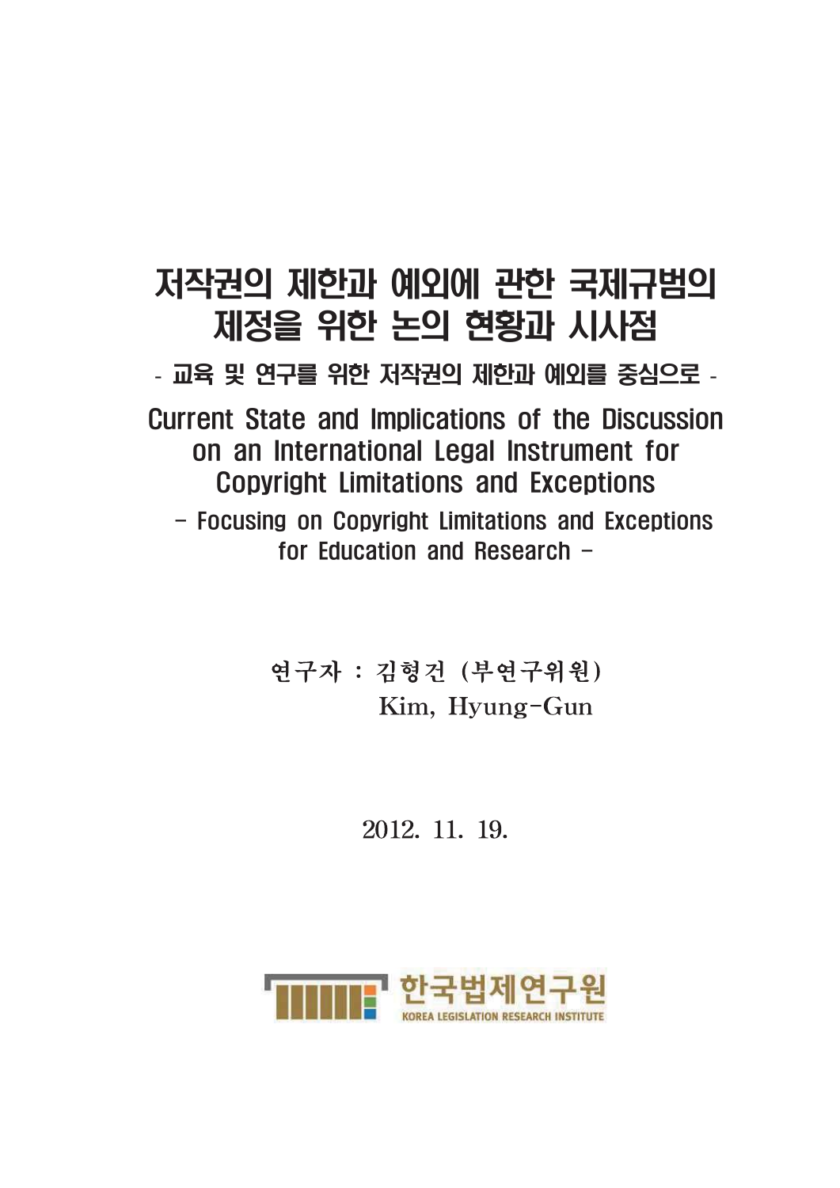# 저작권의 제한과 예외에 관한 국제규범의 제정을 위한 논의 현황과 시사점

- 교육 및 연구를 위한 저작권의 제한과 예외를 중심으로 -

## Current State and Implications of the Discussion on an International Legal Instrument for Copyright Limitations and Exceptions

- Focusing on Copyright Limitations and Exceptions for Education and Research -

연구자 : 김형건 (부연구위원)
Kim, Hyung-Gun

2012. 11. 19.

한국법제연구원
KOREA LEGISLATION RESEARCH INSTITUTE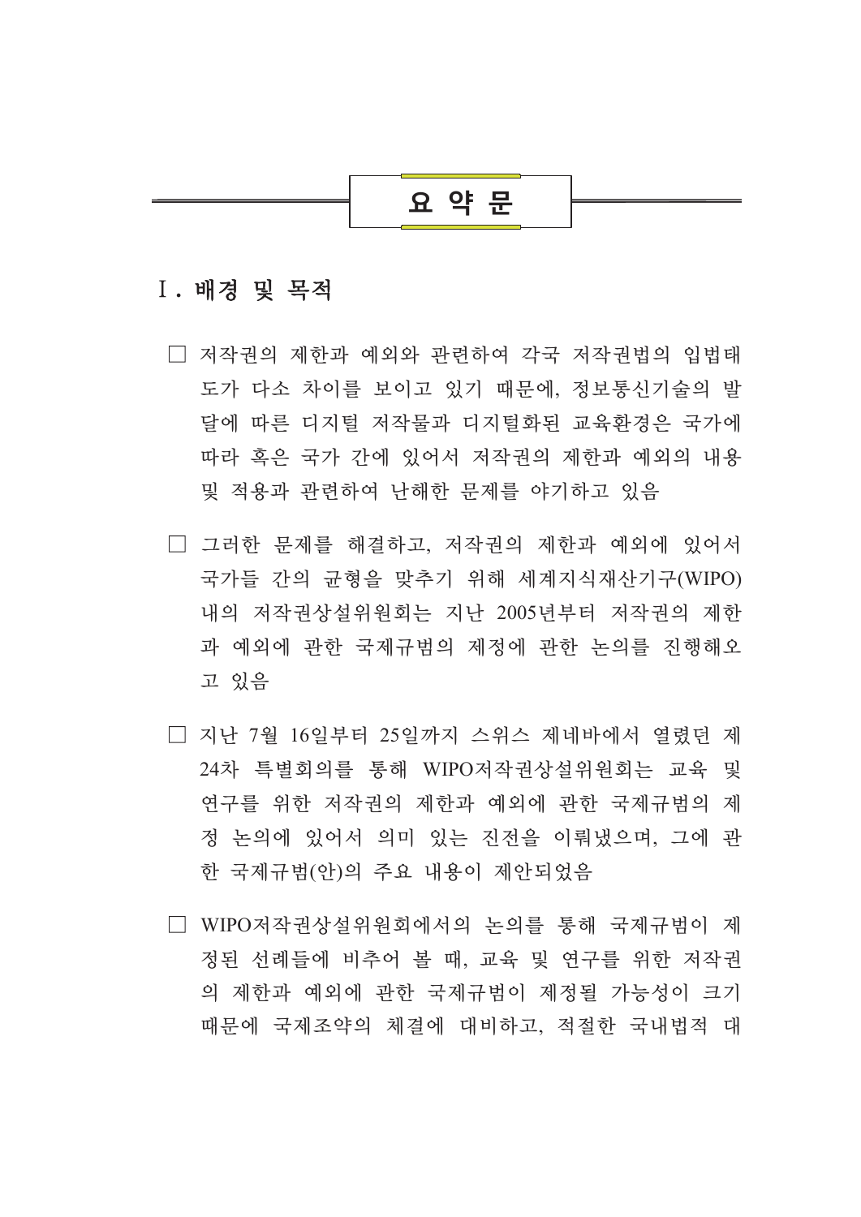# 요 약 문

## Ⅰ. 배경 및 목적

□ 저작권의 제한과 예외와 관련하여 각국 저작권법의 입법태도가 다소 차이를 보이고 있기 때문에, 정보통신기술의 발달에 따른 디지털 저작물과 디지털화된 교육환경은 국가에 따라 혹은 국가 간에 있어서 저작권의 제한과 예외의 내용 및 적용과 관련하여 난해한 문제를 야기하고 있음

□ 그러한 문제를 해결하고, 저작권의 제한과 예외에 있어서 국가들 간의 균형을 맞추기 위해 세계지식재산기구(WIPO) 내의 저작권상설위원회는 지난 2005년부터 저작권의 제한과 예외에 관한 국제규범의 제정에 관한 논의를 진행해오고 있음

□ 지난 7월 16일부터 25일까지 스위스 제네바에서 열렸던 제24차 특별회의를 통해 WIPO저작권상설위원회는 교육 및 연구를 위한 저작권의 제한과 예외에 관한 국제규범의 제정 논의에 있어서 의미 있는 진전을 이뤄냈으며, 그에 관한 국제규범(안)의 주요 내용이 제안되었음

□ WIPO저작권상설위원회에서의 논의를 통해 국제규범이 제정된 선례들에 비추어 볼 때, 교육 및 연구를 위한 저작권의 제한과 예외에 관한 국제규범이 제정될 가능성이 크기 때문에 국제조약의 체결에 대비하고, 적절한 국내법적 대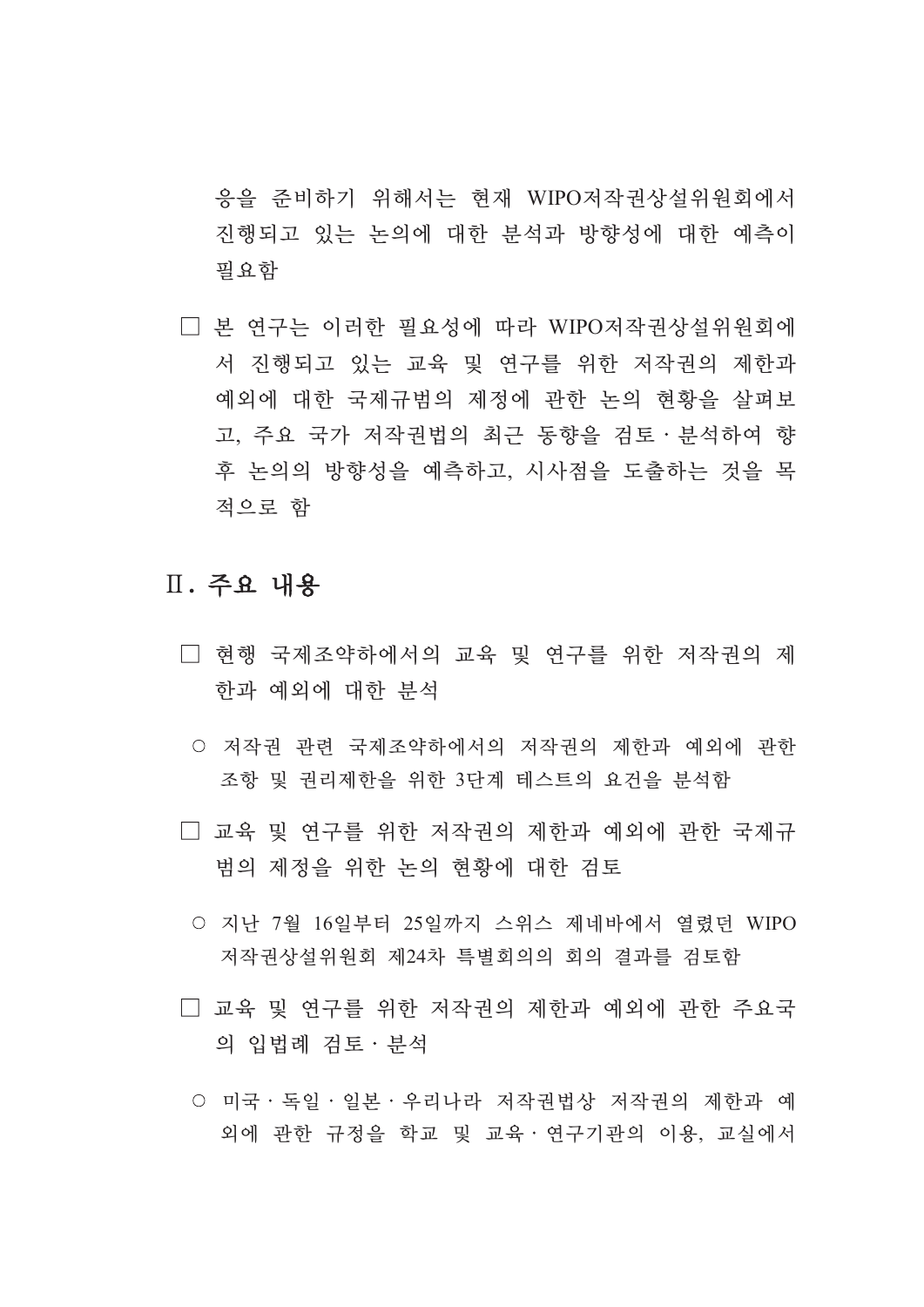응을 준비하기 위해서는 현재 WIPO저작권상설위원회에서 진행되고 있는 논의에 대한 분석과 방향성에 대한 예측이 필요함

□ 본 연구는 이러한 필요성에 따라 WIPO저작권상설위원회에서 진행되고 있는 교육 및 연구를 위한 저작권의 제한과 예외에 대한 국제규범의 제정에 관한 논의 현황을 살펴보고, 주요 국가 저작권법의 최근 동향을 검토·분석하여 향후 논의의 방향성을 예측하고, 시사점을 도출하는 것을 목적으로 함

## Ⅱ. 주요 내용

□ 현행 국제조약하에서의 교육 및 연구를 위한 저작권의 제한과 예외에 대한 분석

○ 저작권 관련 국제조약하에서의 저작권의 제한과 예외에 관한 조항 및 권리제한을 위한 3단계 테스트의 요건을 분석함

□ 교육 및 연구를 위한 저작권의 제한과 예외에 관한 국제규범의 제정을 위한 논의 현황에 대한 검토

○ 지난 7월 16일부터 25일까지 스위스 제네바에서 열렸던 WIPO 저작권상설위원회 제24차 특별회의의 회의 결과를 검토함

□ 교육 및 연구를 위한 저작권의 제한과 예외에 관한 주요국의 입법례 검토·분석

○ 미국·독일·일본·우리나라 저작권법상 저작권의 제한과 예외에 관한 규정을 학교 및 교육·연구기관의 이용, 교실에서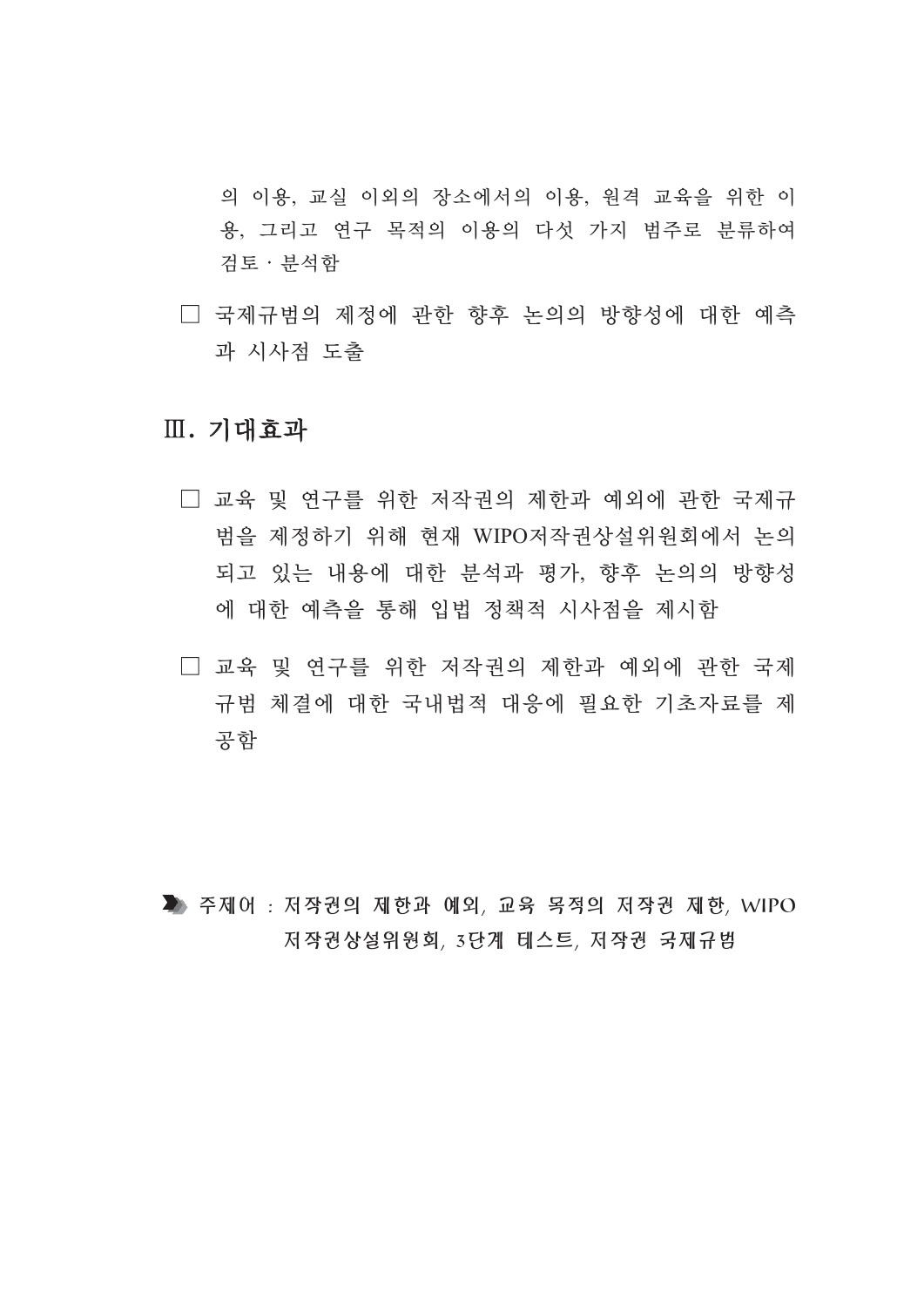의 이용, 교실 이외의 장소에서의 이용, 원격 교육을 위한 이용, 그리고 연구 목적의 이용의 다섯 가지 범주로 분류하여 검토 · 분석함

□ 국제규범의 제정에 관한 향후 논의의 방향성에 대한 예측과 시사점 도출

## Ⅲ. 기대효과

□ 교육 및 연구를 위한 저작권의 제한과 예외에 관한 국제규범을 제정하기 위해 현재 WIPO저작권상설위원회에서 논의되고 있는 내용에 대한 분석과 평가, 향후 논의의 방향성에 대한 예측을 통해 입법 정책적 시사점을 제시함

□ 교육 및 연구를 위한 저작권의 제한과 예외에 관한 국제규범 체결에 대한 국내법적 대응에 필요한 기초자료를 제공함

주제어 : 저작권의 제한과 예외, 교육 목적의 저작권 제한, WIPO 저작권상설위원회, 3단계 테스트, 저작권 국제규범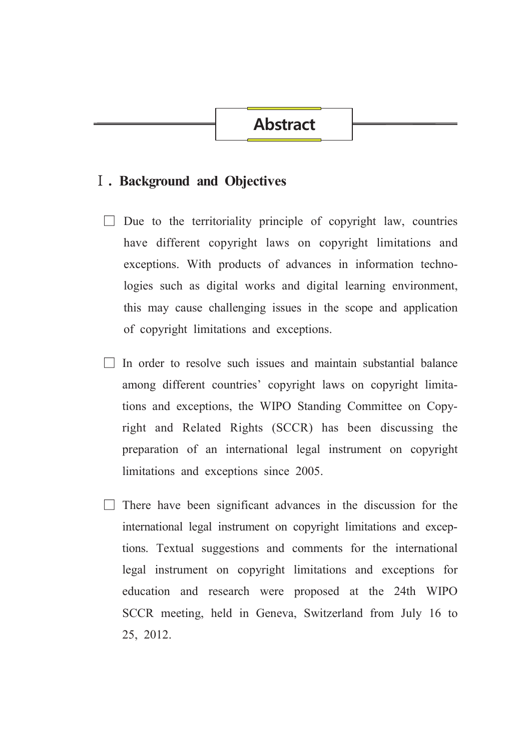# Abstract

## Ⅰ. Background and Objectives

- Due to the territoriality principle of copyright law, countries have different copyright laws on copyright limitations and exceptions. With products of advances in information technologies such as digital works and digital learning environment, this may cause challenging issues in the scope and application of copyright limitations and exceptions.

- In order to resolve such issues and maintain substantial balance among different countries' copyright laws on copyright limitations and exceptions, the WIPO Standing Committee on Copyright and Related Rights (SCCR) has been discussing the preparation of an international legal instrument on copyright limitations and exceptions since 2005.

- There have been significant advances in the discussion for the international legal instrument on copyright limitations and exceptions. Textual suggestions and comments for the international legal instrument on copyright limitations and exceptions for education and research were proposed at the 24th WIPO SCCR meeting, held in Geneva, Switzerland from July 16 to 25, 2012.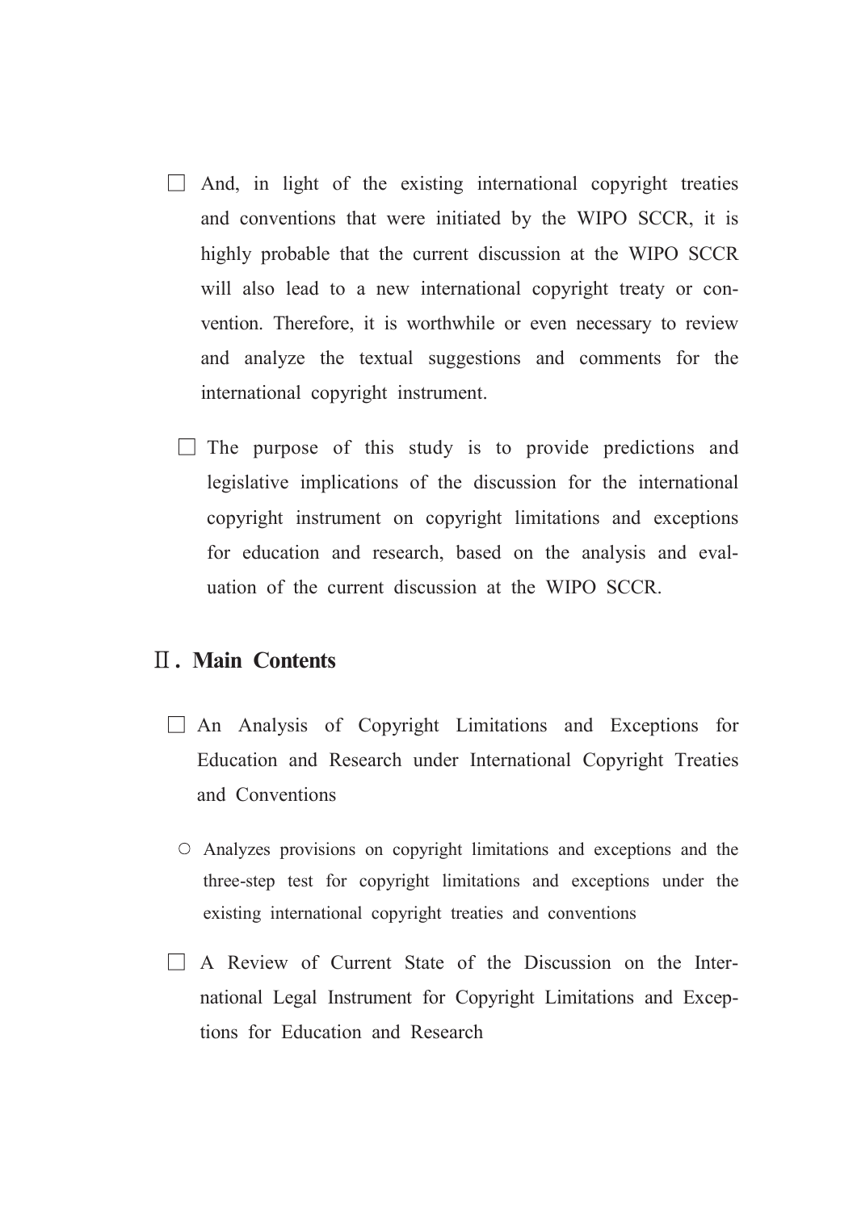□ And, in light of the existing international copyright treaties and conventions that were initiated by the WIPO SCCR, it is highly probable that the current discussion at the WIPO SCCR will also lead to a new international copyright treaty or convention. Therefore, it is worthwhile or even necessary to review and analyze the textual suggestions and comments for the international copyright instrument.

□ The purpose of this study is to provide predictions and legislative implications of the discussion for the international copyright instrument on copyright limitations and exceptions for education and research, based on the analysis and evaluation of the current discussion at the WIPO SCCR.

## Ⅱ. Main Contents

□ An Analysis of Copyright Limitations and Exceptions for Education and Research under International Copyright Treaties and Conventions

- ○ Analyzes provisions on copyright limitations and exceptions and the three-step test for copyright limitations and exceptions under the existing international copyright treaties and conventions

□ A Review of Current State of the Discussion on the International Legal Instrument for Copyright Limitations and Exceptions for Education and Research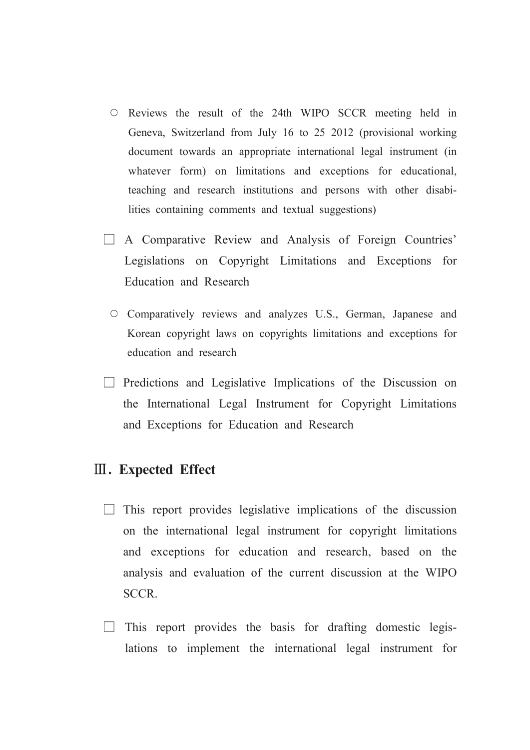- ○ Reviews the result of the 24th WIPO SCCR meeting held in Geneva, Switzerland from July 16 to 25 2012 (provisional working document towards an appropriate international legal instrument (in whatever form) on limitations and exceptions for educational, teaching and research institutions and persons with other disabilities containing comments and textual suggestions)

□ A Comparative Review and Analysis of Foreign Countries' Legislations on Copyright Limitations and Exceptions for Education and Research

- ○ Comparatively reviews and analyzes U.S., German, Japanese and Korean copyright laws on copyrights limitations and exceptions for education and research

□ Predictions and Legislative Implications of the Discussion on the International Legal Instrument for Copyright Limitations and Exceptions for Education and Research

## Ⅲ. Expected Effect

□ This report provides legislative implications of the discussion on the international legal instrument for copyright limitations and exceptions for education and research, based on the analysis and evaluation of the current discussion at the WIPO SCCR.

□ This report provides the basis for drafting domestic legislations to implement the international legal instrument for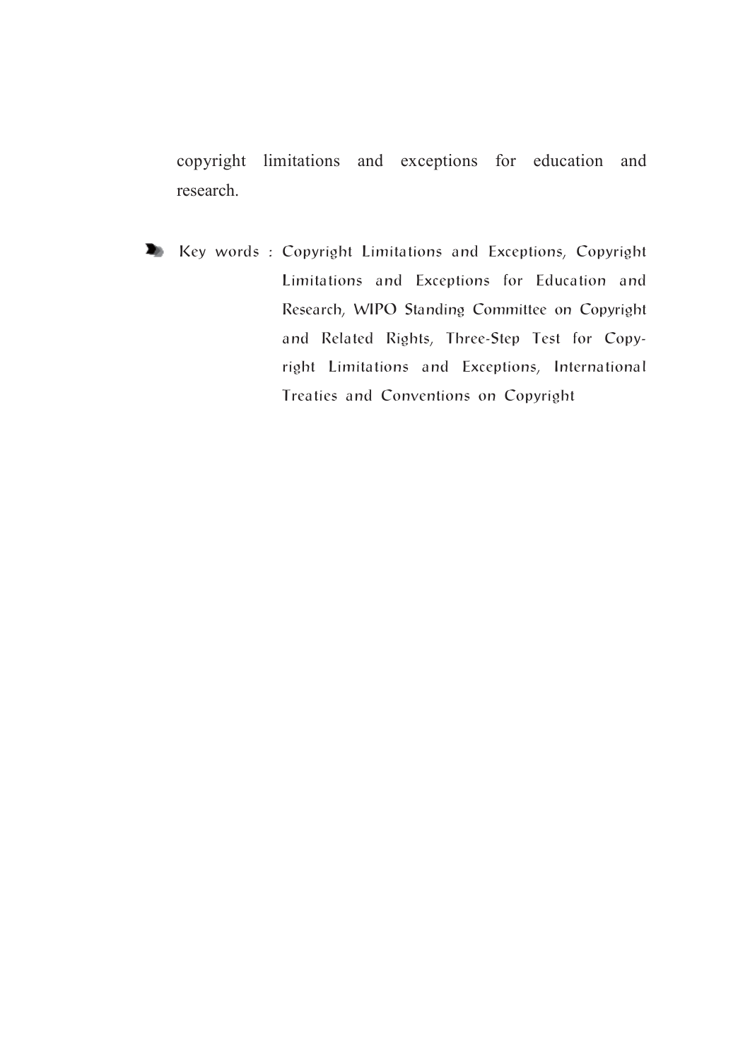copyright limitations and exceptions for education and research.

**Key words** : Copyright Limitations and Exceptions, Copyright Limitations and Exceptions for Education and Research, WIPO Standing Committee on Copyright and Related Rights, Three-Step Test for Copyright Limitations and Exceptions, International Treaties and Conventions on Copyright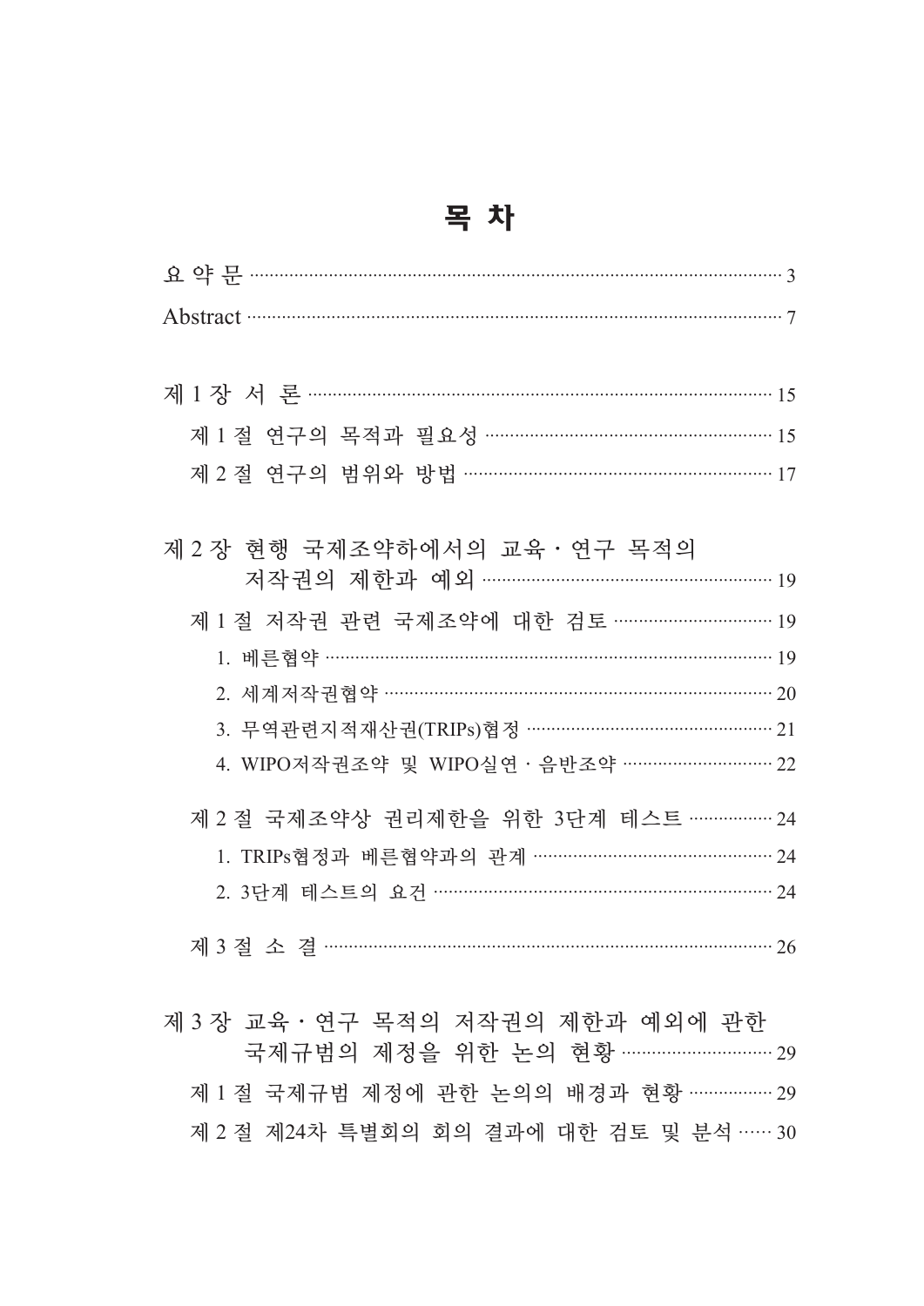# 목 차

요 약 문 ··· 3

Abstract ··· 7

제 1 장 서 론 ··· 15

제 1 절 연구의 목적과 필요성 ··· 15

제 2 절 연구의 범위와 방법 ··· 17

제 2 장 현행 국제조약하에서의 교육 · 연구 목적의 저작권의 제한과 예외 ··· 19

제 1 절 저작권 관련 국제조약에 대한 검토 ··· 19

1. 베른협약 ··· 19
2. 세계저작권협약 ··· 20
3. 무역관련지적재산권(TRIPs)협정 ··· 21
4. WIPO저작권조약 및 WIPO실연 · 음반조약 ··· 22

제 2 절 국제조약상 권리제한을 위한 3단계 테스트 ··· 24

1. TRIPs협정과 베른협약과의 관계 ··· 24
2. 3단계 테스트의 요건 ··· 24

제 3 절 소 결 ··· 26

제 3 장 교육 · 연구 목적의 저작권의 제한과 예외에 관한 국제규범의 제정을 위한 논의 현황 ··· 29

제 1 절 국제규범 제정에 관한 논의의 배경과 현황 ··· 29

제 2 절 제24차 특별회의 회의 결과에 대한 검토 및 분석 ··· 30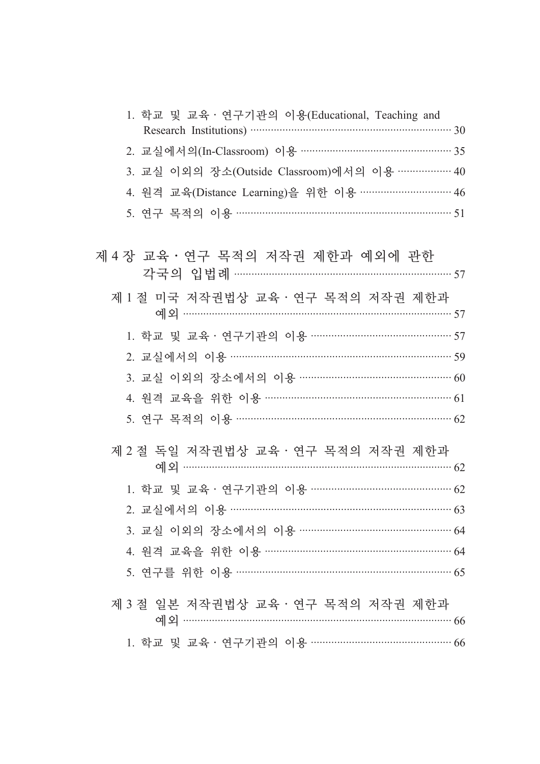1. 학교 및 교육 · 연구기관의 이용(Educational, Teaching and Research Institutions) ··· 30
2. 교실에서의(In-Classroom) 이용 ··· 35
3. 교실 이외의 장소(Outside Classroom)에서의 이용 ··· 40
4. 원격 교육(Distance Learning)을 위한 이용 ··· 46
5. 연구 목적의 이용 ··· 51

제 4 장 교육 · 연구 목적의 저작권 제한과 예외에 관한 각국의 입법례 ··· 57

제 1 절 미국 저작권법상 교육 · 연구 목적의 저작권 제한과 예외 ··· 57

1. 학교 및 교육 · 연구기관의 이용 ··· 57
2. 교실에서의 이용 ··· 59
3. 교실 이외의 장소에서의 이용 ··· 60
4. 원격 교육을 위한 이용 ··· 61
5. 연구 목적의 이용 ··· 62

제 2 절 독일 저작권법상 교육 · 연구 목적의 저작권 제한과 예외 ··· 62

1. 학교 및 교육 · 연구기관의 이용 ··· 62
2. 교실에서의 이용 ··· 63
3. 교실 이외의 장소에서의 이용 ··· 64
4. 원격 교육을 위한 이용 ··· 64
5. 연구를 위한 이용 ··· 65

제 3 절 일본 저작권법상 교육 · 연구 목적의 저작권 제한과 예외 ··· 66

1. 학교 및 교육 · 연구기관의 이용 ··· 66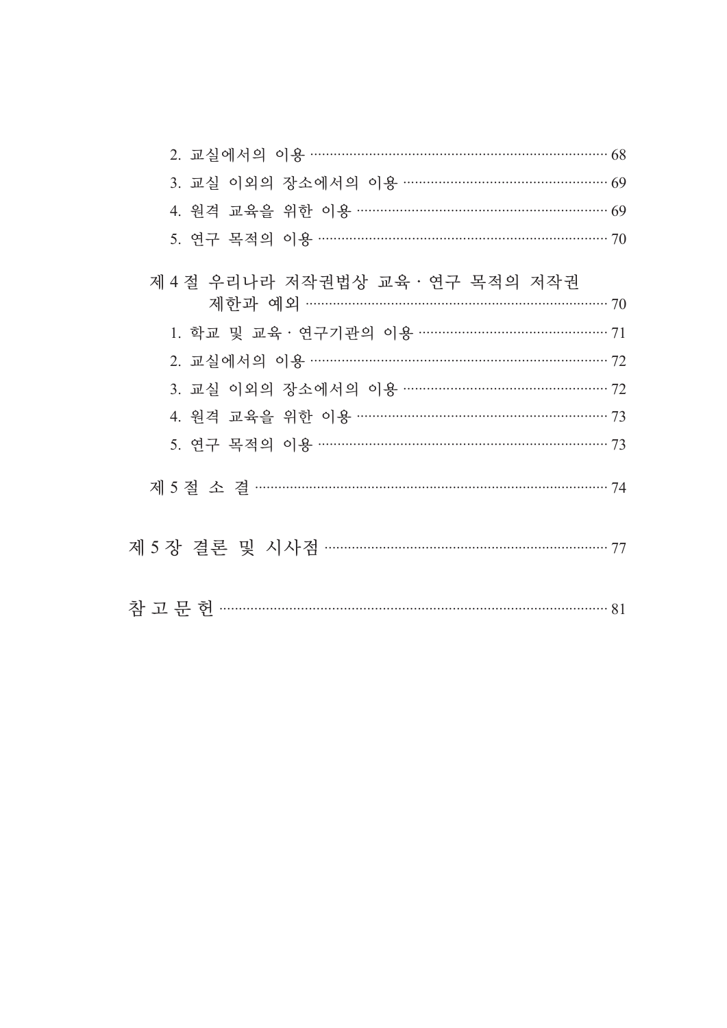2. 교실에서의 이용 ………………………………………………………………… 68

3. 교실 이외의 장소에서의 이용 …………………………………………… 69

4. 원격 교육을 위한 이용 …………………………………………………… 69

5. 연구 목적의 이용 ………………………………………………………… 70

제 4 절 우리나라 저작권법상 교육 · 연구 목적의 저작권 제한과 예외 ………………………………………………………………… 70

1. 학교 및 교육 · 연구기관의 이용 ……………………………………… 71

2. 교실에서의 이용 ………………………………………………………………… 72

3. 교실 이외의 장소에서의 이용 …………………………………………… 72

4. 원격 교육을 위한 이용 …………………………………………………… 73

5. 연구 목적의 이용 ………………………………………………………… 73

제 5 절 소 결 ……………………………………………………………………… 74

제 5 장 결론 및 시사점 ………………………………………………………… 77

참 고 문 헌 ………………………………………………………………………… 81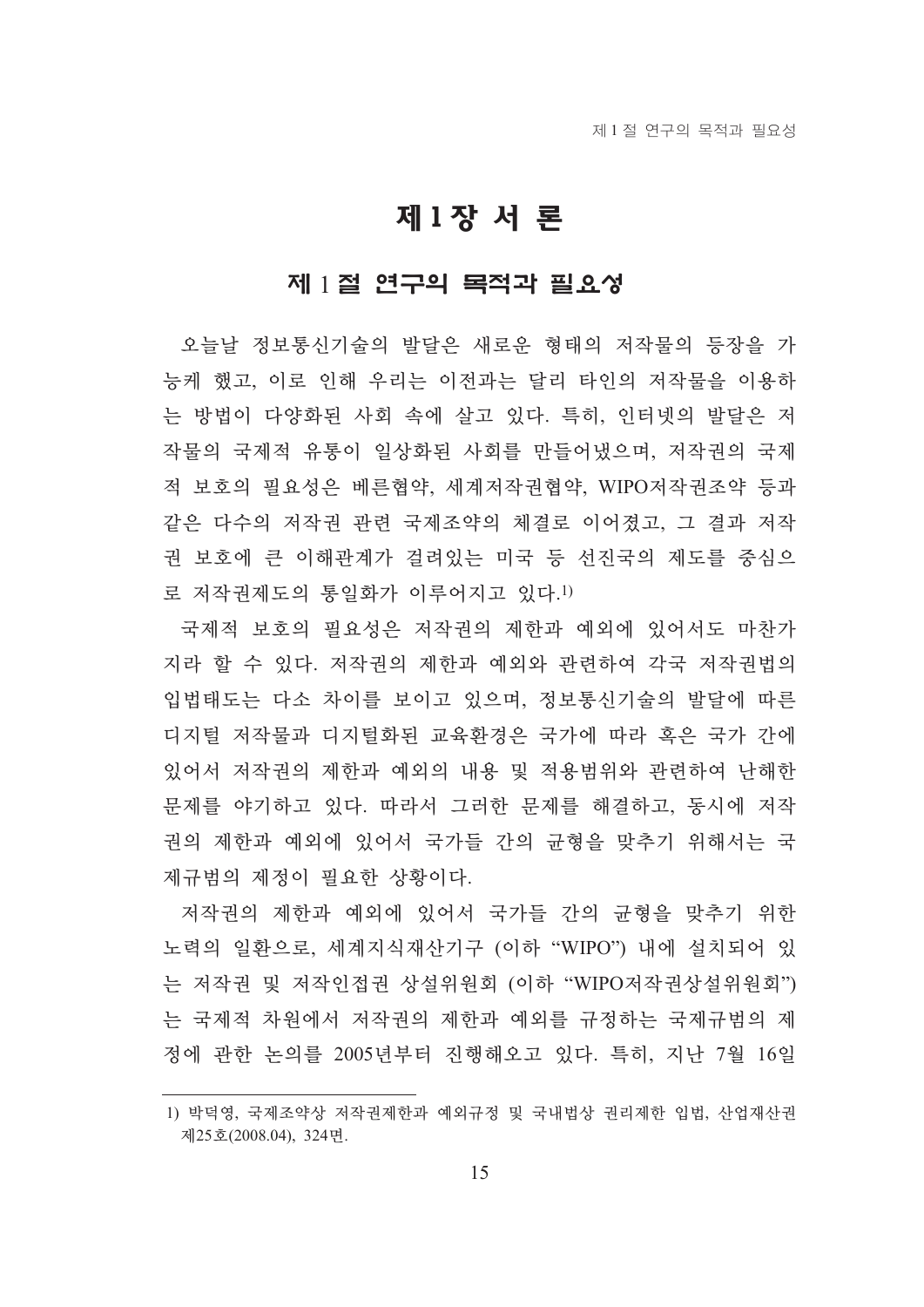# 제1장 서 론

## 제 1 절 연구의 목적과 필요성

오늘날 정보통신기술의 발달은 새로운 형태의 저작물의 등장을 가능케 했고, 이로 인해 우리는 이전과는 달리 타인의 저작물을 이용하는 방법이 다양화된 사회 속에 살고 있다. 특히, 인터넷의 발달은 저작물의 국제적 유통이 일상화된 사회를 만들어냈으며, 저작권의 국제적 보호의 필요성은 베른협약, 세계저작권협약, WIPO저작권조약 등과 같은 다수의 저작권 관련 국제조약의 체결로 이어졌고, 그 결과 저작권 보호에 큰 이해관계가 걸려있는 미국 등 선진국의 제도를 중심으로 저작권제도의 통일화가 이루어지고 있다.[1)]

국제적 보호의 필요성은 저작권의 제한과 예외에 있어서도 마찬가지라 할 수 있다. 저작권의 제한과 예외와 관련하여 각국 저작권법의 입법태도는 다소 차이를 보이고 있으며, 정보통신기술의 발달에 따른 디지털 저작물과 디지털화된 교육환경은 국가에 따라 혹은 국가 간에 있어서 저작권의 제한과 예외의 내용 및 적용범위와 관련하여 난해한 문제를 야기하고 있다. 따라서 그러한 문제를 해결하고, 동시에 저작권의 제한과 예외에 있어서 국가들 간의 균형을 맞추기 위해서는 국제규범의 제정이 필요한 상황이다.

저작권의 제한과 예외에 있어서 국가들 간의 균형을 맞추기 위한 노력의 일환으로, 세계지식재산기구 (이하 "WIPO") 내에 설치되어 있는 저작권 및 저작인접권 상설위원회 (이하 "WIPO저작권상설위원회")는 국제적 차원에서 저작권의 제한과 예외를 규정하는 국제규범의 제정에 관한 논의를 2005년부터 진행해오고 있다. 특히, 지난 7월 16일

---

1) 박덕영, 국제조약상 저작권제한과 예외규정 및 국내법상 권리제한 입법, 산업재산권 제25호(2008.04), 324면.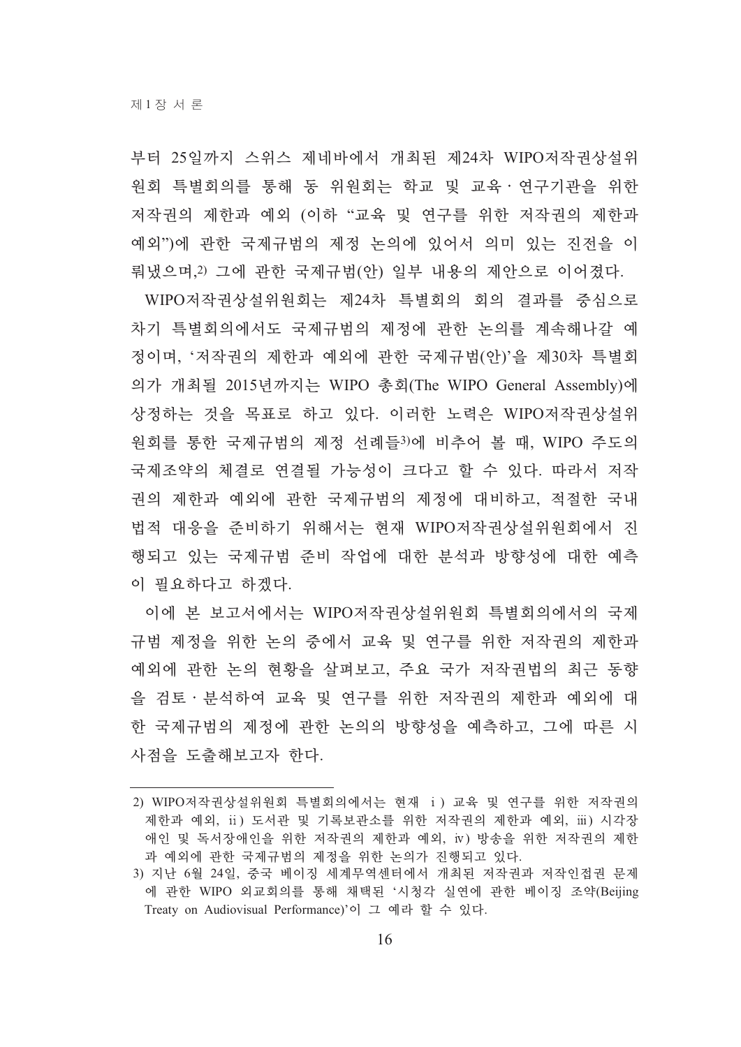부터 25일까지 스위스 제네바에서 개최된 제24차 WIPO저작권상설위원회 특별회의를 통해 동 위원회는 학교 및 교육·연구기관을 위한 저작권의 제한과 예외 (이하 "교육 및 연구를 위한 저작권의 제한과 예외")에 관한 국제규범의 제정 논의에 있어서 의미 있는 진전을 이뤄냈으며,[2] 그에 관한 국제규범(안) 일부 내용의 제안으로 이어졌다.

WIPO저작권상설위원회는 제24차 특별회의 회의 결과를 중심으로 차기 특별회의에서도 국제규범의 제정에 관한 논의를 계속해나갈 예정이며, '저작권의 제한과 예외에 관한 국제규범(안)'을 제30차 특별회의가 개최될 2015년까지는 WIPO 총회(The WIPO General Assembly)에 상정하는 것을 목표로 하고 있다. 이러한 노력은 WIPO저작권상설위원회를 통한 국제규범의 제정 선례들[3]에 비추어 볼 때, WIPO 주도의 국제조약의 체결로 연결될 가능성이 크다고 할 수 있다. 따라서 저작권의 제한과 예외에 관한 국제규범의 제정에 대비하고, 적절한 국내법적 대응을 준비하기 위해서는 현재 WIPO저작권상설위원회에서 진행되고 있는 국제규범 준비 작업에 대한 분석과 방향성에 대한 예측이 필요하다고 하겠다.

이에 본 보고서에서는 WIPO저작권상설위원회 특별회의에서의 국제규범 제정을 위한 논의 중에서 교육 및 연구를 위한 저작권의 제한과 예외에 관한 논의 현황을 살펴보고, 주요 국가 저작권법의 최근 동향을 검토·분석하여 교육 및 연구를 위한 저작권의 제한과 예외에 대한 국제규범의 제정에 관한 논의의 방향성을 예측하고, 그에 따른 시사점을 도출해보고자 한다.

---

2) WIPO저작권상설위원회 특별회의에서는 현재 i) 교육 및 연구를 위한 저작권의 제한과 예외, ii) 도서관 및 기록보관소를 위한 저작권의 제한과 예외, iii) 시각장애인 및 독서장애인을 위한 저작권의 제한과 예외, iv) 방송을 위한 저작권의 제한과 예외에 관한 국제규범의 제정을 위한 논의가 진행되고 있다.

3) 지난 6월 24일, 중국 베이징 세계무역센터에서 개최된 저작권과 저작인접권 문제에 관한 WIPO 외교회의를 통해 채택된 '시청각 실연에 관한 베이징 조약(Beijing Treaty on Audiovisual Performance)'이 그 예라 할 수 있다.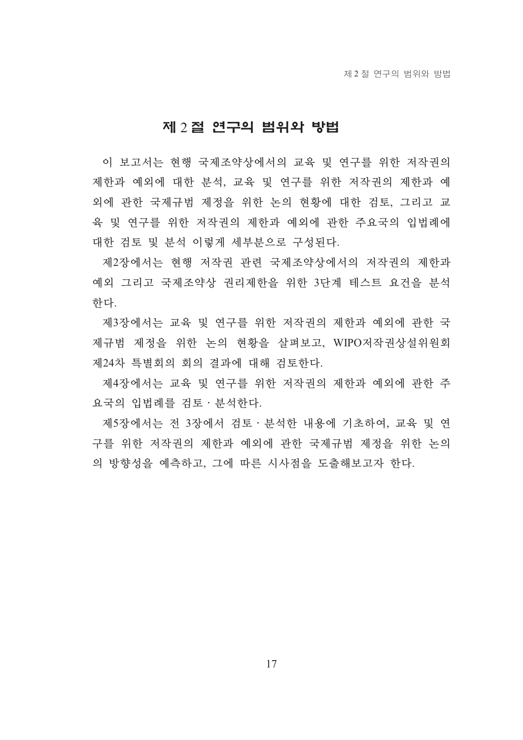## 제 2 절 연구의 범위와 방법

이 보고서는 현행 국제조약상에서의 교육 및 연구를 위한 저작권의 제한과 예외에 대한 분석, 교육 및 연구를 위한 저작권의 제한과 예외에 관한 국제규범 제정을 위한 논의 현황에 대한 검토, 그리고 교육 및 연구를 위한 저작권의 제한과 예외에 관한 주요국의 입법례에 대한 검토 및 분석 이렇게 세부분으로 구성된다.

제2장에서는 현행 저작권 관련 국제조약상에서의 저작권의 제한과 예외 그리고 국제조약상 권리제한을 위한 3단계 테스트 요건을 분석한다.

제3장에서는 교육 및 연구를 위한 저작권의 제한과 예외에 관한 국제규범 제정을 위한 논의 현황을 살펴보고, WIPO저작권상설위원회 제24차 특별회의 회의 결과에 대해 검토한다.

제4장에서는 교육 및 연구를 위한 저작권의 제한과 예외에 관한 주요국의 입법례를 검토ㆍ분석한다.

제5장에서는 전 3장에서 검토ㆍ분석한 내용에 기초하여, 교육 및 연구를 위한 저작권의 제한과 예외에 관한 국제규범 제정을 위한 논의의 방향성을 예측하고, 그에 따른 시사점을 도출해보고자 한다.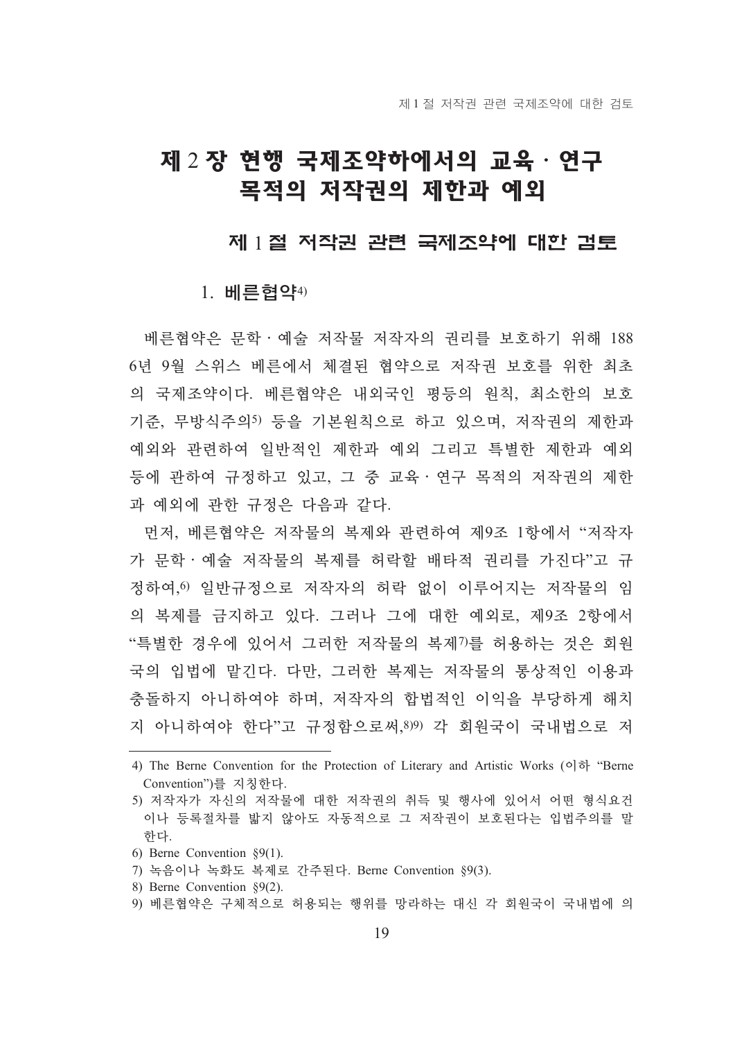# 제 2 장 현행 국제조약하에서의 교육 · 연구 목적의 저작권의 제한과 예외

## 제 1 절 저작권 관련 국제조약에 대한 검토

### 1. 베른협약[4)]

베른협약은 문학 · 예술 저작물 저작자의 권리를 보호하기 위해 1886년 9월 스위스 베른에서 체결된 협약으로 저작권 보호를 위한 최초의 국제조약이다. 베른협약은 내외국인 평등의 원칙, 최소한의 보호기준, 무방식주의[5)] 등을 기본원칙으로 하고 있으며, 저작권의 제한과 예외와 관련하여 일반적인 제한과 예외 그리고 특별한 제한과 예외 등에 관하여 규정하고 있고, 그 중 교육 · 연구 목적의 저작권의 제한과 예외에 관한 규정은 다음과 같다.

먼저, 베른협약은 저작물의 복제와 관련하여 제9조 1항에서 "저작자가 문학 · 예술 저작물의 복제를 허락할 배타적 권리를 가진다"고 규정하여,[6)] 일반규정으로 저작자의 허락 없이 이루어지는 저작물의 임의 복제를 금지하고 있다. 그러나 그에 대한 예외로, 제9조 2항에서 "특별한 경우에 있어서 그러한 저작물의 복제[7)]를 허용하는 것은 회원국의 입법에 맡긴다. 다만, 그러한 복제는 저작물의 통상적인 이용과 충돌하지 아니하여야 하며, 저작자의 합법적인 이익을 부당하게 해치지 아니하여야 한다"고 규정함으로써,[8)9)] 각 회원국이 국내법으로 저

---

4) The Berne Convention for the Protection of Literary and Artistic Works (이하 "Berne Convention")를 지칭한다.

5) 저작자가 자신의 저작물에 대한 저작권의 취득 및 행사에 있어서 어떤 형식요건이나 등록절차를 밟지 않아도 자동적으로 그 저작권이 보호된다는 입법주의를 말한다.

6) Berne Convention §9(1).

7) 녹음이나 녹화도 복제로 간주된다. Berne Convention §9(3).

8) Berne Convention §9(2).

9) 베른협약은 구체적으로 허용되는 행위를 망라하는 대신 각 회원국이 국내법에 의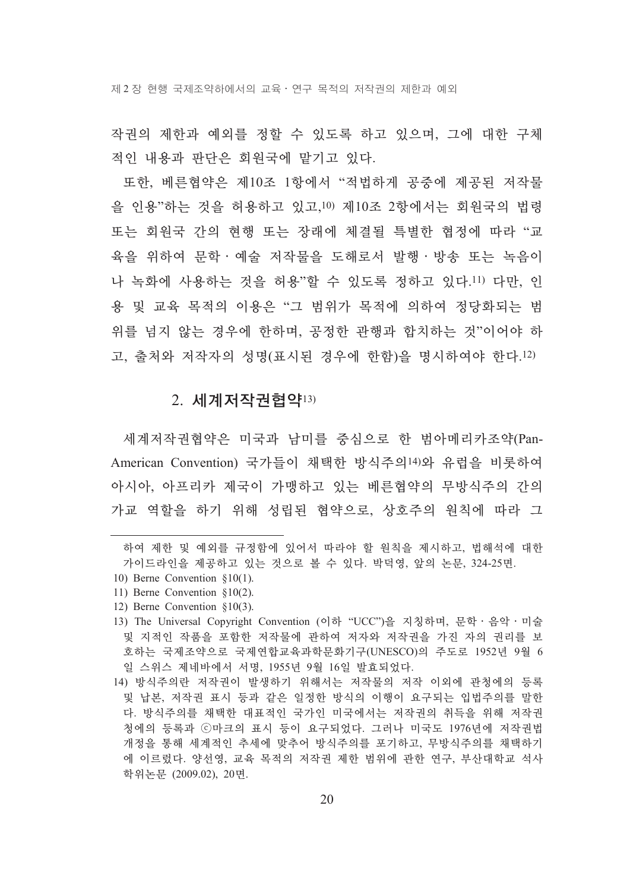작권의 제한과 예외를 정할 수 있도록 하고 있으며, 그에 대한 구체적인 내용과 판단은 회원국에 맡기고 있다.

또한, 베른협약은 제10조 1항에서 "적법하게 공중에 제공된 저작물을 인용"하는 것을 허용하고 있고,[10] 제10조 2항에서는 회원국의 법령 또는 회원국 간의 현행 또는 장래에 체결될 특별한 협정에 따라 "교육을 위하여 문학 · 예술 저작물을 도해로서 발행 · 방송 또는 녹음이나 녹화에 사용하는 것을 허용"할 수 있도록 정하고 있다.[11] 다만, 인용 및 교육 목적의 이용은 "그 범위가 목적에 의하여 정당화되는 범위를 넘지 않는 경우에 한하며, 공정한 관행과 합치하는 것"이어야 하고, 출처와 저작자의 성명(표시된 경우에 한함)을 명시하여야 한다.[12]

## 2. 세계저작권협약[13]

세계저작권협약은 미국과 남미를 중심으로 한 범아메리카조약(Pan-American Convention) 국가들이 채택한 방식주의[14]와 유럽을 비롯하여 아시아, 아프리카 제국이 가맹하고 있는 베른협약의 무방식주의 간의 가교 역할을 하기 위해 성립된 협약으로, 상호주의 원칙에 따라 그

---

하여 제한 및 예외를 규정함에 있어서 따라야 할 원칙을 제시하고, 법해석에 대한 가이드라인을 제공하고 있는 것으로 볼 수 있다. 박덕영, 앞의 논문, 324-25면.

10) Berne Convention §10(1).

11) Berne Convention §10(2).

12) Berne Convention §10(3).

13) The Universal Copyright Convention (이하 "UCC")을 지칭하며, 문학 · 음악 · 미술 및 지적인 작품을 포함한 저작물에 관하여 저자와 저작권을 가진 자의 권리를 보호하는 국제조약으로 국제연합교육과학문화기구(UNESCO)의 주도로 1952년 9월 6일 스위스 제네바에서 서명, 1955년 9월 16일 발효되었다.

14) 방식주의란 저작권이 발생하기 위해서는 저작물의 저작 이외에 관청에의 등록 및 납본, 저작권 표시 등과 같은 일정한 방식의 이행이 요구되는 입법주의를 말한다. 방식주의를 채택한 대표적인 국가인 미국에서는 저작권의 취득을 위해 저작권청에의 등록과 ⓒ마크의 표시 등이 요구되었다. 그러나 미국도 1976년에 저작권법 개정을 통해 세계적인 추세에 맞추어 방식주의를 포기하고, 무방식주의를 채택하기에 이르렀다. 양선영, 교육 목적의 저작권 제한 범위에 관한 연구, 부산대학교 석사학위논문 (2009.02), 20면.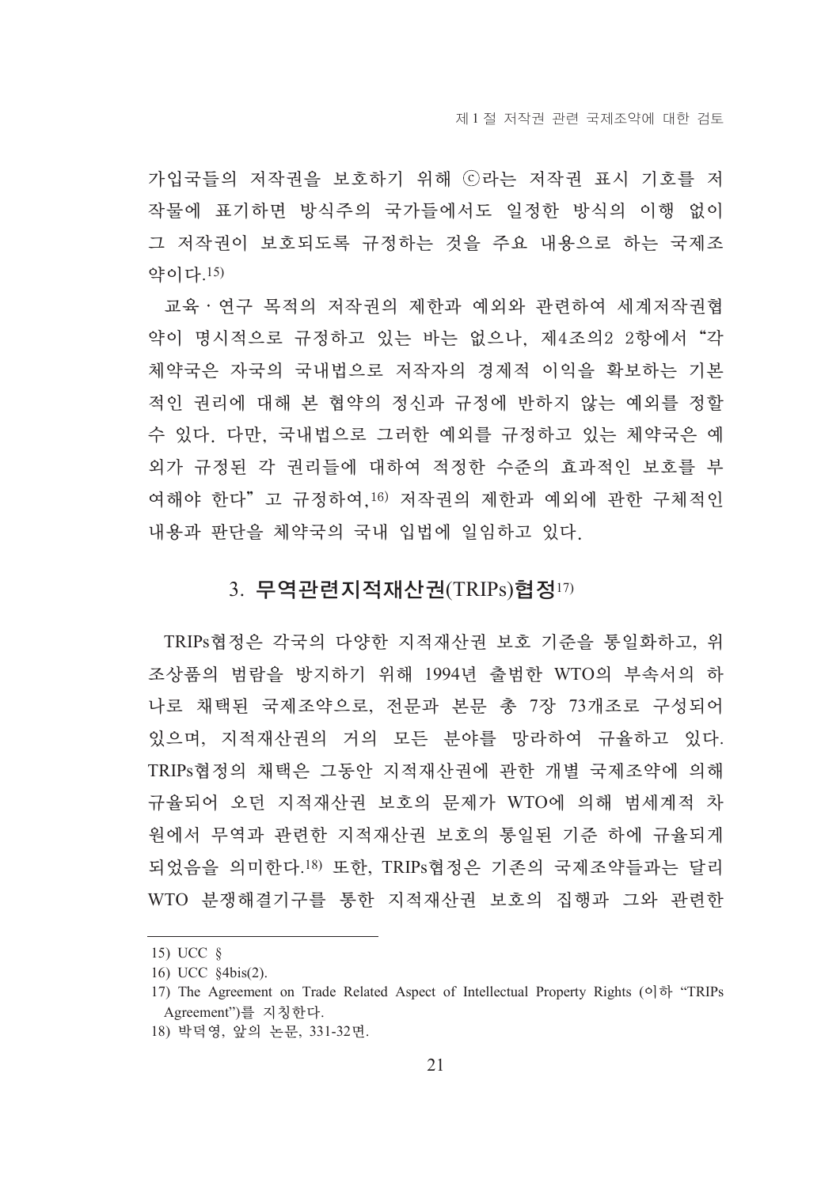가입국들의 저작권을 보호하기 위해 ⓒ라는 저작권 표시 기호를 저작물에 표기하면 방식주의 국가들에서도 일정한 방식의 이행 없이 그 저작권이 보호되도록 규정하는 것을 주요 내용으로 하는 국제조약이다.[15)]

교육 · 연구 목적의 저작권의 제한과 예외와 관련하여 세계저작권협약이 명시적으로 규정하고 있는 바는 없으나, 제4조의2 2항에서 “각 체약국은 자국의 국내법으로 저작자의 경제적 이익을 확보하는 기본적인 권리에 대해 본 협약의 정신과 규정에 반하지 않는 예외를 정할 수 있다. 다만, 국내법으로 그러한 예외를 규정하고 있는 체약국은 예외가 규정된 각 권리들에 대하여 적정한 수준의 효과적인 보호를 부여해야 한다”고 규정하여,[16)] 저작권의 제한과 예외에 관한 구체적인 내용과 판단을 체약국의 국내 입법에 일임하고 있다.

### 3. 무역관련지적재산권(TRIPs)협정[17)]

TRIPs협정은 각국의 다양한 지적재산권 보호 기준을 통일화하고, 위조상품의 범람을 방지하기 위해 1994년 출범한 WTO의 부속서의 하나로 채택된 국제조약으로, 전문과 본문 총 7장 73개조로 구성되어 있으며, 지적재산권의 거의 모든 분야를 망라하여 규율하고 있다. TRIPs협정의 채택은 그동안 지적재산권에 관한 개별 국제조약에 의해 규율되어 오던 지적재산권 보호의 문제가 WTO에 의해 범세계적 차원에서 무역과 관련한 지적재산권 보호의 통일된 기준 하에 규율되게 되었음을 의미한다.[18)] 또한, TRIPs협정은 기존의 국제조약들과는 달리 WTO 분쟁해결기구를 통한 지적재산권 보호의 집행과 그와 관련한

---

15) UCC §

16) UCC §4bis(2).

17) The Agreement on Trade Related Aspect of Intellectual Property Rights (이하 “TRIPs Agreement”)를 지칭한다.

18) 박덕영, 앞의 논문, 331-32면.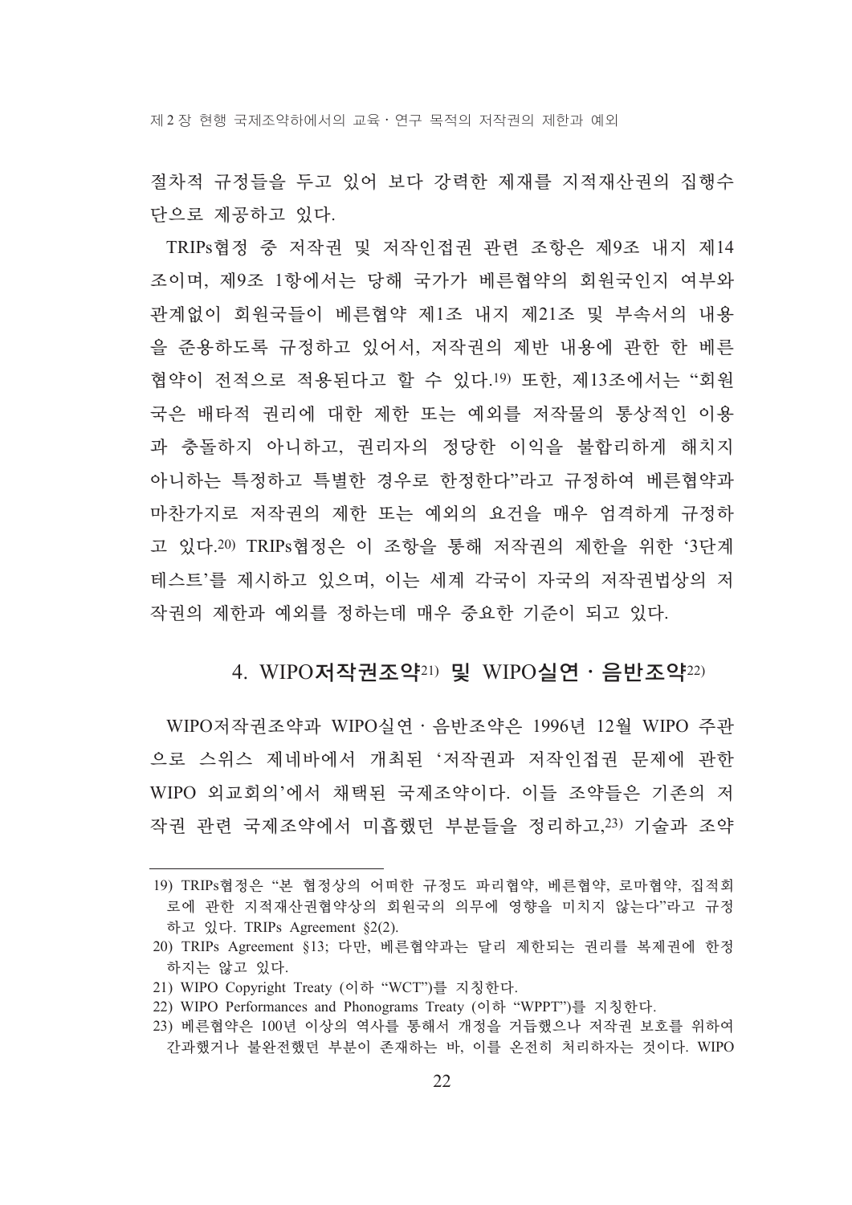절차적 규정들을 두고 있어 보다 강력한 제재를 지적재산권의 집행수단으로 제공하고 있다.

TRIPs협정 중 저작권 및 저작인접권 관련 조항은 제9조 내지 제14조이며, 제9조 1항에서는 당해 국가가 베른협약의 회원국인지 여부와 관계없이 회원국들이 베른협약 제1조 내지 제21조 및 부속서의 내용을 준용하도록 규정하고 있어서, 저작권의 제반 내용에 관한 한 베른협약이 전적으로 적용된다고 할 수 있다.[19] 또한, 제13조에서는 "회원국은 배타적 권리에 대한 제한 또는 예외를 저작물의 통상적인 이용과 충돌하지 아니하고, 권리자의 정당한 이익을 불합리하게 해치지 아니하는 특정하고 특별한 경우로 한정한다"라고 규정하여 베른협약과 마찬가지로 저작권의 제한 또는 예외의 요건을 매우 엄격하게 규정하고 있다.[20] TRIPs협정은 이 조항을 통해 저작권의 제한을 위한 '3단계 테스트'를 제시하고 있으며, 이는 세계 각국이 자국의 저작권법상의 저작권의 제한과 예외를 정하는데 매우 중요한 기준이 되고 있다.

### 4. WIPO저작권조약[21] 및 WIPO실연 · 음반조약[22]

WIPO저작권조약과 WIPO실연 · 음반조약은 1996년 12월 WIPO 주관으로 스위스 제네바에서 개최된 '저작권과 저작인접권 문제에 관한 WIPO 외교회의'에서 채택된 국제조약이다. 이들 조약들은 기존의 저작권 관련 국제조약에서 미흡했던 부분들을 정리하고,[23] 기술과 조약

---

19) TRIPs협정은 "본 협정상의 어떠한 규정도 파리협약, 베른협약, 로마협약, 집적회로에 관한 지적재산권협약상의 회원국의 의무에 영향을 미치지 않는다"라고 규정하고 있다. TRIPs Agreement §2(2).

20) TRIPs Agreement §13; 다만, 베른협약과는 달리 제한되는 권리를 복제권에 한정하지는 않고 있다.

21) WIPO Copyright Treaty (이하 "WCT")를 지칭한다.

22) WIPO Performances and Phonograms Treaty (이하 "WPPT")를 지칭한다.

23) 베른협약은 100년 이상의 역사를 통해서 개정을 거듭했으나 저작권 보호를 위하여 간과했거나 불완전했던 부분이 존재하는 바, 이를 온전히 처리하자는 것이다. WIPO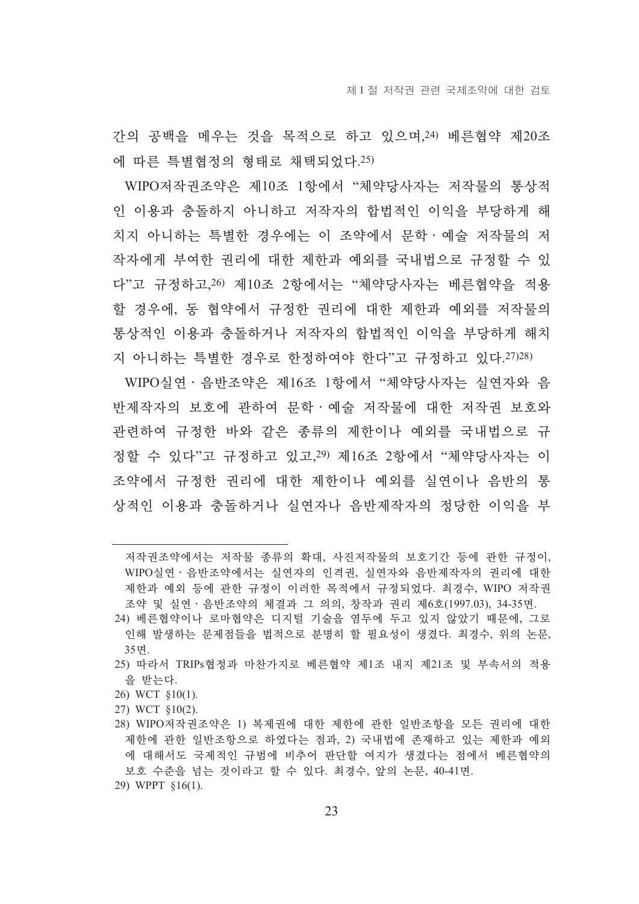간의 공백을 메우는 것을 목적으로 하고 있으며,[24] 베른협약 제20조에 따른 특별협정의 형태로 채택되었다.[25]

WIPO저작권조약은 제10조 1항에서 "체약당사자는 저작물의 통상적인 이용과 충돌하지 아니하고 저작자의 합법적인 이익을 부당하게 해치지 아니하는 특별한 경우에는 이 조약에서 문학 · 예술 저작물의 저작자에게 부여한 권리에 대한 제한과 예외를 국내법으로 규정할 수 있다"고 규정하고,[26] 제10조 2항에서는 "체약당사자는 베른협약을 적용할 경우에, 동 협약에서 규정한 권리에 대한 제한과 예외를 저작물의 통상적인 이용과 충돌하거나 저작자의 합법적인 이익을 부당하게 해치지 아니하는 특별한 경우로 한정하여야 한다"고 규정하고 있다.[27][28]

WIPO실연 · 음반조약은 제16조 1항에서 "체약당사자는 실연자와 음반제작자의 보호에 관하여 문학 · 예술 저작물에 대한 저작권 보호와 관련하여 규정한 바와 같은 종류의 제한이나 예외를 국내법으로 규정할 수 있다"고 규정하고 있고,[29] 제16조 2항에서 "체약당사자는 이 조약에서 규정한 권리에 대한 제한이나 예외를 실연이나 음반의 통상적인 이용과 충돌하거나 실연자나 음반제작자의 정당한 이익을 부

---

저작권조약에서는 저작물 종류의 확대, 사진저작물의 보호기간 등에 관한 규정이, WIPO실연 · 음반조약에서는 실연자의 인격권, 실연자와 음반제작자의 권리에 대한 제한과 예외 등에 관한 규정이 이러한 목적에서 규정되었다. 최경수, WIPO 저작권 조약 및 실연 · 음반조약의 체결과 그 의의, 창작과 권리 제6호(1997.03), 34-35면.

24) 베른협약이나 로마협약은 디지털 기술을 염두에 두고 있지 않았기 때문에, 그로 인해 발생하는 문제점들을 법적으로 분명히 할 필요성이 생겼다. 최경수, 위의 논문, 35면.

25) 따라서 TRIPs협정과 마찬가지로 베른협약 제1조 내지 제21조 및 부속서의 적용을 받는다.

26) WCT §10(1).

27) WCT §10(2).

28) WIPO저작권조약은 1) 복제권에 대한 제한에 관한 일반조항을 모든 권리에 대한 제한에 관한 일반조항으로 하였다는 점과, 2) 국내법에 존재하고 있는 제한과 예외에 대해서도 국제적인 규범에 비추어 판단할 여지가 생겼다는 점에서 베른협약의 보호 수준을 넘는 것이라고 할 수 있다. 최경수, 앞의 논문, 40-41면.

29) WPPT §16(1).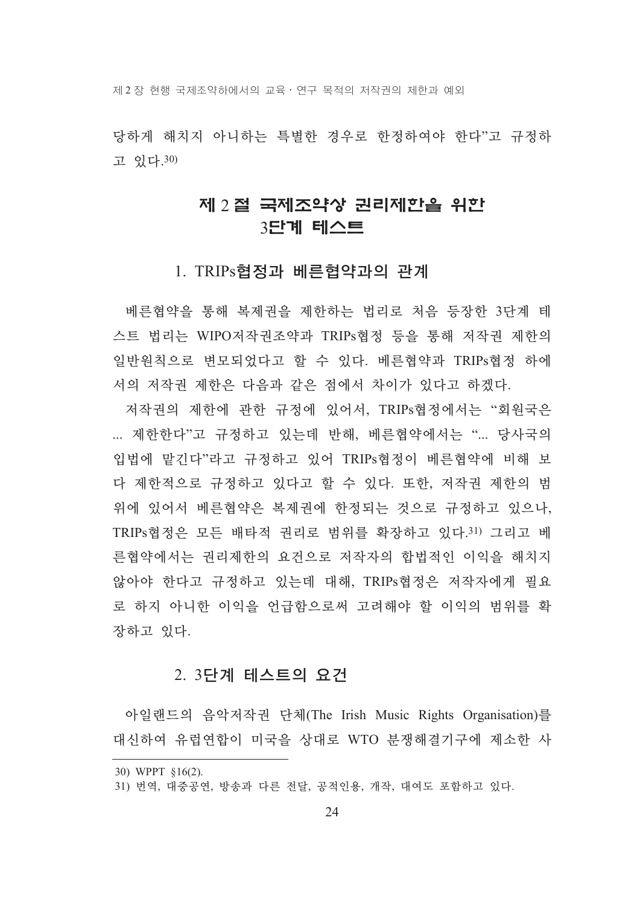당하게 해치지 아니하는 특별한 경우로 한정하여야 한다"고 규정하고 있다.[30)]

## 제 2 절 국제조약상 권리제한을 위한 3단계 테스트

### 1. TRIPs협정과 베른협약과의 관계

베른협약을 통해 복제권을 제한하는 법리로 처음 등장한 3단계 테스트 법리는 WIPO저작권조약과 TRIPs협정 등을 통해 저작권 제한의 일반원칙으로 변모되었다고 할 수 있다. 베른협약과 TRIPs협정 하에서의 저작권 제한은 다음과 같은 점에서 차이가 있다고 하겠다.

저작권의 제한에 관한 규정에 있어서, TRIPs협정에서는 "회원국은 ... 제한한다"고 규정하고 있는데 반해, 베른협약에서는 "... 당사국의 입법에 맡긴다"라고 규정하고 있어 TRIPs협정이 베른협약에 비해 보다 제한적으로 규정하고 있다고 할 수 있다. 또한, 저작권 제한의 범위에 있어서 베른협약은 복제권에 한정되는 것으로 규정하고 있으나, TRIPs협정은 모든 배타적 권리로 범위를 확장하고 있다.[31)] 그리고 베른협약에서는 권리제한의 요건으로 저작자의 합법적인 이익을 해치지 않아야 한다고 규정하고 있는데 대해, TRIPs협정은 저작자에게 필요로 하지 아니한 이익을 언급함으로써 고려해야 할 이익의 범위를 확장하고 있다.

### 2. 3단계 테스트의 요건

아일랜드의 음악저작권 단체(The Irish Music Rights Organisation)를 대신하여 유럽연합이 미국을 상대로 WTO 분쟁해결기구에 제소한 사

---

30) WPPT §16(2).

31) 번역, 대중공연, 방송과 다른 전달, 공적인용, 개작, 대여도 포함하고 있다.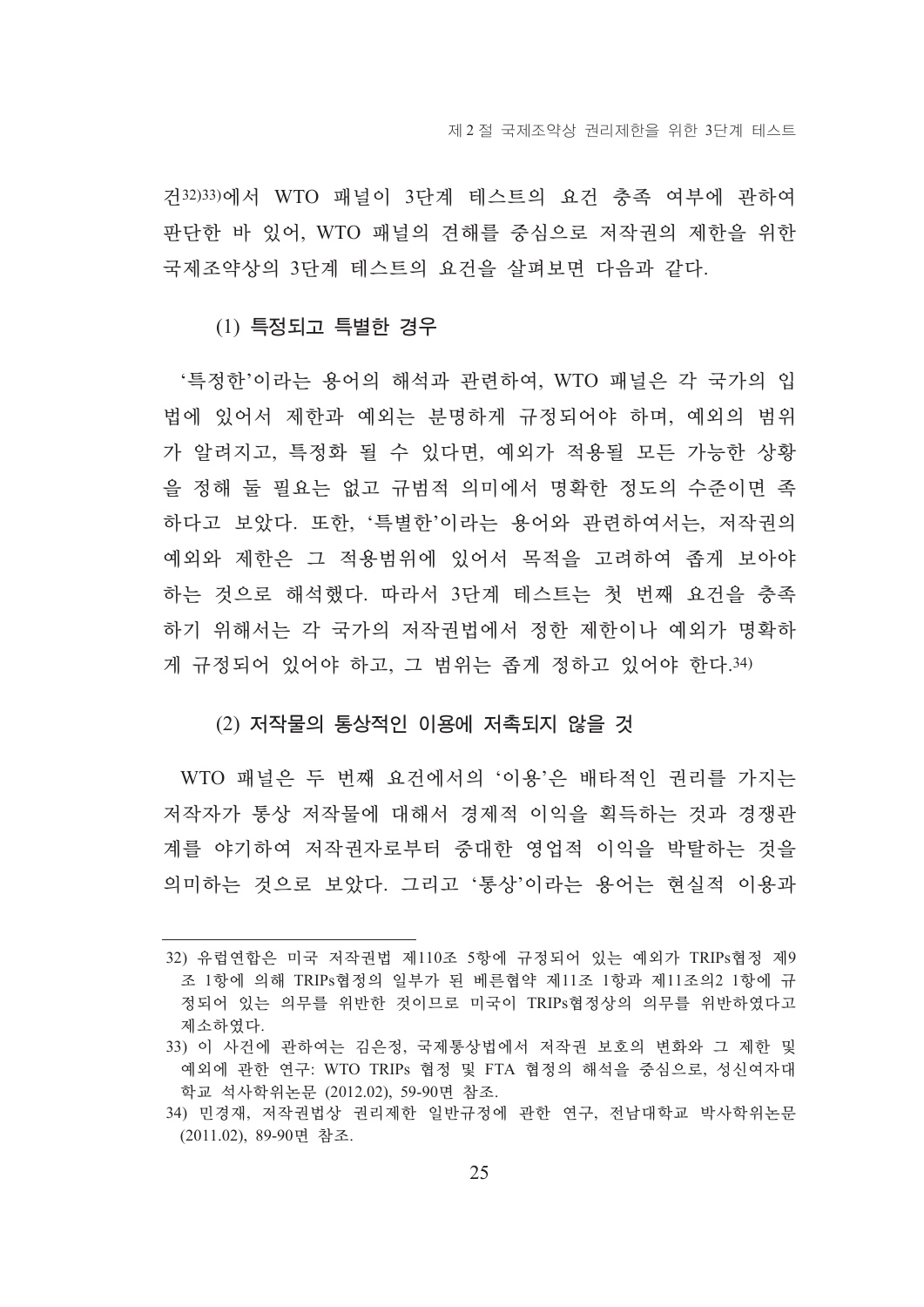건[32][33]에서 WTO 패널이 3단계 테스트의 요건 충족 여부에 관하여 판단한 바 있어, WTO 패널의 견해를 중심으로 저작권의 제한을 위한 국제조약상의 3단계 테스트의 요건을 살펴보면 다음과 같다.

#### (1) 특정되고 특별한 경우

'특정한'이라는 용어의 해석과 관련하여, WTO 패널은 각 국가의 입법에 있어서 제한과 예외는 분명하게 규정되어야 하며, 예외의 범위가 알려지고, 특정화 될 수 있다면, 예외가 적용될 모든 가능한 상황을 정해 둘 필요는 없고 규범적 의미에서 명확한 정도의 수준이면 족하다고 보았다. 또한, '특별한'이라는 용어와 관련하여서는, 저작권의 예외와 제한은 그 적용범위에 있어서 목적을 고려하여 좁게 보아야 하는 것으로 해석했다. 따라서 3단계 테스트는 첫 번째 요건을 충족하기 위해서는 각 국가의 저작권법에서 정한 제한이나 예외가 명확하게 규정되어 있어야 하고, 그 범위는 좁게 정하고 있어야 한다.[34]

#### (2) 저작물의 통상적인 이용에 저촉되지 않을 것

WTO 패널은 두 번째 요건에서의 '이용'은 배타적인 권리를 가지는 저작자가 통상 저작물에 대해서 경제적 이익을 획득하는 것과 경쟁관계를 야기하여 저작권자로부터 중대한 영업적 이익을 박탈하는 것을 의미하는 것으로 보았다. 그리고 '통상'이라는 용어는 현실적 이용과

---

32) 유럽연합은 미국 저작권법 제110조 5항에 규정되어 있는 예외가 TRIPs협정 제9조 1항에 의해 TRIPs협정의 일부가 된 베른협약 제11조 1항과 제11조의2 1항에 규정되어 있는 의무를 위반한 것이므로 미국이 TRIPs협정상의 의무를 위반하였다고 제소하였다.

33) 이 사건에 관하여는 김은정, 국제통상법에서 저작권 보호의 변화와 그 제한 및 예외에 관한 연구: WTO TRIPs 협정 및 FTA 협정의 해석을 중심으로, 성신여자대학교 석사학위논문 (2012.02), 59-90면 참조.

34) 민경재, 저작권법상 권리제한 일반규정에 관한 연구, 전남대학교 박사학위논문 (2011.02), 89-90면 참조.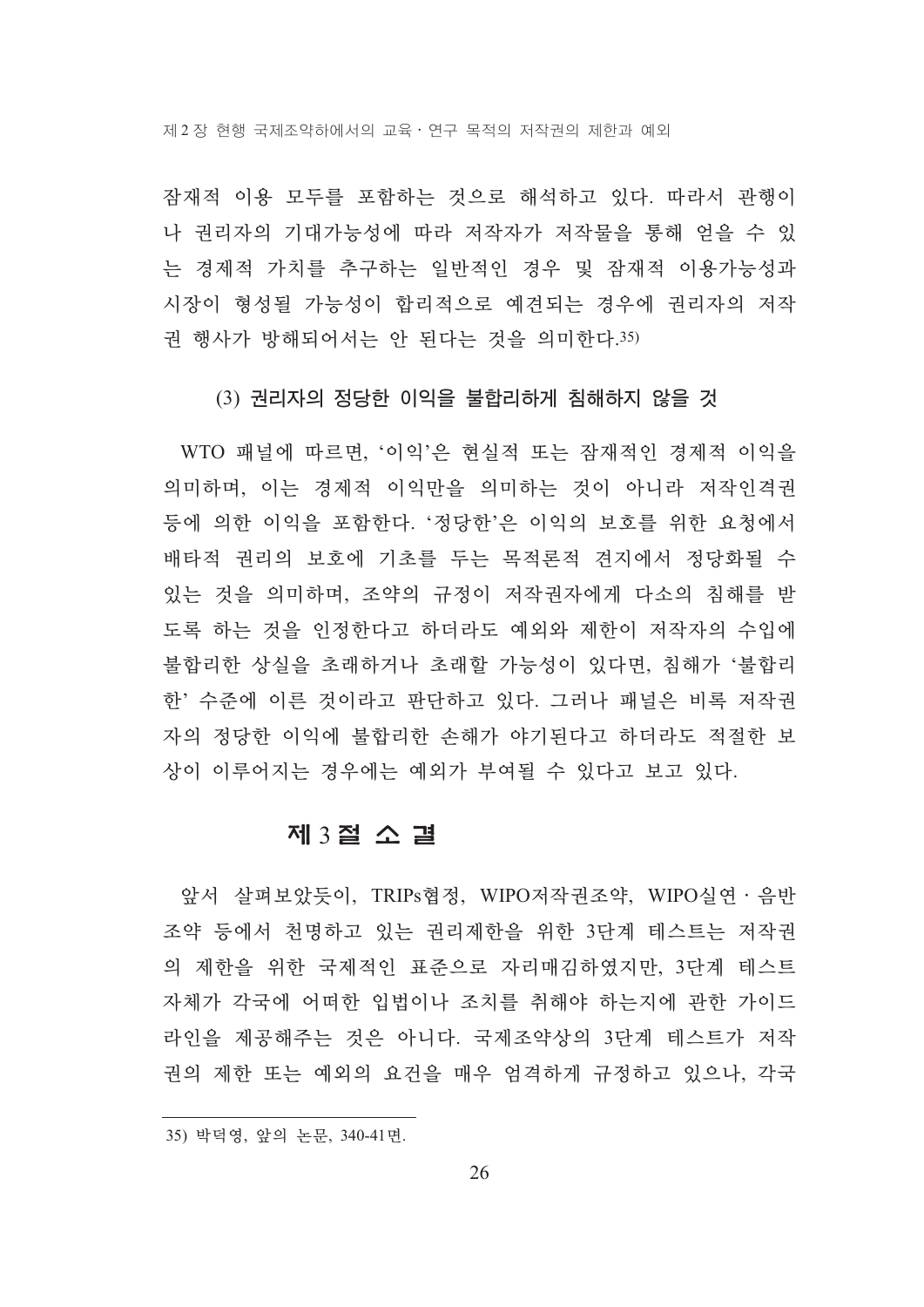잠재적 이용 모두를 포함하는 것으로 해석하고 있다. 따라서 관행이나 권리자의 기대가능성에 따라 저작자가 저작물을 통해 얻을 수 있는 경제적 가치를 추구하는 일반적인 경우 및 잠재적 이용가능성과 시장이 형성될 가능성이 합리적으로 예견되는 경우에 권리자의 저작권 행사가 방해되어서는 안 된다는 것을 의미한다.[35)]

#### (3) 권리자의 정당한 이익을 불합리하게 침해하지 않을 것

WTO 패널에 따르면, '이익'은 현실적 또는 잠재적인 경제적 이익을 의미하며, 이는 경제적 이익만을 의미하는 것이 아니라 저작인격권 등에 의한 이익을 포함한다. '정당한'은 이익의 보호를 위한 요청에서 배타적 권리의 보호에 기초를 두는 목적론적 견지에서 정당화될 수 있는 것을 의미하며, 조약의 규정이 저작권자에게 다소의 침해를 받도록 하는 것을 인정한다고 하더라도 예외와 제한이 저작자의 수입에 불합리한 상실을 초래하거나 초래할 가능성이 있다면, 침해가 '불합리한' 수준에 이른 것이라고 판단하고 있다. 그러나 패널은 비록 저작권자의 정당한 이익에 불합리한 손해가 야기된다고 하더라도 적절한 보상이 이루어지는 경우에는 예외가 부여될 수 있다고 보고 있다.

## 제 3 절 소 결

앞서 살펴보았듯이, TRIPs협정, WIPO저작권조약, WIPO실연 · 음반조약 등에서 천명하고 있는 권리제한을 위한 3단계 테스트는 저작권의 제한을 위한 국제적인 표준으로 자리매김하였지만, 3단계 테스트 자체가 각국에 어떠한 입법이나 조치를 취해야 하는지에 관한 가이드라인을 제공해주는 것은 아니다. 국제조약상의 3단계 테스트가 저작권의 제한 또는 예외의 요건을 매우 엄격하게 규정하고 있으나, 각국

---

35) 박덕영, 앞의 논문, 340-41면.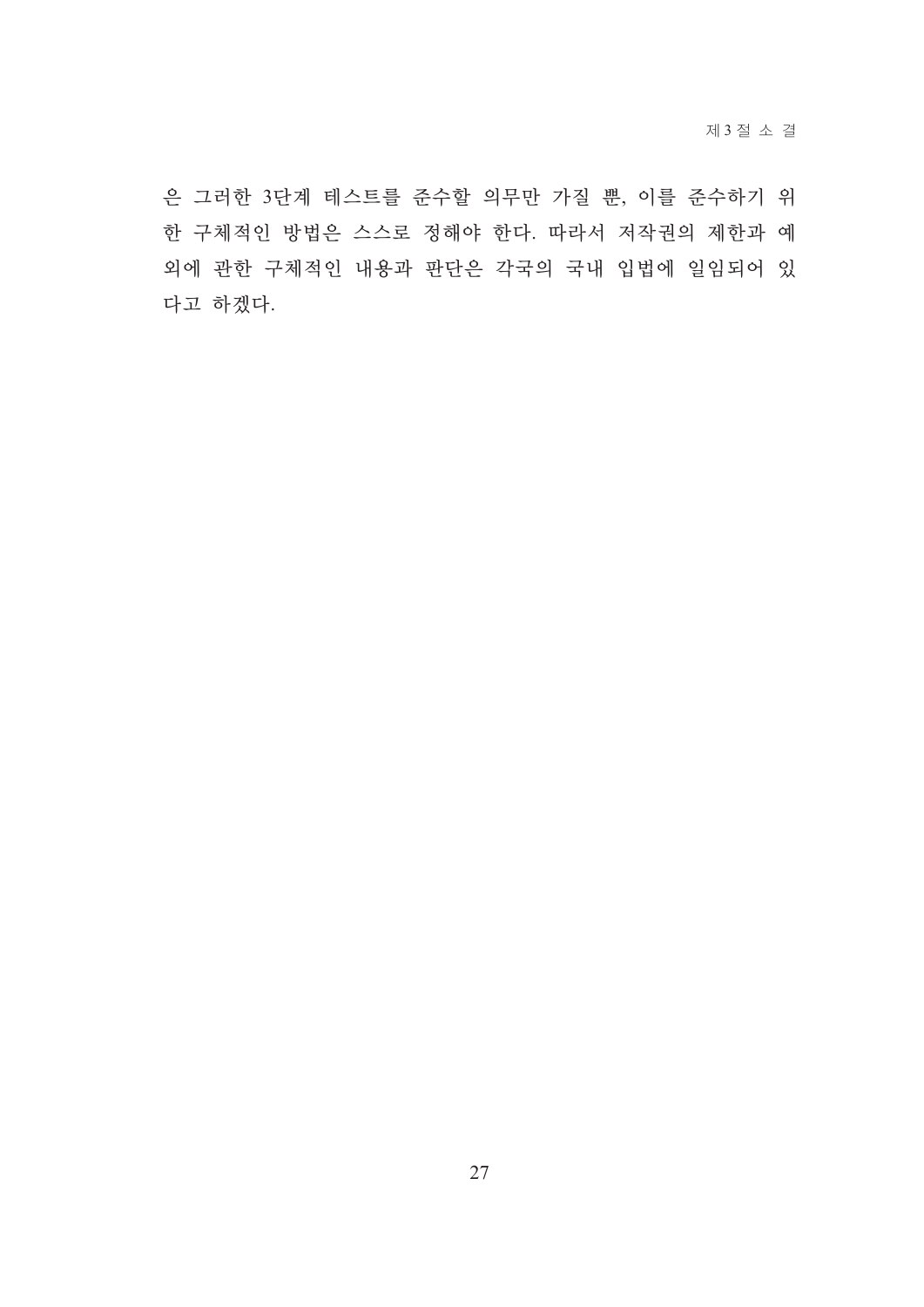은 그러한 3단계 테스트를 준수할 의무만 가질 뿐, 이를 준수하기 위한 구체적인 방법은 스스로 정해야 한다. 따라서 저작권의 제한과 예외에 관한 구체적인 내용과 판단은 각국의 국내 입법에 일임되어 있다고 하겠다.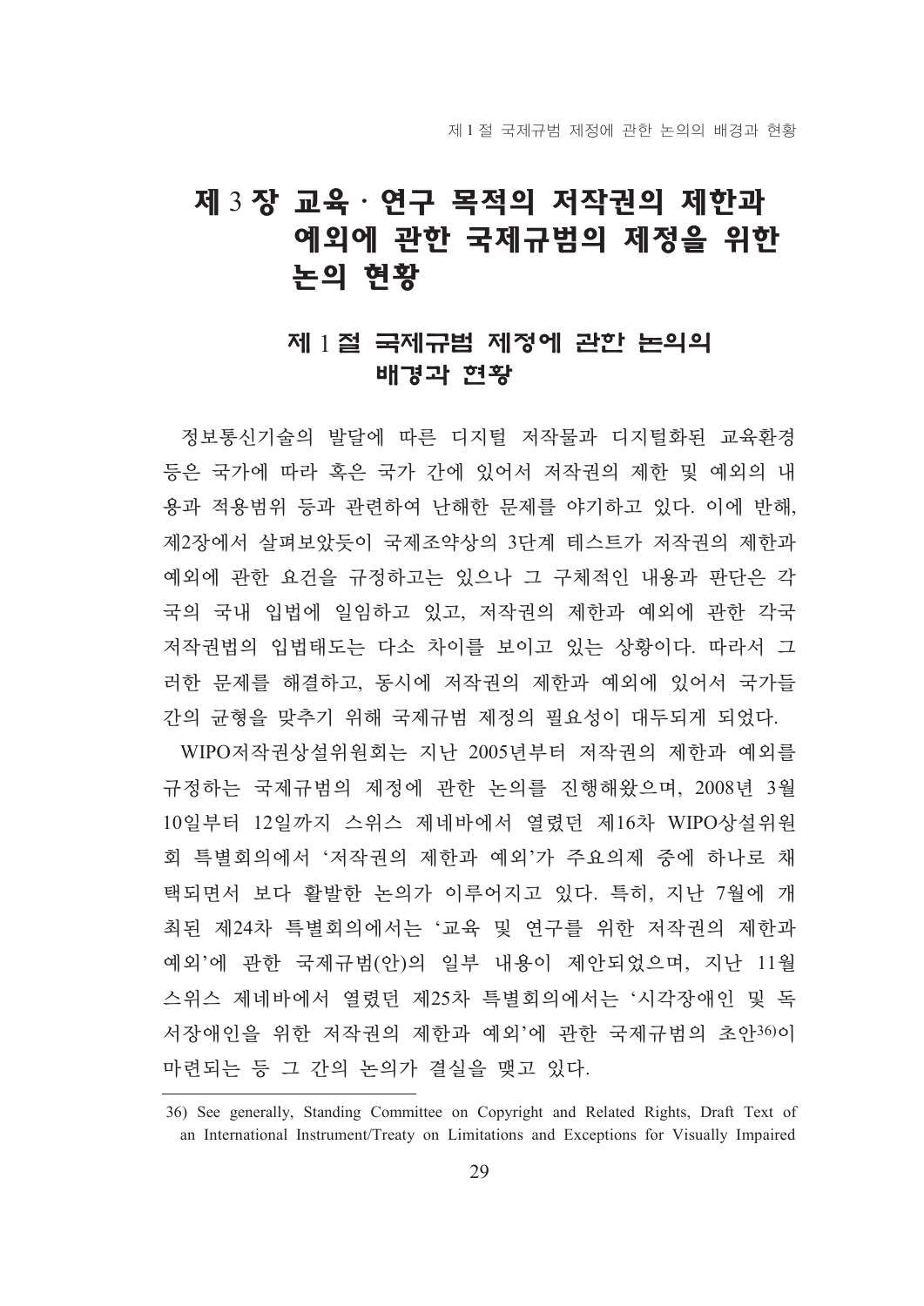# 제 3 장 교육 · 연구 목적의 저작권의 제한과 예외에 관한 국제규범의 제정을 위한 논의 현황

## 제 1 절 국제규범 제정에 관한 논의의 배경과 현황

정보통신기술의 발달에 따른 디지털 저작물과 디지털화된 교육환경 등은 국가에 따라 혹은 국가 간에 있어서 저작권의 제한 및 예외의 내용과 적용범위 등과 관련하여 난해한 문제를 야기하고 있다. 이에 반해, 제2장에서 살펴보았듯이 국제조약상의 3단계 테스트가 저작권의 제한과 예외에 관한 요건을 규정하고는 있으나 그 구체적인 내용과 판단은 각국의 국내 입법에 일임하고 있고, 저작권의 제한과 예외에 관한 각국 저작권법의 입법태도는 다소 차이를 보이고 있는 상황이다. 따라서 그러한 문제를 해결하고, 동시에 저작권의 제한과 예외에 있어서 국가들 간의 균형을 맞추기 위해 국제규범 제정의 필요성이 대두되게 되었다.

WIPO저작권상설위원회는 지난 2005년부터 저작권의 제한과 예외를 규정하는 국제규범의 제정에 관한 논의를 진행해왔으며, 2008년 3월 10일부터 12일까지 스위스 제네바에서 열렸던 제16차 WIPO상설위원회 특별회의에서 '저작권의 제한과 예외'가 주요의제 중에 하나로 채택되면서 보다 활발한 논의가 이루어지고 있다. 특히, 지난 7월에 개최된 제24차 특별회의에서는 '교육 및 연구를 위한 저작권의 제한과 예외'에 관한 국제규범(안)의 일부 내용이 제안되었으며, 지난 11월 스위스 제네바에서 열렸던 제25차 특별회의에서는 '시각장애인 및 독서장애인을 위한 저작권의 제한과 예외'에 관한 국제규범의 초안[36]이 마련되는 등 그 간의 논의가 결실을 맺고 있다.

---

36) See generally, Standing Committee on Copyright and Related Rights, Draft Text of an International Instrument/Treaty on Limitations and Exceptions for Visually Impaired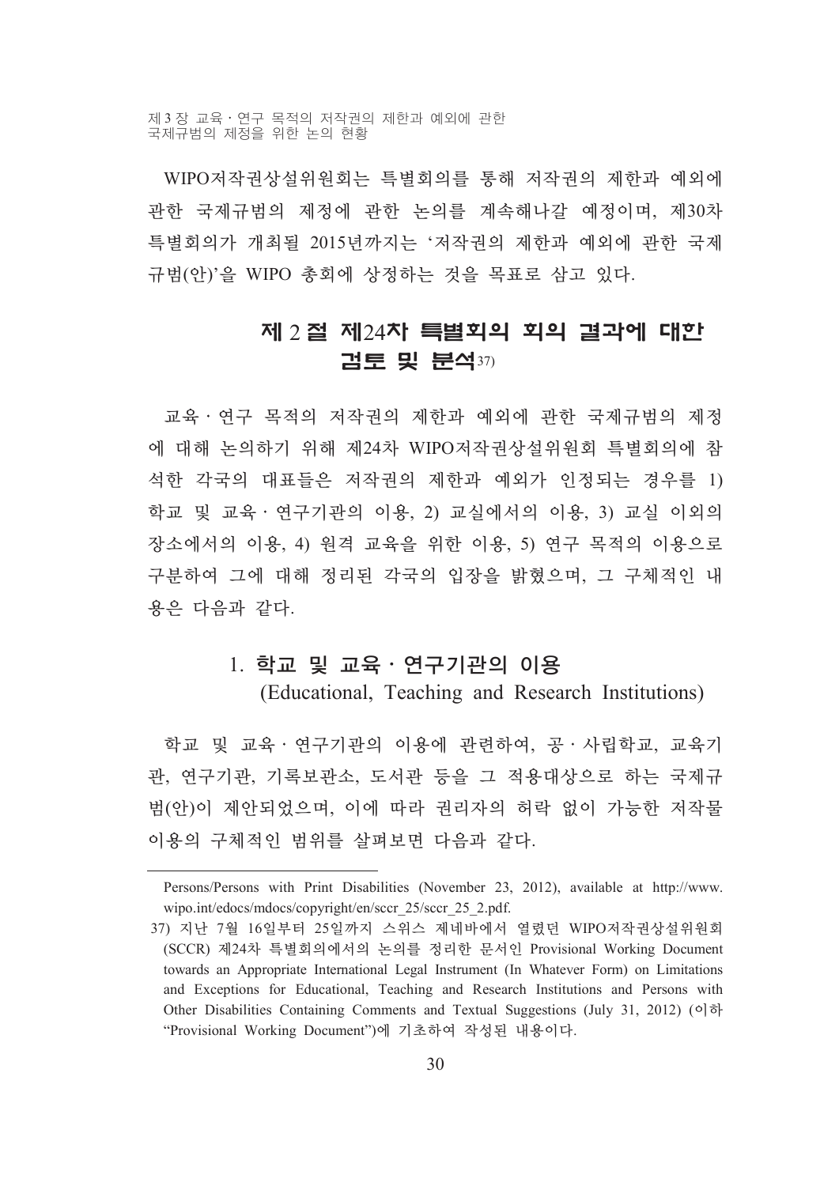WIPO저작권상설위원회는 특별회의를 통해 저작권의 제한과 예외에 관한 국제규범의 제정에 관한 논의를 계속해나갈 예정이며, 제30차 특별회의가 개최될 2015년까지는 '저작권의 제한과 예외에 관한 국제규범(안)'을 WIPO 총회에 상정하는 것을 목표로 삼고 있다.

## 제 2 절 제24차 특별회의 회의 결과에 대한 검토 및 분석[37]

교육 · 연구 목적의 저작권의 제한과 예외에 관한 국제규범의 제정에 대해 논의하기 위해 제24차 WIPO저작권상설위원회 특별회의에 참석한 각국의 대표들은 저작권의 제한과 예외가 인정되는 경우를 1) 학교 및 교육 · 연구기관의 이용, 2) 교실에서의 이용, 3) 교실 이외의 장소에서의 이용, 4) 원격 교육을 위한 이용, 5) 연구 목적의 이용으로 구분하여 그에 대해 정리된 각국의 입장을 밝혔으며, 그 구체적인 내용은 다음과 같다.

### 1. 학교 및 교육 · 연구기관의 이용 (Educational, Teaching and Research Institutions)

학교 및 교육 · 연구기관의 이용에 관련하여, 공 · 사립학교, 교육기관, 연구기관, 기록보관소, 도서관 등을 그 적용대상으로 하는 국제규범(안)이 제안되었으며, 이에 따라 권리자의 허락 없이 가능한 저작물 이용의 구체적인 범위를 살펴보면 다음과 같다.

---

Persons/Persons with Print Disabilities (November 23, 2012), available at http://www.wipo.int/edocs/mdocs/copyright/en/sccr_25/sccr_25_2.pdf.

37) 지난 7월 16일부터 25일까지 스위스 제네바에서 열렸던 WIPO저작권상설위원회(SCCR) 제24차 특별회의에서의 논의를 정리한 문서인 Provisional Working Document towards an Appropriate International Legal Instrument (In Whatever Form) on Limitations and Exceptions for Educational, Teaching and Research Institutions and Persons with Other Disabilities Containing Comments and Textual Suggestions (July 31, 2012) (이하 "Provisional Working Document")에 기초하여 작성된 내용이다.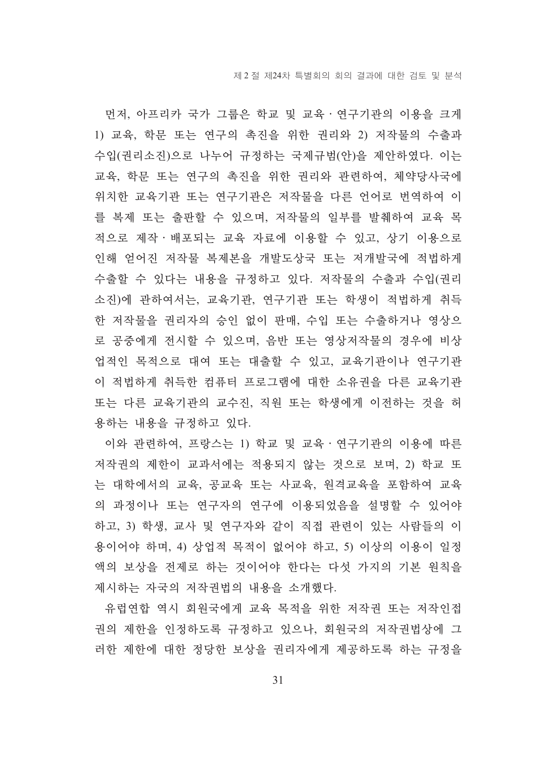먼저, 아프리카 국가 그룹은 학교 및 교육 · 연구기관의 이용을 크게 1) 교육, 학문 또는 연구의 촉진을 위한 권리와 2) 저작물의 수출과 수입(권리소진)으로 나누어 규정하는 국제규범(안)을 제안하였다. 이는 교육, 학문 또는 연구의 촉진을 위한 권리와 관련하여, 체약당사국에 위치한 교육기관 또는 연구기관은 저작물을 다른 언어로 번역하여 이를 복제 또는 출판할 수 있으며, 저작물의 일부를 발췌하여 교육 목적으로 제작 · 배포되는 교육 자료에 이용할 수 있고, 상기 이용으로 인해 얻어진 저작물 복제본을 개발도상국 또는 저개발국에 적법하게 수출할 수 있다는 내용을 규정하고 있다. 저작물의 수출과 수입(권리소진)에 관하여서는, 교육기관, 연구기관 또는 학생이 적법하게 취득한 저작물을 권리자의 승인 없이 판매, 수입 또는 수출하거나 영상으로 공중에게 전시할 수 있으며, 음반 또는 영상저작물의 경우에 비상업적인 목적으로 대여 또는 대출할 수 있고, 교육기관이나 연구기관이 적법하게 취득한 컴퓨터 프로그램에 대한 소유권을 다른 교육기관 또는 다른 교육기관의 교수진, 직원 또는 학생에게 이전하는 것을 허용하는 내용을 규정하고 있다.

이와 관련하여, 프랑스는 1) 학교 및 교육 · 연구기관의 이용에 따른 저작권의 제한이 교과서에는 적용되지 않는 것으로 보며, 2) 학교 또는 대학에서의 교육, 공교육 또는 사교육, 원격교육을 포함하여 교육의 과정이나 또는 연구자의 연구에 이용되었음을 설명할 수 있어야 하고, 3) 학생, 교사 및 연구자와 같이 직접 관련이 있는 사람들의 이용이어야 하며, 4) 상업적 목적이 없어야 하고, 5) 이상의 이용이 일정액의 보상을 전제로 하는 것이어야 한다는 다섯 가지의 기본 원칙을 제시하는 자국의 저작권법의 내용을 소개했다.

유럽연합 역시 회원국에게 교육 목적을 위한 저작권 또는 저작인접권의 제한을 인정하도록 규정하고 있으나, 회원국의 저작권법상에 그러한 제한에 대한 정당한 보상을 권리자에게 제공하도록 하는 규정을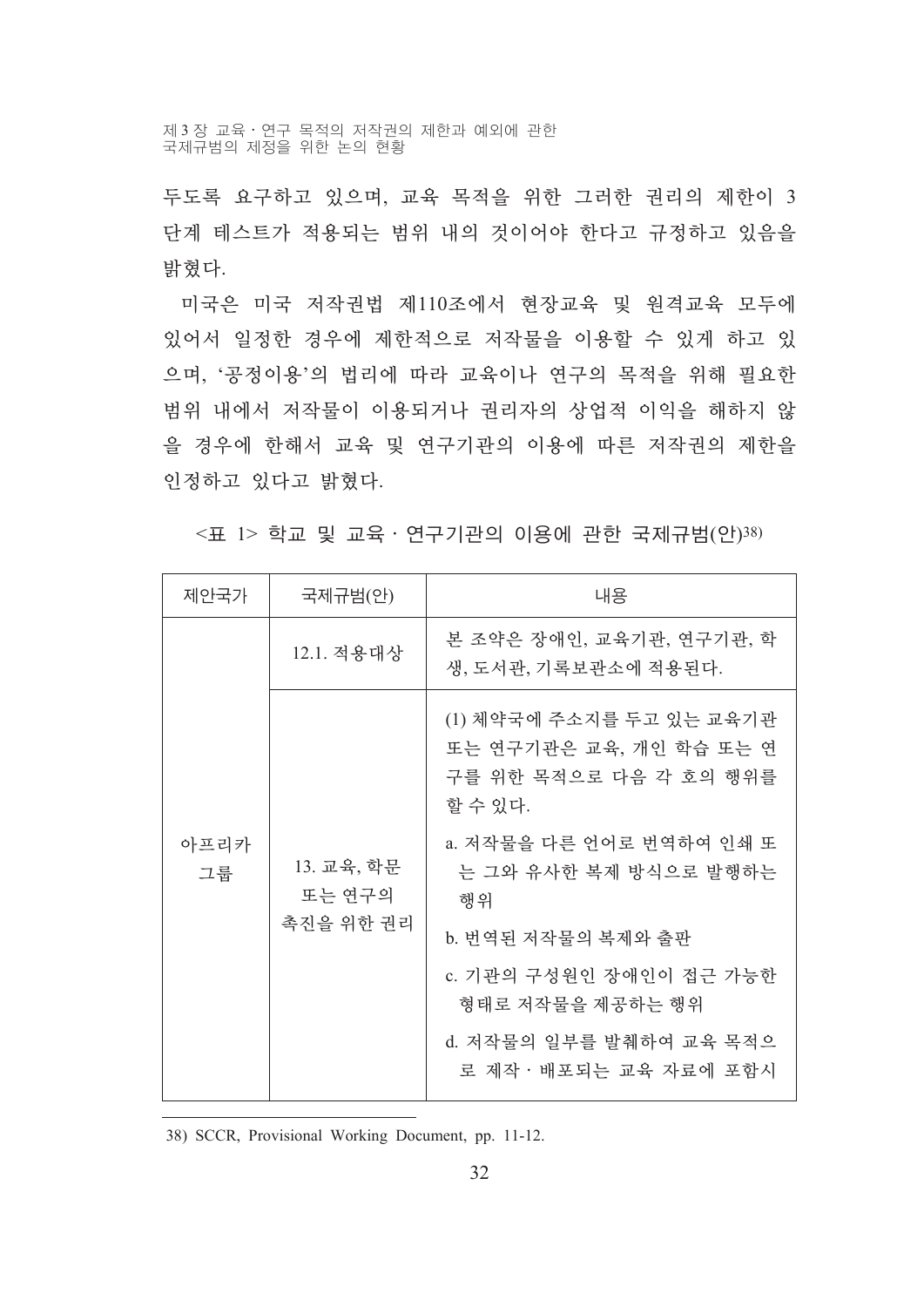두도록 요구하고 있으며, 교육 목적을 위한 그러한 권리의 제한이 3단계 테스트가 적용되는 범위 내의 것이어야 한다고 규정하고 있음을 밝혔다.

미국은 미국 저작권법 제110조에서 현장교육 및 원격교육 모두에 있어서 일정한 경우에 제한적으로 저작물을 이용할 수 있게 하고 있으며, '공정이용'의 법리에 따라 교육이나 연구의 목적을 위해 필요한 범위 내에서 저작물이 이용되거나 권리자의 상업적 이익을 해하지 않을 경우에 한해서 교육 및 연구기관의 이용에 따른 저작권의 제한을 인정하고 있다고 밝혔다.

<표 1> 학교 및 교육 · 연구기관의 이용에 관한 국제규범(안)[38]

| 제안국가 | 국제규범(안) | 내용 |
|---|---|---|
| 아프리카 그룹 | 12.1. 적용대상 | 본 조약은 장애인, 교육기관, 연구기관, 학생, 도서관, 기록보관소에 적용된다. |
| | 13. 교육, 학문 또는 연구의 촉진을 위한 권리 | (1) 체약국에 주소지를 두고 있는 교육기관 또는 연구기관은 교육, 개인 학습 또는 연구를 위한 목적으로 다음 각 호의 행위를 할 수 있다.<br>a. 저작물을 다른 언어로 번역하여 인쇄 또는 그와 유사한 복제 방식으로 발행하는 행위<br>b. 번역된 저작물의 복제와 출판<br>c. 기관의 구성원인 장애인이 접근 가능한 형태로 저작물을 제공하는 행위<br>d. 저작물의 일부를 발췌하여 교육 목적으로 제작 · 배포되는 교육 자료에 포함시 |

38) SCCR, Provisional Working Document, pp. 11-12.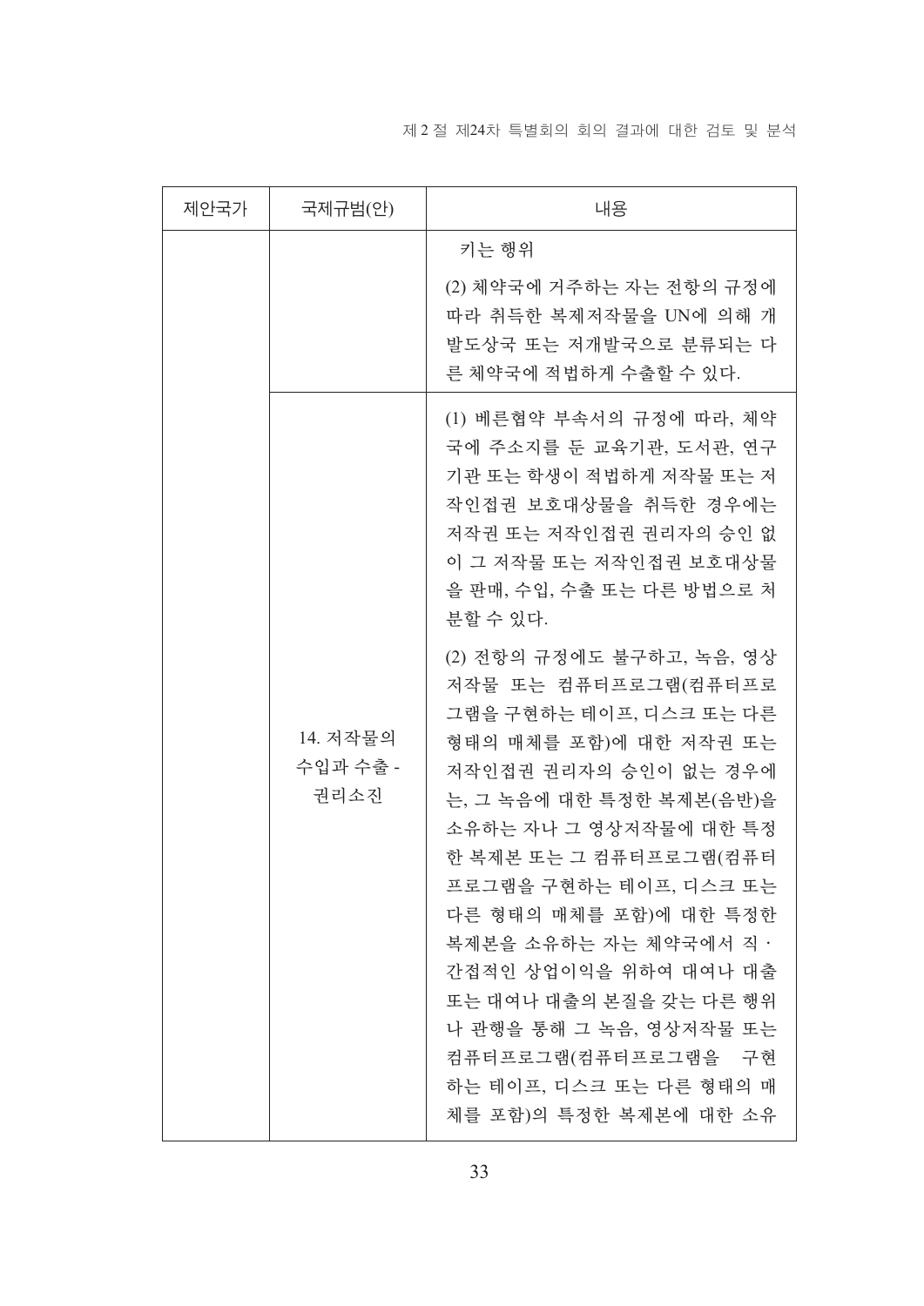| 제안국가 | 국제규범(안) | 내용 |
| --- | --- | --- |
| | | 키는 행위<br><br>(2) 체약국에 거주하는 자는 전항의 규정에 따라 취득한 복제저작물을 UN에 의해 개발도상국 또는 저개발국으로 분류되는 다른 체약국에 적법하게 수출할 수 있다. |
| | 14. 저작물의 수입과 수출 - 권리소진 | (1) 베른협약 부속서의 규정에 따라, 체약국에 주소지를 둔 교육기관, 도서관, 연구기관 또는 학생이 적법하게 저작물 또는 저작인접권 보호대상물을 취득한 경우에는 저작권 또는 저작인접권 권리자의 승인 없이 그 저작물 또는 저작인접권 보호대상물을 판매, 수입, 수출 또는 다른 방법으로 처분할 수 있다.<br><br>(2) 전항의 규정에도 불구하고, 녹음, 영상저작물 또는 컴퓨터프로그램(컴퓨터프로그램을 구현하는 테이프, 디스크 또는 다른 형태의 매체를 포함)에 대한 저작권 또는 저작인접권 권리자의 승인이 없는 경우에는, 그 녹음에 대한 특정한 복제본(음반)을 소유하는 자나 그 영상저작물에 대한 특정한 복제본 또는 그 컴퓨터프로그램(컴퓨터프로그램을 구현하는 테이프, 디스크 또는 다른 형태의 매체를 포함)에 대한 특정한 복제본을 소유하는 자는 체약국에서 직·간접적인 상업이익을 위하여 대여나 대출 또는 대여나 대출의 본질을 갖는 다른 행위나 관행을 통해 그 녹음, 영상저작물 또는 컴퓨터프로그램(컴퓨터프로그램을 구현하는 테이프, 디스크 또는 다른 형태의 매체를 포함)의 특정한 복제본에 대한 소유 |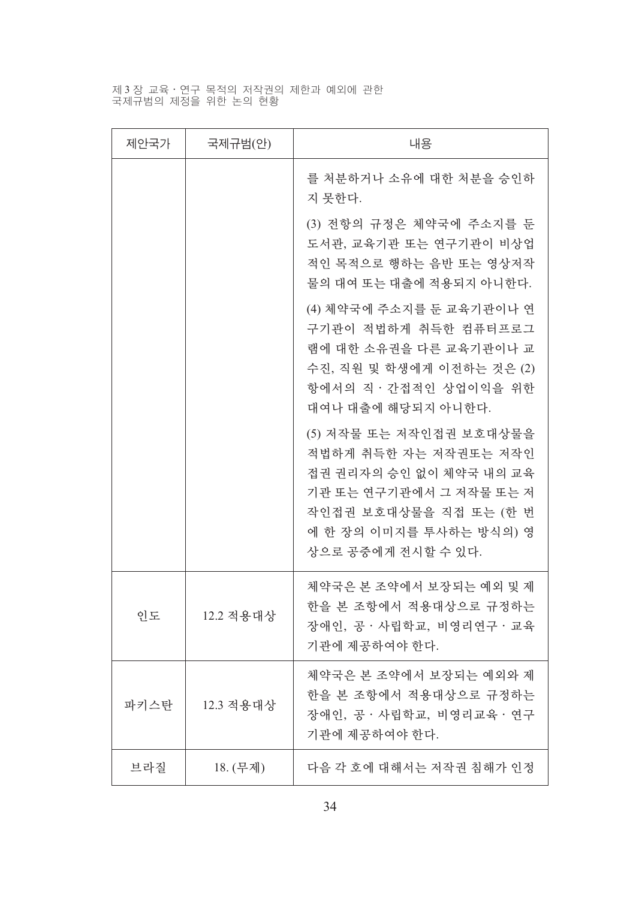| 제안국가 | 국제규범(안) | 내용 |
| --- | --- | --- |
| | | 를 처분하거나 소유에 대한 처분을 승인하지 못한다.<br>(3) 전항의 규정은 체약국에 주소지를 둔 도서관, 교육기관 또는 연구기관이 비상업적인 목적으로 행하는 음반 또는 영상저작물의 대여 또는 대출에 적용되지 아니한다.<br>(4) 체약국에 주소지를 둔 교육기관이나 연구기관이 적법하게 취득한 컴퓨터프로그램에 대한 소유권을 다른 교육기관이나 교수진, 직원 및 학생에게 이전하는 것은 (2) 항에서의 직 · 간접적인 상업이익을 위한 대여나 대출에 해당되지 아니한다.<br>(5) 저작물 또는 저작인접권 보호대상물을 적법하게 취득한 자는 저작권또는 저작인접권 권리자의 승인 없이 체약국 내의 교육기관 또는 연구기관에서 그 저작물 또는 저작인접권 보호대상물을 직접 또는 (한 번에 한 장의 이미지를 투사하는 방식의) 영상으로 공중에게 전시할 수 있다. |
| 인도 | 12.2 적용대상 | 체약국은 본 조약에서 보장되는 예외 및 제한을 본 조항에서 적용대상으로 규정하는 장애인, 공 · 사립학교, 비영리연구 · 교육기관에 제공하여야 한다. |
| 파키스탄 | 12.3 적용대상 | 체약국은 본 조약에서 보장되는 예외와 제한을 본 조항에서 적용대상으로 규정하는 장애인, 공 · 사립학교, 비영리교육 · 연구기관에 제공하여야 한다. |
| 브라질 | 18. (무제) | 다음 각 호에 대해서는 저작권 침해가 인정 |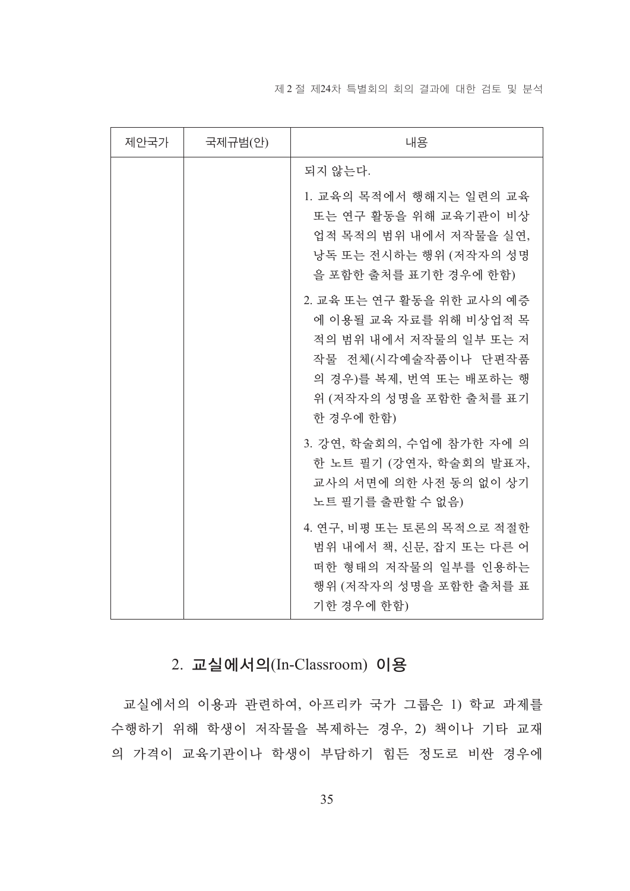| 제안국가 | 국제규범(안) | 내용 |
| --- | --- | --- |
| | | 되지 않는다.<br>1. 교육의 목적에서 행해지는 일련의 교육 또는 연구 활동을 위해 교육기관이 비상업적 목적의 범위 내에서 저작물을 실연, 낭독 또는 전시하는 행위 (저작자의 성명을 포함한 출처를 표기한 경우에 한함)<br>2. 교육 또는 연구 활동을 위한 교사의 예증에 이용될 교육 자료를 위해 비상업적 목적의 범위 내에서 저작물의 일부 또는 저작물 전체(시각예술작품이나 단편작품의 경우)를 복제, 번역 또는 배포하는 행위 (저작자의 성명을 포함한 출처를 표기한 경우에 한함)<br>3. 강연, 학술회의, 수업에 참가한 자에 의한 노트 필기 (강연자, 학술회의 발표자, 교사의 서면에 의한 사전 동의 없이 상기 노트 필기를 출판할 수 없음)<br>4. 연구, 비평 또는 토론의 목적으로 적절한 범위 내에서 책, 신문, 잡지 또는 다른 어떠한 형태의 저작물의 일부를 인용하는 행위 (저작자의 성명을 포함한 출처를 표기한 경우에 한함) |

## 2. 교실에서의(In-Classroom) 이용

교실에서의 이용과 관련하여, 아프리카 국가 그룹은 1) 학교 과제를 수행하기 위해 학생이 저작물을 복제하는 경우, 2) 책이나 기타 교재의 가격이 교육기관이나 학생이 부담하기 힘든 정도로 비싼 경우에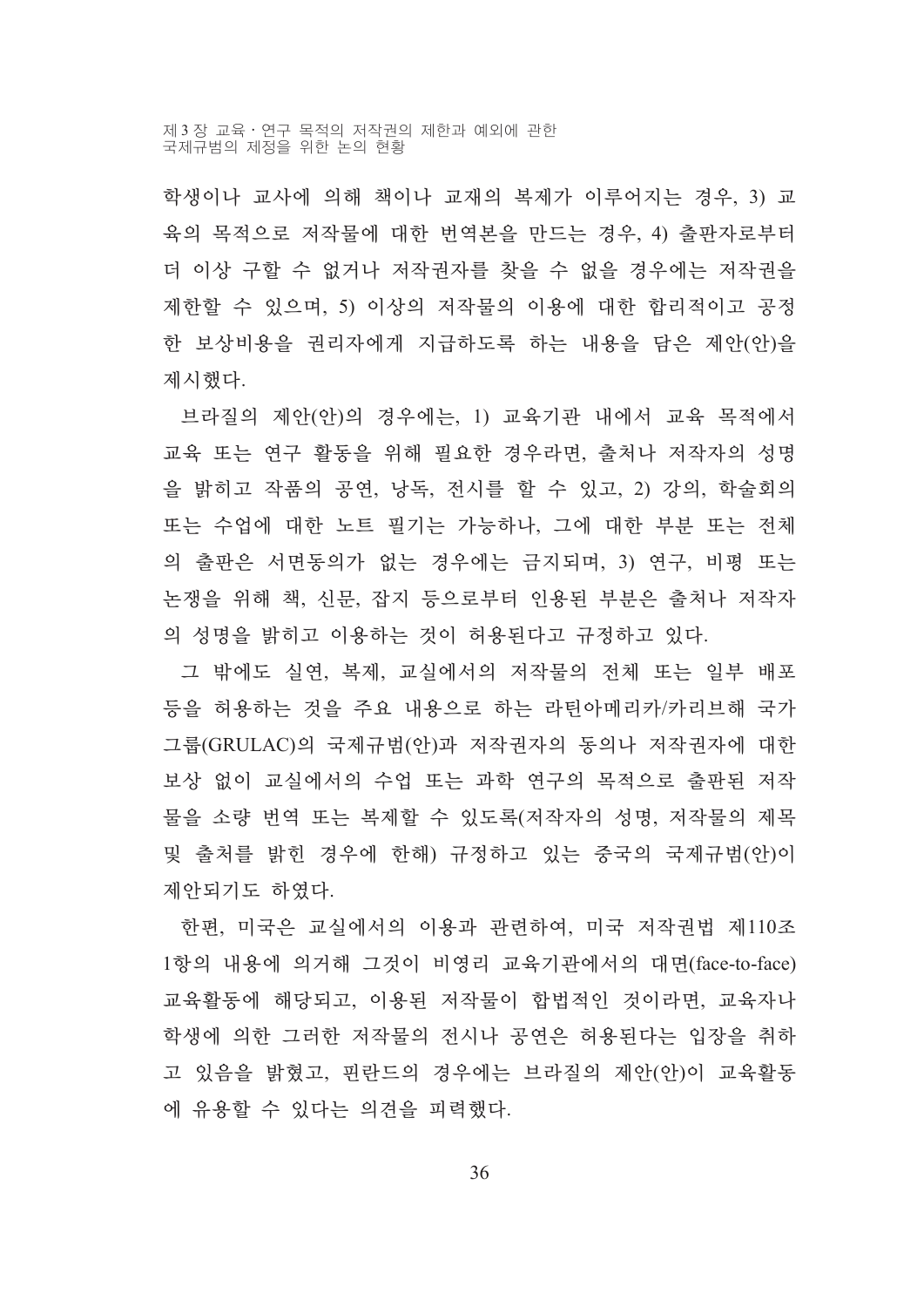학생이나 교사에 의해 책이나 교재의 복제가 이루어지는 경우, 3) 교육의 목적으로 저작물에 대한 번역본을 만드는 경우, 4) 출판자로부터 더 이상 구할 수 없거나 저작권자를 찾을 수 없을 경우에는 저작권을 제한할 수 있으며, 5) 이상의 저작물의 이용에 대한 합리적이고 공정한 보상비용을 권리자에게 지급하도록 하는 내용을 담은 제안(안)을 제시했다.

브라질의 제안(안)의 경우에는, 1) 교육기관 내에서 교육 목적에서 교육 또는 연구 활동을 위해 필요한 경우라면, 출처나 저작자의 성명을 밝히고 작품의 공연, 낭독, 전시를 할 수 있고, 2) 강의, 학술회의 또는 수업에 대한 노트 필기는 가능하나, 그에 대한 부분 또는 전체의 출판은 서면동의가 없는 경우에는 금지되며, 3) 연구, 비평 또는 논쟁을 위해 책, 신문, 잡지 등으로부터 인용된 부분은 출처나 저작자의 성명을 밝히고 이용하는 것이 허용된다고 규정하고 있다.

그 밖에도 실연, 복제, 교실에서의 저작물의 전체 또는 일부 배포 등을 허용하는 것을 주요 내용으로 하는 라틴아메리카/카리브해 국가그룹(GRULAC)의 국제규범(안)과 저작권자의 동의나 저작권자에 대한 보상 없이 교실에서의 수업 또는 과학 연구의 목적으로 출판된 저작물을 소량 번역 또는 복제할 수 있도록(저작자의 성명, 저작물의 제목 및 출처를 밝힌 경우에 한해) 규정하고 있는 중국의 국제규범(안)이 제안되기도 하였다.

한편, 미국은 교실에서의 이용과 관련하여, 미국 저작권법 제110조 1항의 내용에 의거해 그것이 비영리 교육기관에서의 대면(face-to-face) 교육활동에 해당되고, 이용된 저작물이 합법적인 것이라면, 교육자나 학생에 의한 그러한 저작물의 전시나 공연은 허용된다는 입장을 취하고 있음을 밝혔고, 핀란드의 경우에는 브라질의 제안(안)이 교육활동에 유용할 수 있다는 의견을 피력했다.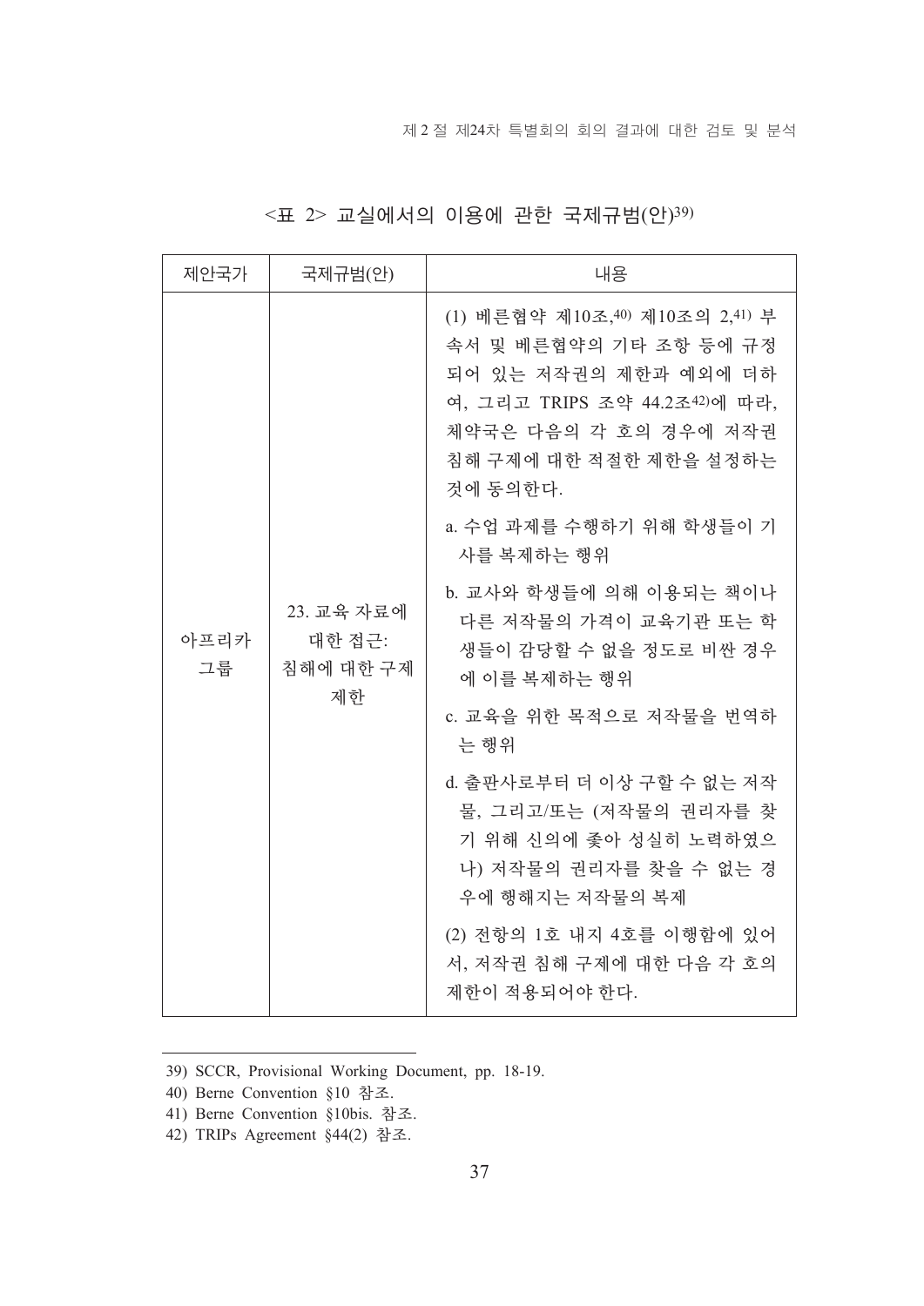<표 2> 교실에서의 이용에 관한 국제규범(안)[39]

| 제안국가 | 국제규범(안) | 내용 |
| --- | --- | --- |
| 아프리카 그룹 | 23. 교육 자료에 대한 접근: 침해에 대한 구제 제한 | (1) 베른협약 제10조,[40] 제10조의 2,[41] 부속서 및 베른협약의 기타 조항 등에 규정되어 있는 저작권의 제한과 예외에 더하여, 그리고 TRIPS 조약 44.2조[42]에 따라, 체약국은 다음의 각 호의 경우에 저작권 침해 구제에 대한 적절한 제한을 설정하는 것에 동의한다.<br><br>a. 수업 과제를 수행하기 위해 학생들이 기사를 복제하는 행위<br><br>b. 교사와 학생들에 의해 이용되는 책이나 다른 저작물의 가격이 교육기관 또는 학생들이 감당할 수 없을 정도로 비싼 경우에 이를 복제하는 행위<br><br>c. 교육을 위한 목적으로 저작물을 번역하는 행위<br><br>d. 출판사로부터 더 이상 구할 수 없는 저작물, 그리고/또는 (저작물의 권리자를 찾기 위해 신의에 좇아 성실히 노력하였으나) 저작물의 권리자를 찾을 수 없는 경우에 행해지는 저작물의 복제<br><br>(2) 전항의 1호 내지 4호를 이행함에 있어서, 저작권 침해 구제에 대한 다음 각 호의 제한이 적용되어야 한다. |

39) SCCR, Provisional Working Document, pp. 18-19.

40) Berne Convention §10 참조.

41) Berne Convention §10bis. 참조.

42) TRIPs Agreement §44(2) 참조.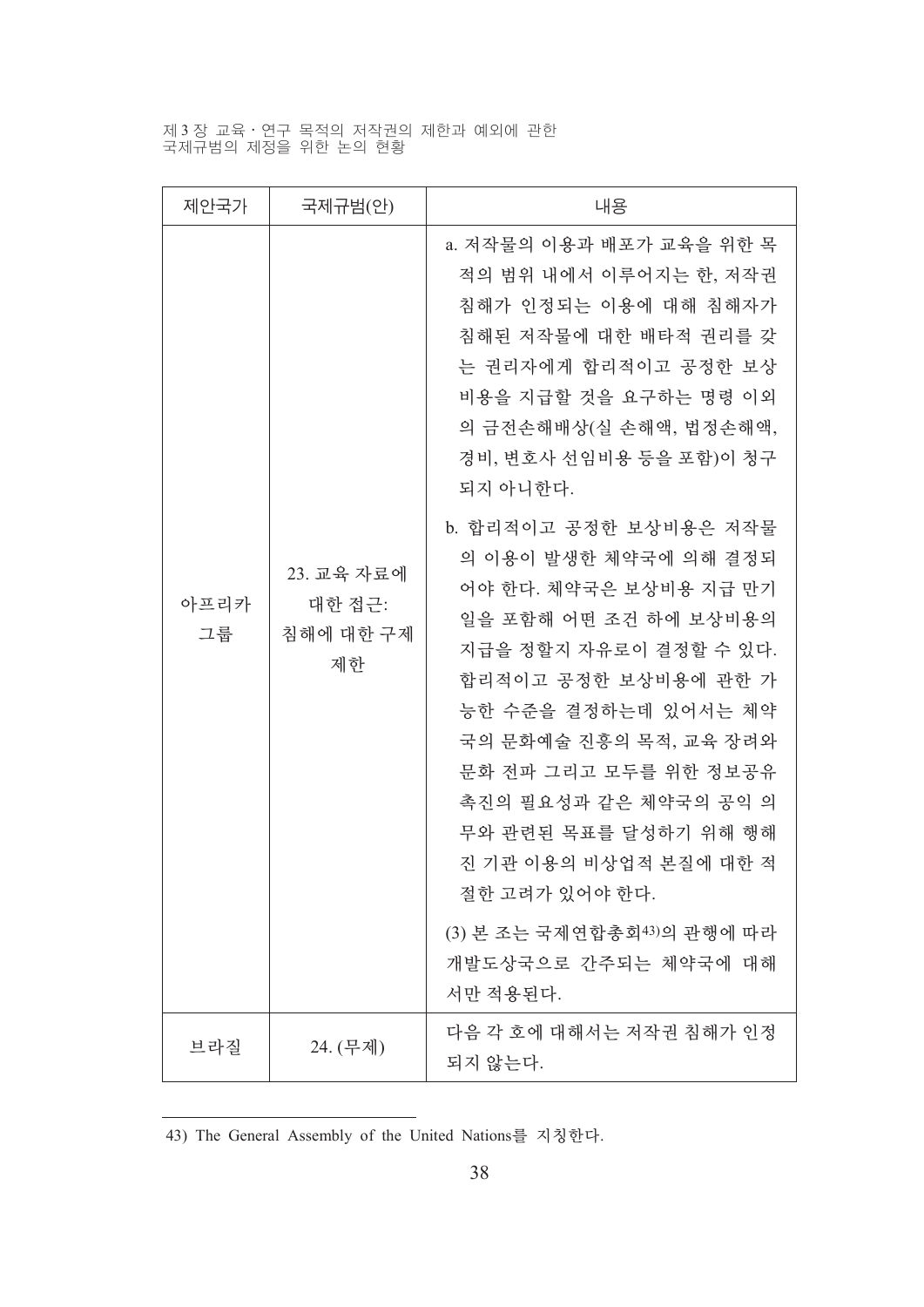| 제안국가 | 국제규범(안) | 내용 |
|---|---|---|
| 아프리카 그룹 | 23. 교육 자료에 대한 접근: 침해에 대한 구제 제한 | a. 저작물의 이용과 배포가 교육을 위한 목적의 범위 내에서 이루어지는 한, 저작권 침해가 인정되는 이용에 대해 침해자가 침해된 저작물에 대한 배타적 권리를 갖는 권리자에게 합리적이고 공정한 보상비용을 지급할 것을 요구하는 명령 이외의 금전손해배상(실 손해액, 법정손해액, 경비, 변호사 선임비용 등을 포함)이 청구되지 아니한다.<br><br>b. 합리적이고 공정한 보상비용은 저작물의 이용이 발생한 체약국에 의해 결정되어야 한다. 체약국은 보상비용 지급 만기일을 포함해 어떤 조건 하에 보상비용의 지급을 정할지 자유로이 결정할 수 있다. 합리적이고 공정한 보상비용에 관한 가능한 수준을 결정하는데 있어서는 체약국의 문화예술 진흥의 목적, 교육 장려와 문화 전파 그리고 모두를 위한 정보공유 촉진의 필요성과 같은 체약국의 공익 의무와 관련된 목표를 달성하기 위해 행해진 기관 이용의 비상업적 본질에 대한 적절한 고려가 있어야 한다.<br><br>(3) 본 조는 국제연합총회[43]의 관행에 따라 개발도상국으로 간주되는 체약국에 대해서만 적용된다. |
| 브라질 | 24. (무제) | 다음 각 호에 대해서는 저작권 침해가 인정되지 않는다. |

43) The General Assembly of the United Nations를 지칭한다.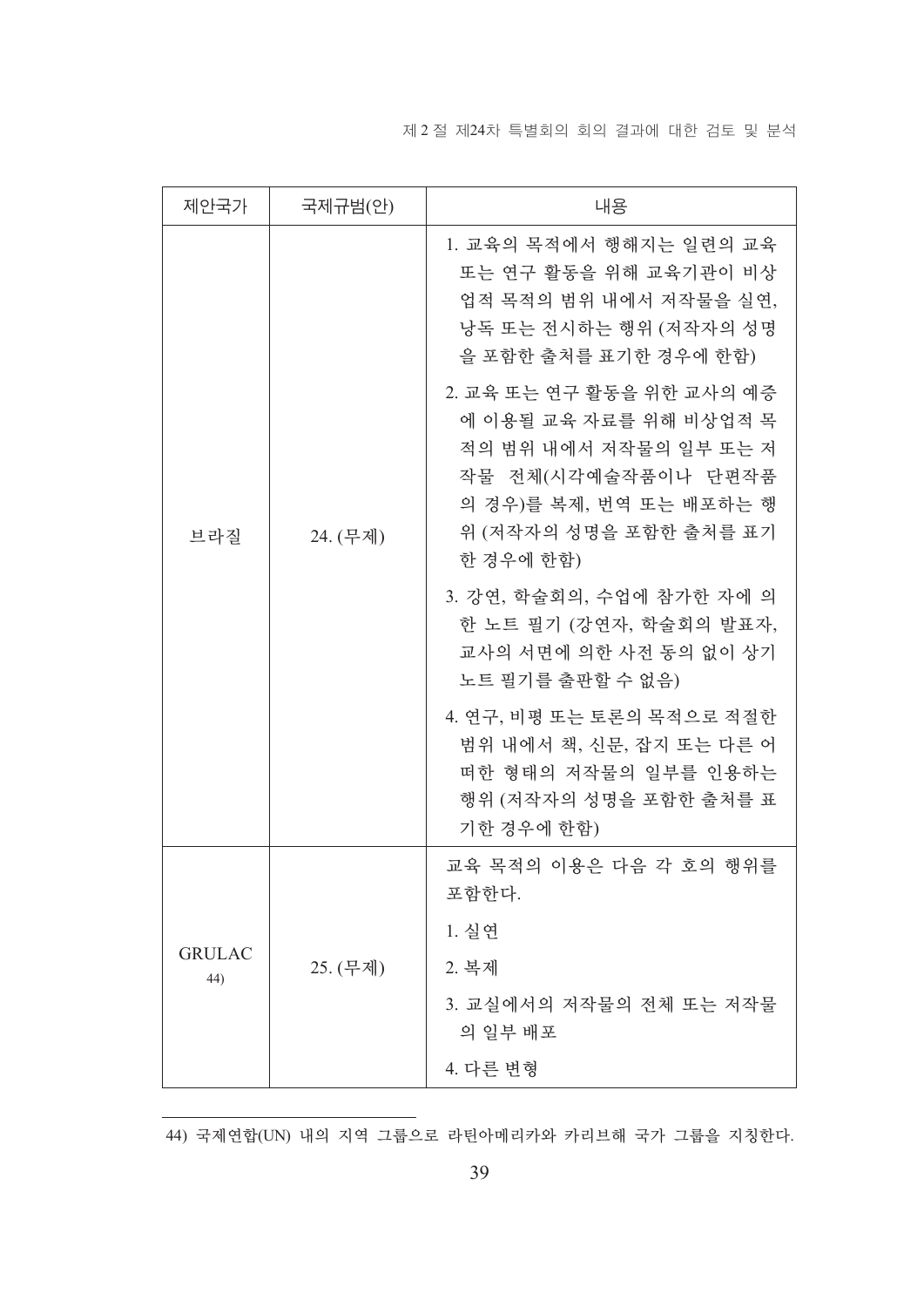| 제안국가 | 국제규범(안) | 내용 |
| --- | --- | --- |
| 브라질 | 24. (무제) | 1. 교육의 목적에서 행해지는 일련의 교육 또는 연구 활동을 위해 교육기관이 비상업적 목적의 범위 내에서 저작물을 실연, 낭독 또는 전시하는 행위 (저작자의 성명을 포함한 출처를 표기한 경우에 한함)<br>2. 교육 또는 연구 활동을 위한 교사의 예증에 이용될 교육 자료를 위해 비상업적 목적의 범위 내에서 저작물의 일부 또는 저작물 전체(시각예술작품이나 단편작품의 경우)를 복제, 번역 또는 배포하는 행위 (저작자의 성명을 포함한 출처를 표기한 경우에 한함)<br>3. 강연, 학술회의, 수업에 참가한 자에 의한 노트 필기 (강연자, 학술회의 발표자, 교사의 서면에 의한 사전 동의 없이 상기 노트 필기를 출판할 수 없음)<br>4. 연구, 비평 또는 토론의 목적으로 적절한 범위 내에서 책, 신문, 잡지 또는 다른 어떠한 형태의 저작물의 일부를 인용하는 행위 (저작자의 성명을 포함한 출처를 표기한 경우에 한함) |
| GRULAC [44] | 25. (무제) | 교육 목적의 이용은 다음 각 호의 행위를 포함한다.<br>1. 실연<br>2. 복제<br>3. 교실에서의 저작물의 전체 또는 저작물의 일부 배포<br>4. 다른 변형 |

44) 국제연합(UN) 내의 지역 그룹으로 라틴아메리카와 카리브해 국가 그룹을 지칭한다.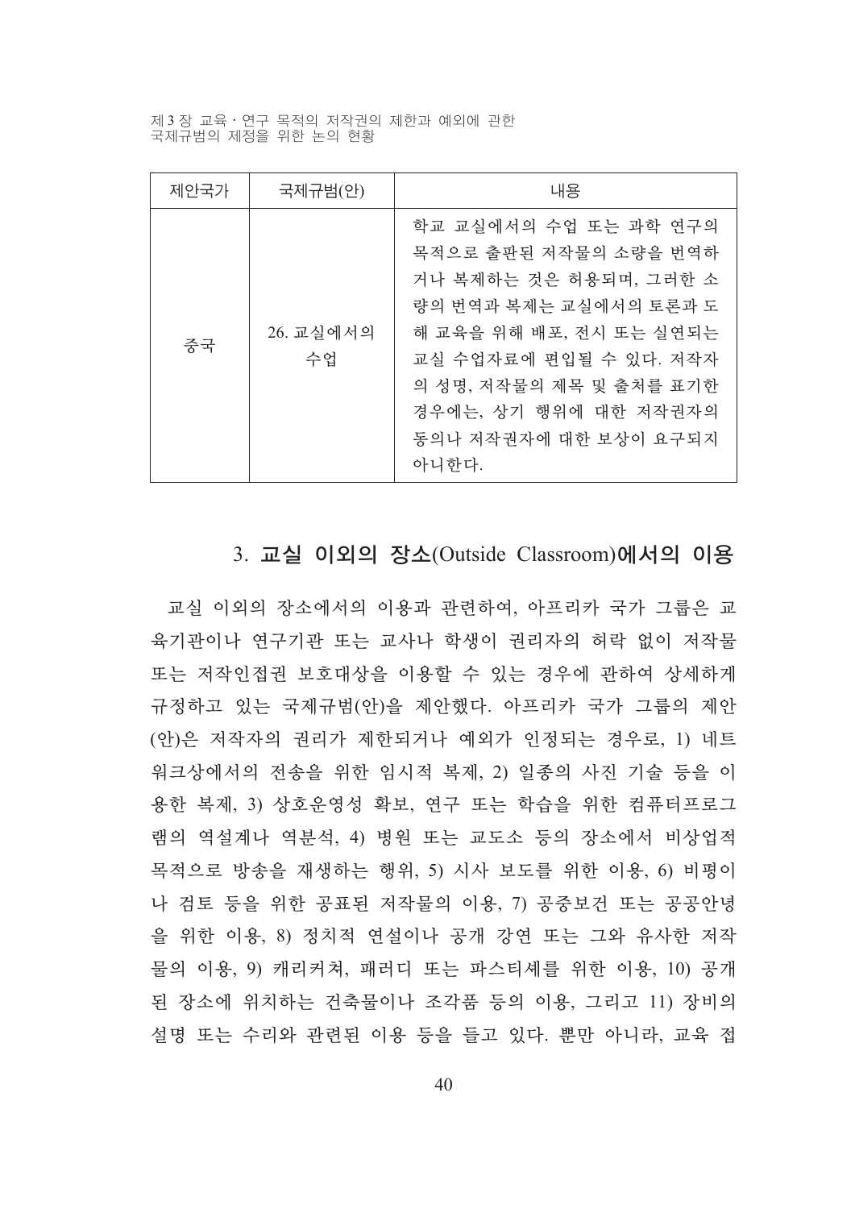| 제안국가 | 국제규범(안) | 내용 |
| --- | --- | --- |
| 중국 | 26. 교실에서의 수업 | 학교 교실에서의 수업 또는 과학 연구의 목적으로 출판된 저작물의 소량을 번역하거나 복제하는 것은 허용되며, 그러한 소량의 번역과 복제는 교실에서의 토론과 도해 교육을 위해 배포, 전시 또는 실연되는 교실 수업자료에 편입될 수 있다. 저작자의 성명, 저작물의 제목 및 출처를 표기한 경우에는, 상기 행위에 대한 저작권자의 동의나 저작권자에 대한 보상이 요구되지 아니한다. |

## 3. 교실 이외의 장소(Outside Classroom)에서의 이용

교실 이외의 장소에서의 이용과 관련하여, 아프리카 국가 그룹은 교육기관이나 연구기관 또는 교사나 학생이 권리자의 허락 없이 저작물 또는 저작인접권 보호대상을 이용할 수 있는 경우에 관하여 상세하게 규정하고 있는 국제규범(안)을 제안했다. 아프리카 국가 그룹의 제안(안)은 저작자의 권리가 제한되거나 예외가 인정되는 경우로, 1) 네트워크상에서의 전송을 위한 임시적 복제, 2) 일종의 사진 기술 등을 이용한 복제, 3) 상호운영성 확보, 연구 또는 학습을 위한 컴퓨터프로그램의 역설계나 역분석, 4) 병원 또는 교도소 등의 장소에서 비상업적 목적으로 방송을 재생하는 행위, 5) 시사 보도를 위한 이용, 6) 비평이나 검토 등을 위한 공표된 저작물의 이용, 7) 공중보건 또는 공공안녕을 위한 이용, 8) 정치적 연설이나 공개 강연 또는 그와 유사한 저작물의 이용, 9) 캐리커쳐, 패러디 또는 파스티셰를 위한 이용, 10) 공개된 장소에 위치하는 건축물이나 조각품 등의 이용, 그리고 11) 장비의 설명 또는 수리와 관련된 이용 등을 들고 있다. 뿐만 아니라, 교육 접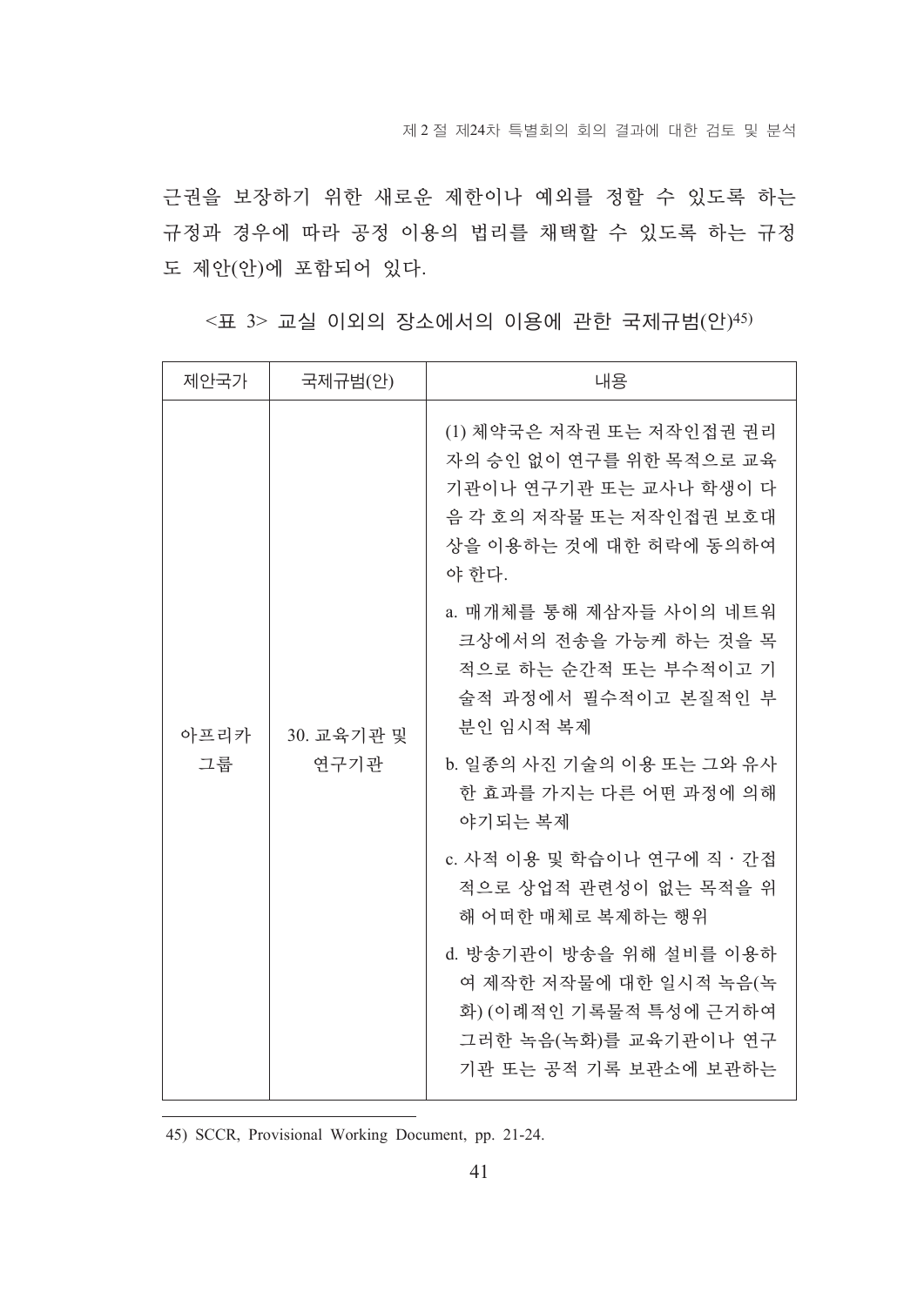근권을 보장하기 위한 새로운 제한이나 예외를 정할 수 있도록 하는 규정과 경우에 따라 공정 이용의 법리를 채택할 수 있도록 하는 규정도 제안(안)에 포함되어 있다.

<표 3> 교실 이외의 장소에서의 이용에 관한 국제규범(안)[45]

| 제안국가 | 국제규범(안) | 내용 |
|---|---|---|
| 아프리카 그룹 | 30. 교육기관 및 연구기관 | (1) 체약국은 저작권 또는 저작인접권 권리자의 승인 없이 연구를 위한 목적으로 교육기관이나 연구기관 또는 교사나 학생이 다음 각 호의 저작물 또는 저작인접권 보호대상을 이용하는 것에 대한 허락에 동의하여야 한다.<br>a. 매개체를 통해 제삼자들 사이의 네트워크상에서의 전송을 가능케 하는 것을 목적으로 하는 순간적 또는 부수적이고 기술적 과정에서 필수적이고 본질적인 부분인 임시적 복제<br>b. 일종의 사진 기술의 이용 또는 그와 유사한 효과를 가지는 다른 어떤 과정에 의해 야기되는 복제<br>c. 사적 이용 및 학습이나 연구에 직·간접적으로 상업적 관련성이 없는 목적을 위해 어떠한 매체로 복제하는 행위<br>d. 방송기관이 방송을 위해 설비를 이용하여 제작한 저작물에 대한 일시적 녹음(녹화) (이례적인 기록물적 특성에 근거하여 그러한 녹음(녹화)를 교육기관이나 연구기관 또는 공적 기록 보관소에 보관하는 |

45) SCCR, Provisional Working Document, pp. 21-24.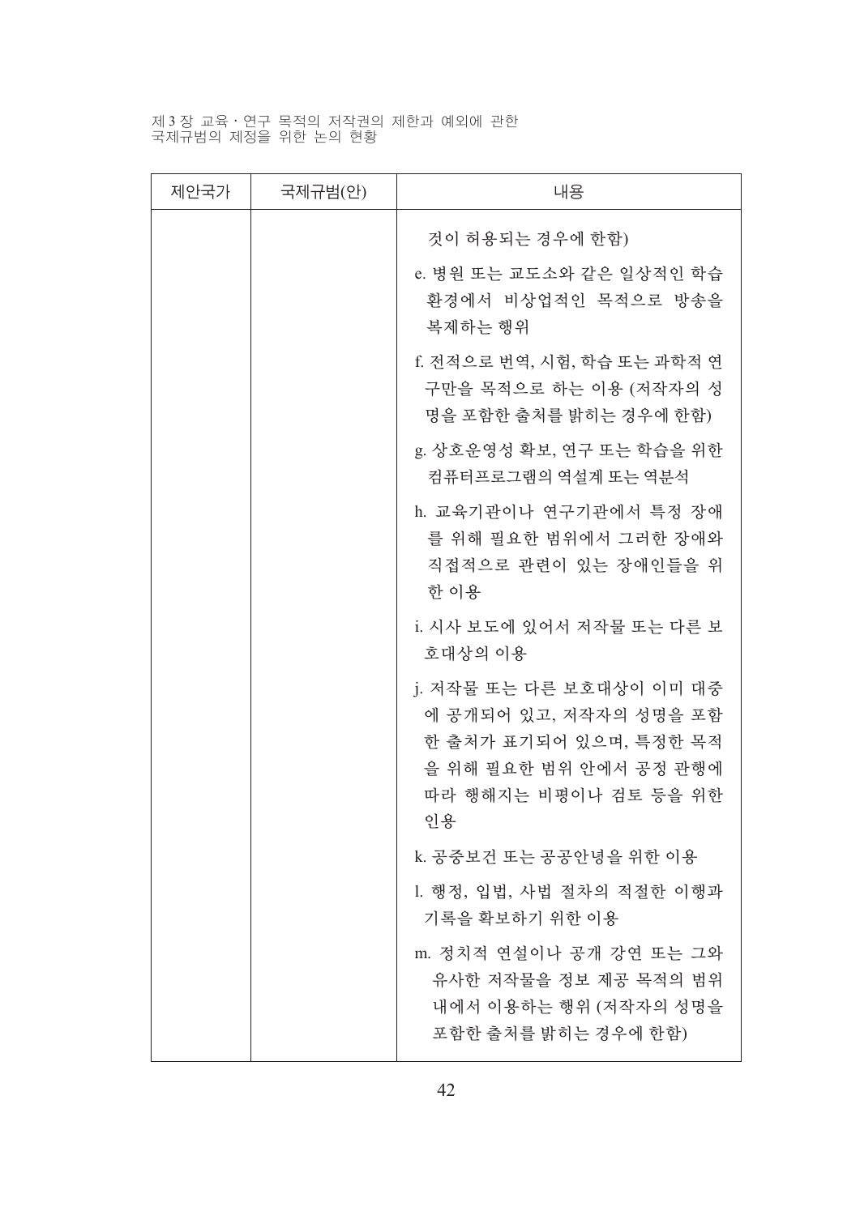| 제안국가 | 국제규범(안) | 내용 |
|---|---|---|
| | | 것이 허용되는 경우에 한함)<br>e. 병원 또는 교도소와 같은 일상적인 학습 환경에서 비상업적인 목적으로 방송을 복제하는 행위<br>f. 전적으로 번역, 시험, 학습 또는 과학적 연구만을 목적으로 하는 이용 (저작자의 성명을 포함한 출처를 밝히는 경우에 한함)<br>g. 상호운영성 확보, 연구 또는 학습을 위한 컴퓨터프로그램의 역설계 또는 역분석<br>h. 교육기관이나 연구기관에서 특정 장애를 위해 필요한 범위에서 그러한 장애와 직접적으로 관련이 있는 장애인들을 위한 이용<br>i. 시사 보도에 있어서 저작물 또는 다른 보호대상의 이용<br>j. 저작물 또는 다른 보호대상이 이미 대중에 공개되어 있고, 저작자의 성명을 포함한 출처가 표기되어 있으며, 특정한 목적을 위해 필요한 범위 안에서 공정 관행에 따라 행해지는 비평이나 검토 등을 위한 인용<br>k. 공중보건 또는 공공안녕을 위한 이용<br>l. 행정, 입법, 사법 절차의 적절한 이행과 기록을 확보하기 위한 이용<br>m. 정치적 연설이나 공개 강연 또는 그와 유사한 저작물을 정보 제공 목적의 범위 내에서 이용하는 행위 (저작자의 성명을 포함한 출처를 밝히는 경우에 한함) |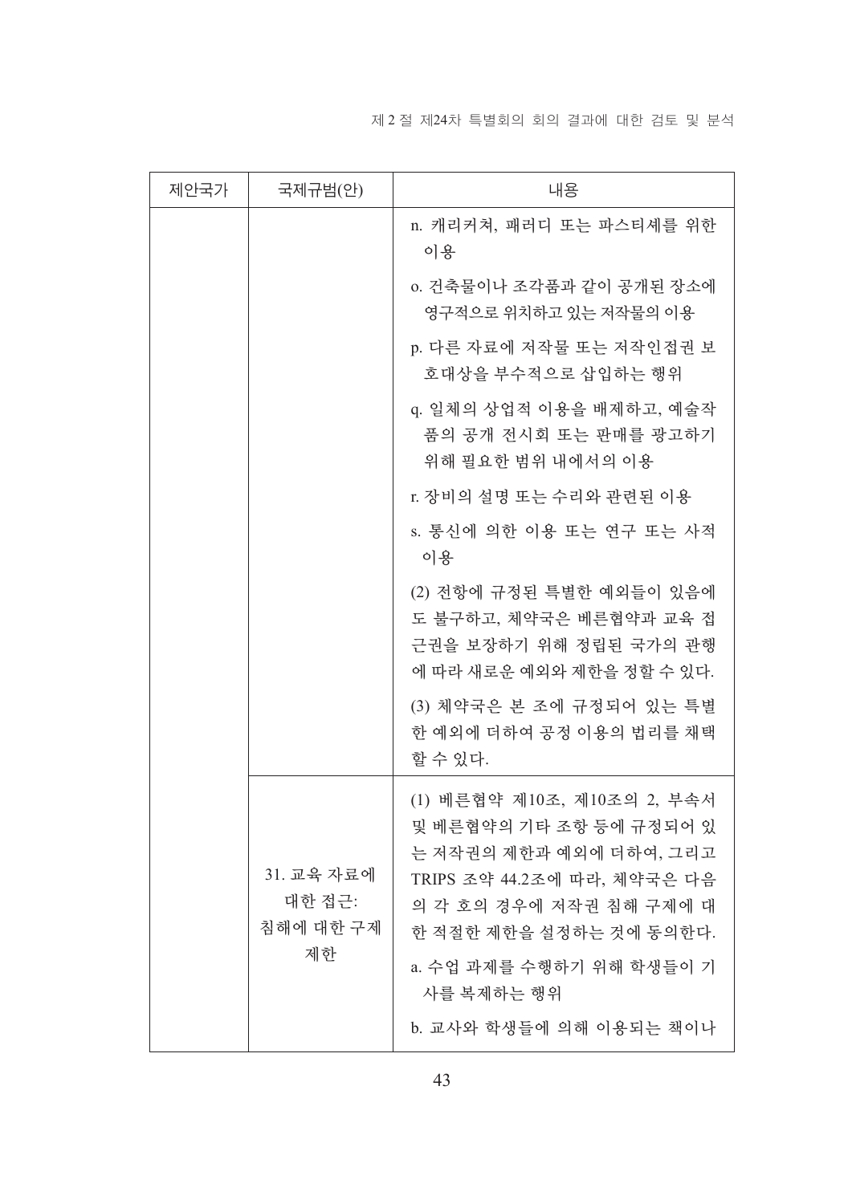| 제안국가 | 국제규범(안) | 내용 |
| --- | --- | --- |
| | | n. 캐리커쳐, 패러디 또는 파스티셰를 위한 이용<br>o. 건축물이나 조각품과 같이 공개된 장소에 영구적으로 위치하고 있는 저작물의 이용<br>p. 다른 자료에 저작물 또는 저작인접권 보호대상을 부수적으로 삽입하는 행위<br>q. 일체의 상업적 이용을 배제하고, 예술작품의 공개 전시회 또는 판매를 광고하기 위해 필요한 범위 내에서의 이용<br>r. 장비의 설명 또는 수리와 관련된 이용<br>s. 통신에 의한 이용 또는 연구 또는 사적 이용<br>(2) 전항에 규정된 특별한 예외들이 있음에도 불구하고, 체약국은 베른협약과 교육 접근권을 보장하기 위해 정립된 국가의 관행에 따라 새로운 예외와 제한을 정할 수 있다.<br>(3) 체약국은 본 조에 규정되어 있는 특별한 예외에 더하여 공정 이용의 법리를 채택할 수 있다. |
| | 31. 교육 자료에 대한 접근: 침해에 대한 구제 제한 | (1) 베른협약 제10조, 제10조의 2, 부속서 및 베른협약의 기타 조항 등에 규정되어 있는 저작권의 제한과 예외에 더하여, 그리고 TRIPS 조약 44.2조에 따라, 체약국은 다음의 각 호의 경우에 저작권 침해 구제에 대한 적절한 제한을 설정하는 것에 동의한다.<br>a. 수업 과제를 수행하기 위해 학생들이 기사를 복제하는 행위<br>b. 교사와 학생들에 의해 이용되는 책이나 |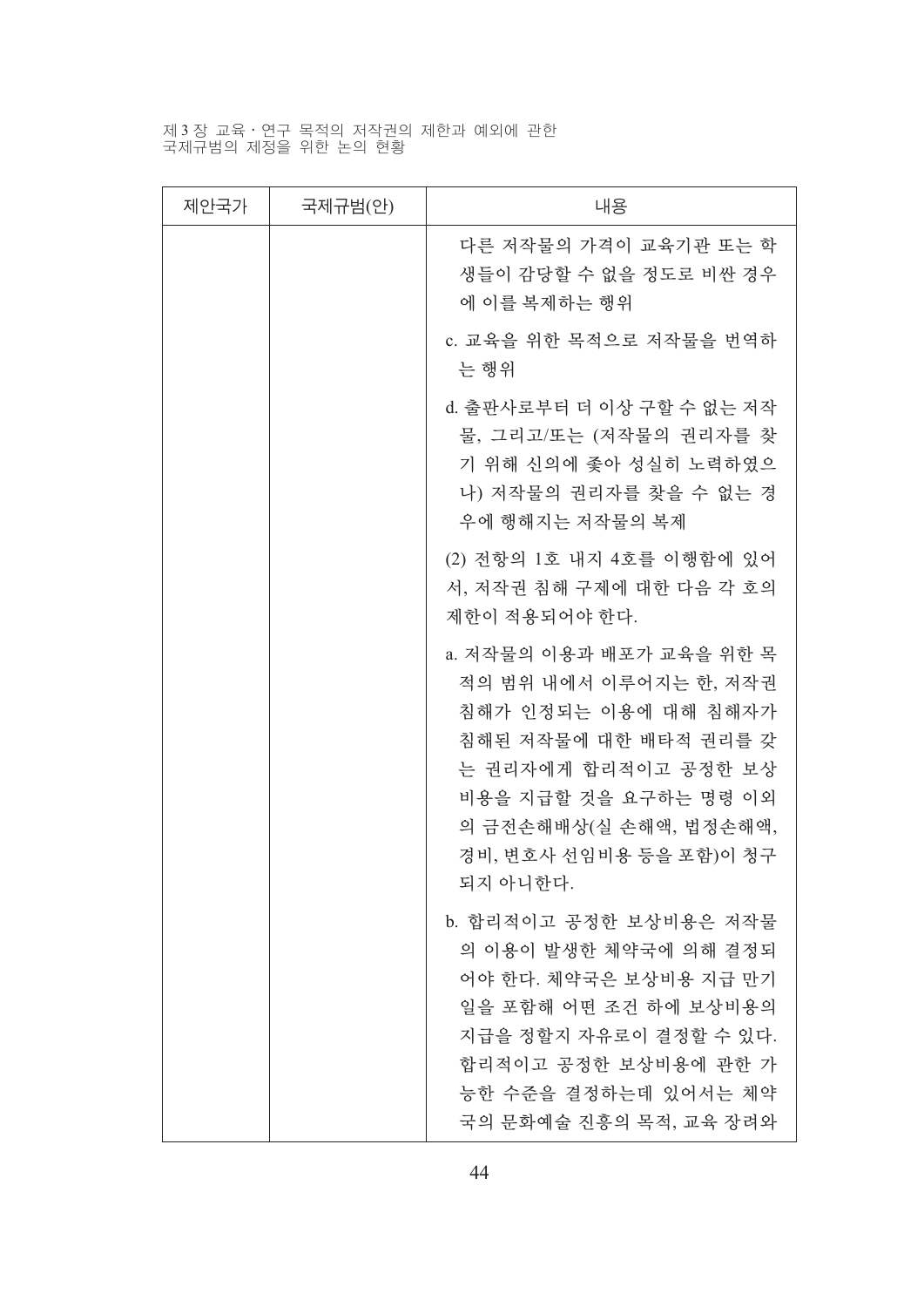| 제안국가 | 국제규범(안) | 내용 |
| --- | --- | --- |
| | | 다른 저작물의 가격이 교육기관 또는 학생들이 감당할 수 없을 정도로 비싼 경우에 이를 복제하는 행위<br><br>c. 교육을 위한 목적으로 저작물을 번역하는 행위<br><br>d. 출판사로부터 더 이상 구할 수 없는 저작물, 그리고/또는 (저작물의 권리자를 찾기 위해 신의에 좇아 성실히 노력하였으나) 저작물의 권리자를 찾을 수 없는 경우에 행해지는 저작물의 복제<br><br>(2) 전항의 1호 내지 4호를 이행함에 있어서, 저작권 침해 구제에 대한 다음 각 호의 제한이 적용되어야 한다.<br><br>a. 저작물의 이용과 배포가 교육을 위한 목적의 범위 내에서 이루어지는 한, 저작권 침해가 인정되는 이용에 대해 침해자가 침해된 저작물에 대한 배타적 권리를 갖는 권리자에게 합리적이고 공정한 보상비용을 지급할 것을 요구하는 명령 이외의 금전손해배상(실 손해액, 법정손해액, 경비, 변호사 선임비용 등을 포함)이 청구되지 아니한다.<br><br>b. 합리적이고 공정한 보상비용은 저작물의 이용이 발생한 체약국에 의해 결정되어야 한다. 체약국은 보상비용 지급 만기일을 포함해 어떤 조건 하에 보상비용의 지급을 정할지 자유로이 결정할 수 있다. 합리적이고 공정한 보상비용에 관한 가능한 수준을 결정하는데 있어서는 체약국의 문화예술 진흥의 목적, 교육 장려와 |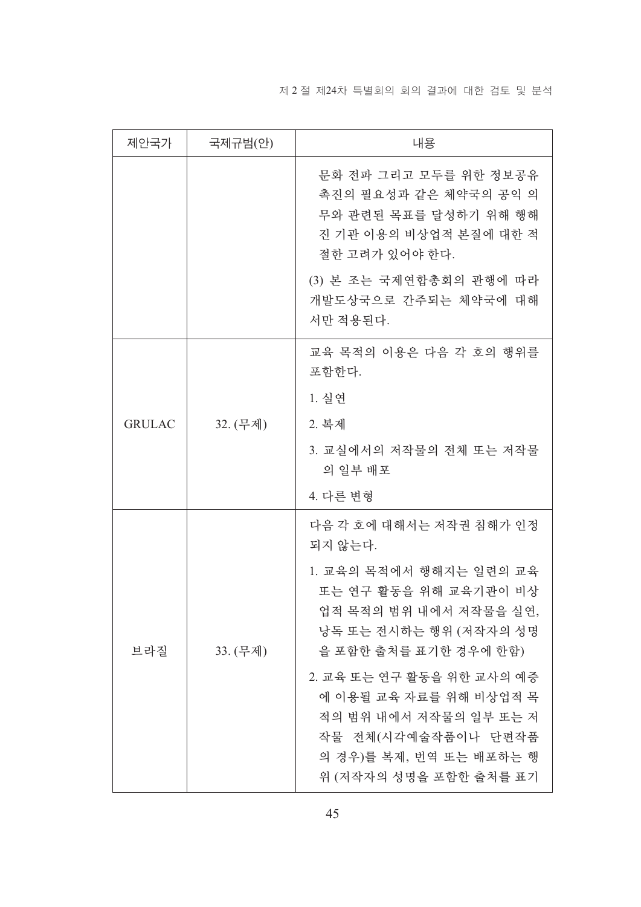| 제안국가 | 국제규범(안) | 내용 |
|---|---|---|
| | | 문화 전파 그리고 모두를 위한 정보공유 촉진의 필요성과 같은 체약국의 공익 의무와 관련된 목표를 달성하기 위해 행해진 기관 이용의 비상업적 본질에 대한 적절한 고려가 있어야 한다.<br><br>(3) 본 조는 국제연합총회의 관행에 따라 개발도상국으로 간주되는 체약국에 대해서만 적용된다. |
| GRULAC | 32. (무제) | 교육 목적의 이용은 다음 각 호의 행위를 포함한다.<br><br>1. 실연<br><br>2. 복제<br><br>3. 교실에서의 저작물의 전체 또는 저작물의 일부 배포<br><br>4. 다른 변형 |
| 브라질 | 33. (무제) | 다음 각 호에 대해서는 저작권 침해가 인정되지 않는다.<br><br>1. 교육의 목적에서 행해지는 일련의 교육 또는 연구 활동을 위해 교육기관이 비상업적 목적의 범위 내에서 저작물을 실연, 낭독 또는 전시하는 행위 (저작자의 성명을 포함한 출처를 표기한 경우에 한함)<br><br>2. 교육 또는 연구 활동을 위한 교사의 예증에 이용될 교육 자료를 위해 비상업적 목적의 범위 내에서 저작물의 일부 또는 저작물 전체(시각예술작품이나 단편작품의 경우)를 복제, 번역 또는 배포하는 행위 (저작자의 성명을 포함한 출처를 표기 |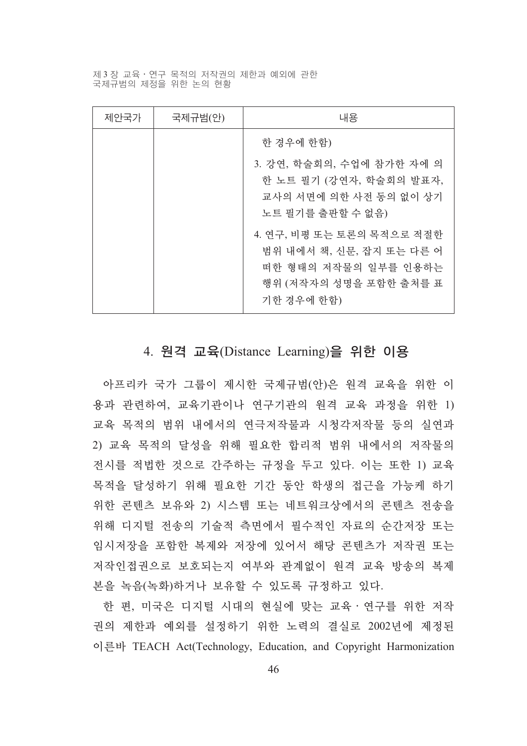| 제안국가 | 국제규범(안) | 내용 |
| --- | --- | --- |
| | | 한 경우에 한함)<br>3. 강연, 학술회의, 수업에 참가한 자에 의한 노트 필기 (강연자, 학술회의 발표자, 교사의 서면에 의한 사전 동의 없이 상기 노트 필기를 출판할 수 없음)<br>4. 연구, 비평 또는 토론의 목적으로 적절한 범위 내에서 책, 신문, 잡지 또는 다른 어떠한 형태의 저작물의 일부를 인용하는 행위 (저작자의 성명을 포함한 출처를 표기한 경우에 한함) |

## 4. 원격 교육(Distance Learning)을 위한 이용

아프리카 국가 그룹이 제시한 국제규범(안)은 원격 교육을 위한 이용과 관련하여, 교육기관이나 연구기관의 원격 교육 과정을 위한 1) 교육 목적의 범위 내에서의 연극저작물과 시청각저작물 등의 실연과 2) 교육 목적의 달성을 위해 필요한 합리적 범위 내에서의 저작물의 전시를 적법한 것으로 간주하는 규정을 두고 있다. 이는 또한 1) 교육 목적을 달성하기 위해 필요한 기간 동안 학생의 접근을 가능케 하기 위한 콘텐츠 보유와 2) 시스템 또는 네트워크상에서의 콘텐츠 전송을 위해 디지털 전송의 기술적 측면에서 필수적인 자료의 순간저장 또는 임시저장을 포함한 복제와 저장에 있어서 해당 콘텐츠가 저작권 또는 저작인접권으로 보호되는지 여부와 관계없이 원격 교육 방송의 복제본을 녹음(녹화)하거나 보유할 수 있도록 규정하고 있다.

한 편, 미국은 디지털 시대의 현실에 맞는 교육 · 연구를 위한 저작권의 제한과 예외를 설정하기 위한 노력의 결실로 2002년에 제정된 이른바 TEACH Act(Technology, Education, and Copyright Harmonization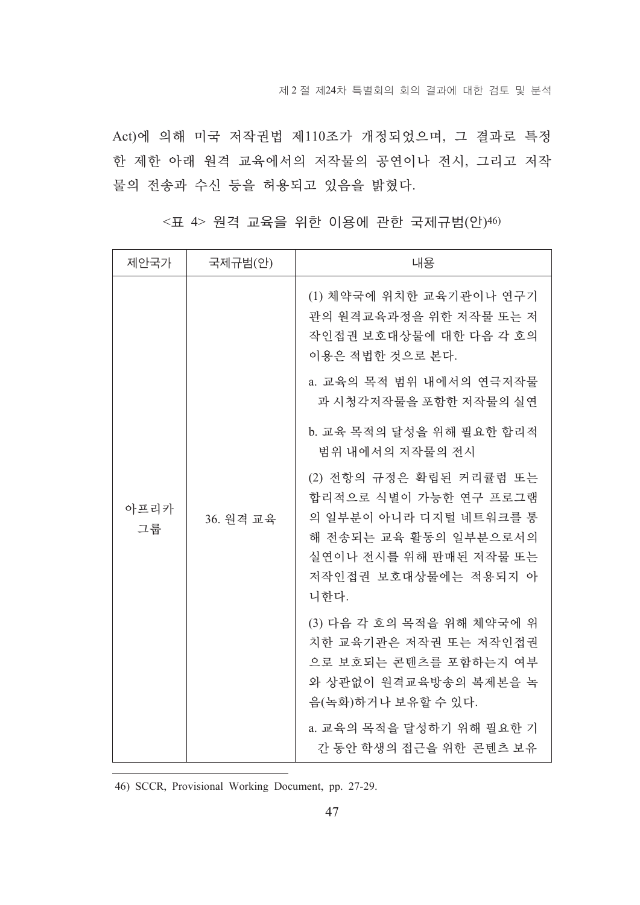Act)에 의해 미국 저작권법 제110조가 개정되었으며, 그 결과로 특정한 제한 아래 원격 교육에서의 저작물의 공연이나 전시, 그리고 저작물의 전송과 수신 등을 허용되고 있음을 밝혔다.

<표 4> 원격 교육을 위한 이용에 관한 국제규범(안)[46]

| 제안국가 | 국제규범(안) | 내용 |
|---|---|---|
| 아프리카 그룹 | 36. 원격 교육 | (1) 체약국에 위치한 교육기관이나 연구기관의 원격교육과정을 위한 저작물 또는 저작인접권 보호대상물에 대한 다음 각 호의 이용은 적법한 것으로 본다.<br>a. 교육의 목적 범위 내에서의 연극저작물과 시청각저작물을 포함한 저작물의 실연<br>b. 교육 목적의 달성을 위해 필요한 합리적 범위 내에서의 저작물의 전시<br>(2) 전항의 규정은 확립된 커리큘럼 또는 합리적으로 식별이 가능한 연구 프로그램의 일부분이 아니라 디지털 네트워크를 통해 전송되는 교육 활동의 일부분으로서의 실연이나 전시를 위해 판매된 저작물 또는 저작인접권 보호대상물에는 적용되지 아니한다.<br>(3) 다음 각 호의 목적을 위해 체약국에 위치한 교육기관은 저작권 또는 저작인접권으로 보호되는 콘텐츠를 포함하는지 여부와 상관없이 원격교육방송의 복제본을 녹음(녹화)하거나 보유할 수 있다.<br>a. 교육의 목적을 달성하기 위해 필요한 기간 동안 학생의 접근을 위한 콘텐츠 보유 |

46) SCCR, Provisional Working Document, pp. 27-29.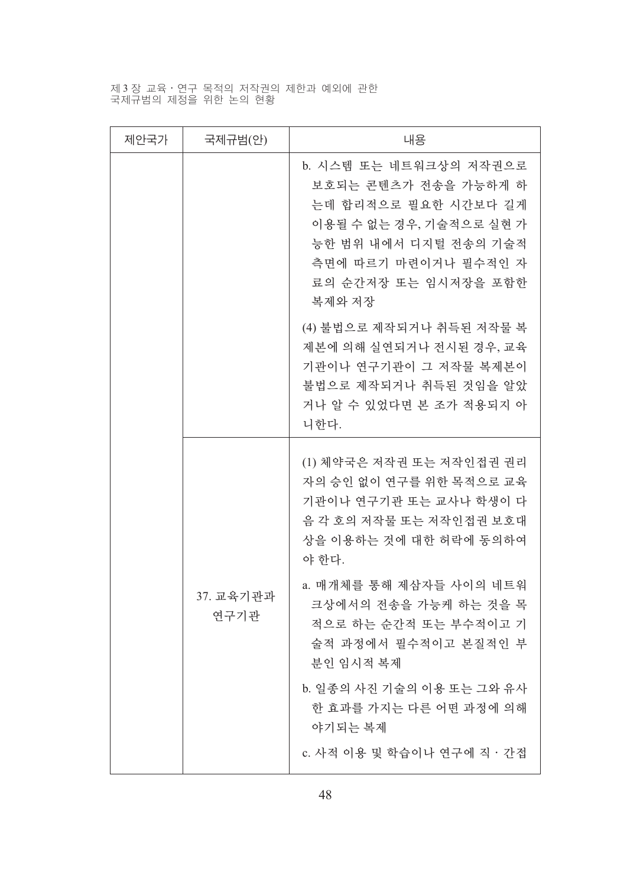| 제안국가 | 국제규범(안) | 내용 |
| --- | --- | --- |
| | | b. 시스템 또는 네트워크상의 저작권으로 보호되는 콘텐츠가 전송을 가능하게 하는데 합리적으로 필요한 시간보다 길게 이용될 수 없는 경우, 기술적으로 실현 가능한 범위 내에서 디지털 전송의 기술적 측면에 따르기 마련이거나 필수적인 자료의 순간저장 또는 임시저장을 포함한 복제와 저장<br><br>(4) 불법으로 제작되거나 취득된 저작물 복제본에 의해 실연되거나 전시된 경우, 교육기관이나 연구기관이 그 저작물 복제본이 불법으로 제작되거나 취득된 것임을 알았거나 알 수 있었다면 본 조가 적용되지 아니한다. |
| | 37. 교육기관과 연구기관 | (1) 체약국은 저작권 또는 저작인접권 권리자의 승인 없이 연구를 위한 목적으로 교육기관이나 연구기관 또는 교사나 학생이 다음 각 호의 저작물 또는 저작인접권 보호대상을 이용하는 것에 대한 허락에 동의하여야 한다.<br><br>a. 매개체를 통해 제삼자들 사이의 네트워크상에서의 전송을 가능케 하는 것을 목적으로 하는 순간적 또는 부수적이고 기술적 과정에서 필수적이고 본질적인 부분인 임시적 복제<br><br>b. 일종의 사진 기술의 이용 또는 그와 유사한 효과를 가지는 다른 어떤 과정에 의해 야기되는 복제<br><br>c. 사적 이용 및 학습이나 연구에 직 · 간접 |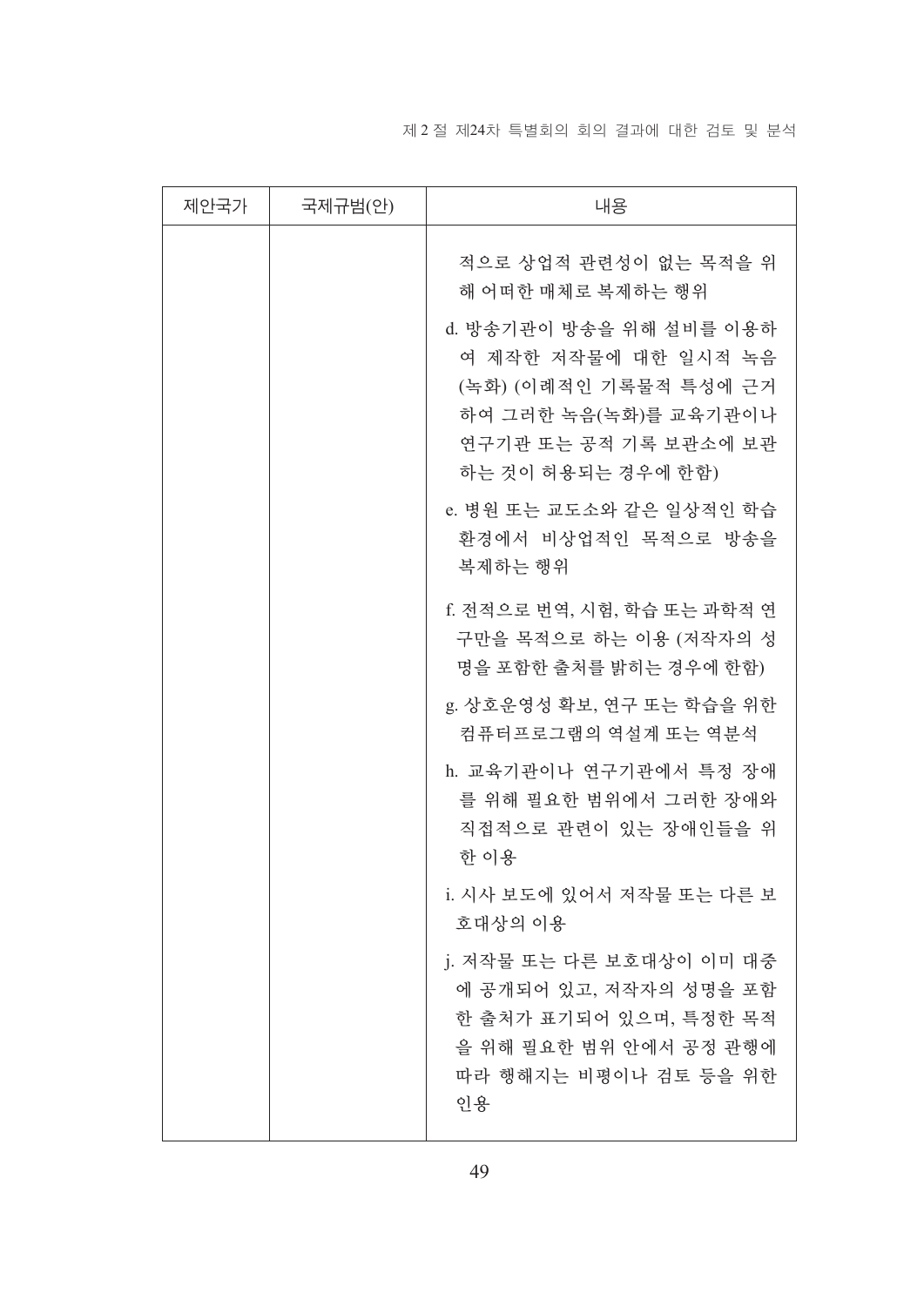| 제안국가 | 국제규범(안) | 내용 |
| --- | --- | --- |
| | | 적으로 상업적 관련성이 없는 목적을 위해 어떠한 매체로 복제하는 행위<br>d. 방송기관이 방송을 위해 설비를 이용하여 제작한 저작물에 대한 일시적 녹음(녹화) (이례적인 기록물적 특성에 근거하여 그러한 녹음(녹화)를 교육기관이나 연구기관 또는 공적 기록 보관소에 보관하는 것이 허용되는 경우에 한함)<br>e. 병원 또는 교도소와 같은 일상적인 학습 환경에서 비상업적인 목적으로 방송을 복제하는 행위<br>f. 전적으로 번역, 시험, 학습 또는 과학적 연구만을 목적으로 하는 이용 (저작자의 성명을 포함한 출처를 밝히는 경우에 한함)<br>g. 상호운영성 확보, 연구 또는 학습을 위한 컴퓨터프로그램의 역설계 또는 역분석<br>h. 교육기관이나 연구기관에서 특정 장애를 위해 필요한 범위에서 그러한 장애와 직접적으로 관련이 있는 장애인들을 위한 이용<br>i. 시사 보도에 있어서 저작물 또는 다른 보호대상의 이용<br>j. 저작물 또는 다른 보호대상이 이미 대중에 공개되어 있고, 저작자의 성명을 포함한 출처가 표기되어 있으며, 특정한 목적을 위해 필요한 범위 안에서 공정 관행에 따라 행해지는 비평이나 검토 등을 위한 인용 |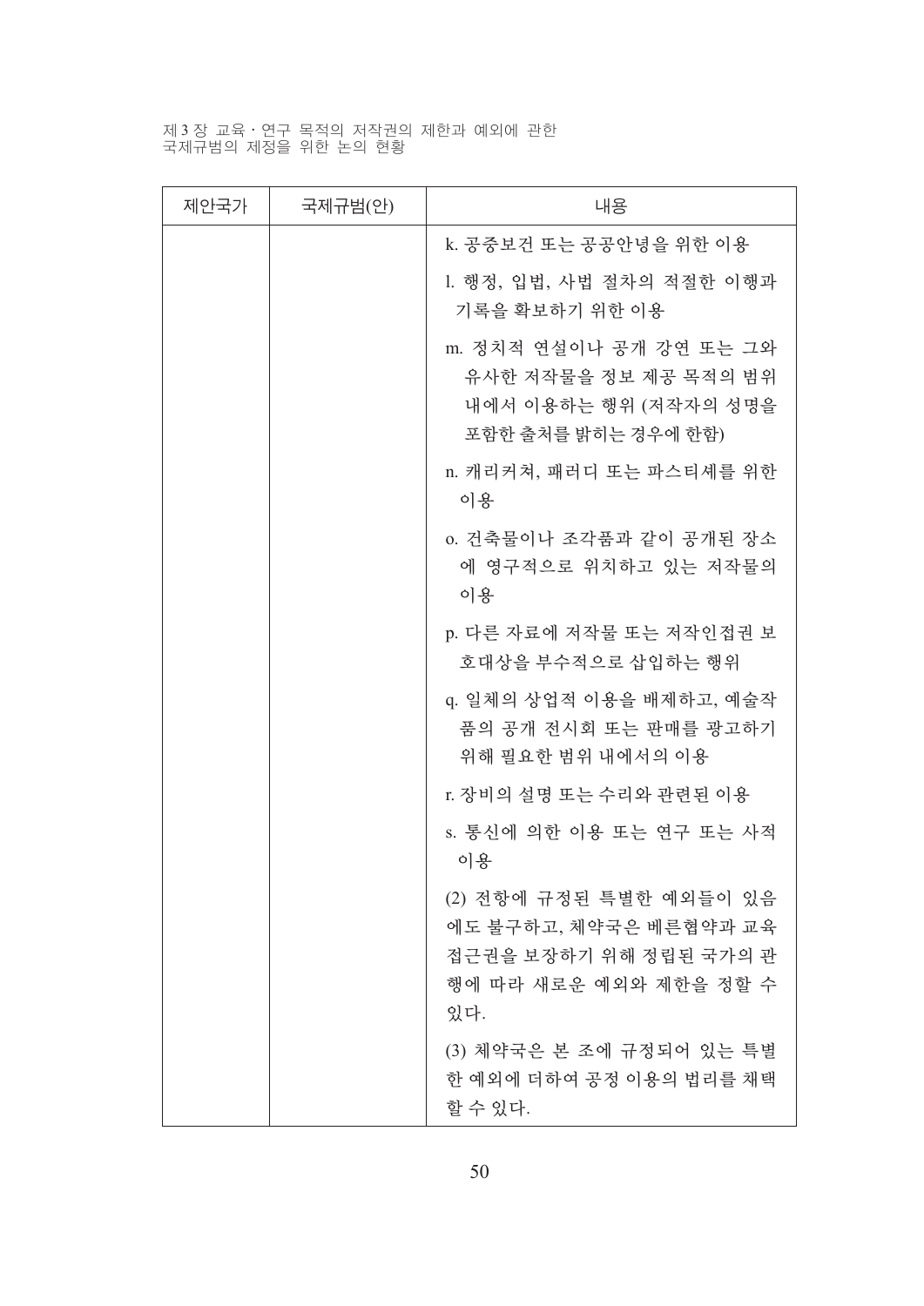| 제안국가 | 국제규범(안) | 내용 |
| --- | --- | --- |
| | | k. 공중보건 또는 공공안녕을 위한 이용 |
| | | l. 행정, 입법, 사법 절차의 적절한 이행과 기록을 확보하기 위한 이용 |
| | | m. 정치적 연설이나 공개 강연 또는 그와 유사한 저작물을 정보 제공 목적의 범위 내에서 이용하는 행위 (저작자의 성명을 포함한 출처를 밝히는 경우에 한함) |
| | | n. 캐리커쳐, 패러디 또는 파스티셰를 위한 이용 |
| | | o. 건축물이나 조각품과 같이 공개된 장소에 영구적으로 위치하고 있는 저작물의 이용 |
| | | p. 다른 자료에 저작물 또는 저작인접권 보호대상을 부수적으로 삽입하는 행위 |
| | | q. 일체의 상업적 이용을 배제하고, 예술작품의 공개 전시회 또는 판매를 광고하기 위해 필요한 범위 내에서의 이용 |
| | | r. 장비의 설명 또는 수리와 관련된 이용 |
| | | s. 통신에 의한 이용 또는 연구 또는 사적 이용 |
| | | (2) 전항에 규정된 특별한 예외들이 있음에도 불구하고, 체약국은 베른협약과 교육접근권을 보장하기 위해 정립된 국가의 관행에 따라 새로운 예외와 제한을 정할 수 있다. |
| | | (3) 체약국은 본 조에 규정되어 있는 특별한 예외에 더하여 공정 이용의 법리를 채택할 수 있다. |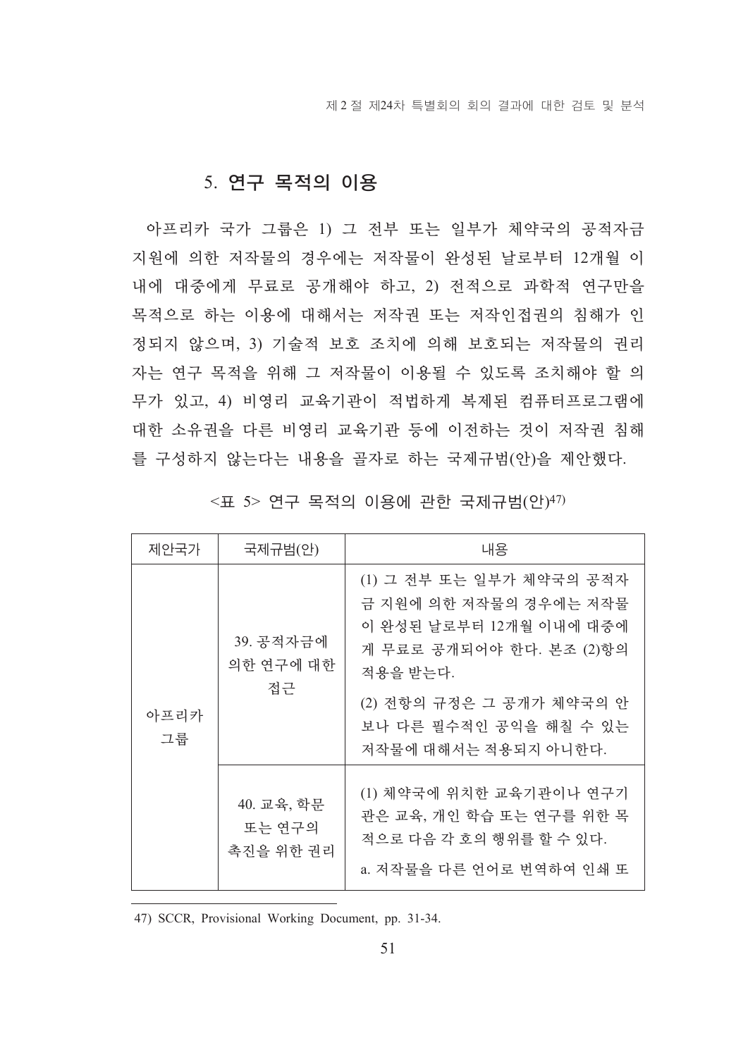## 5. 연구 목적의 이용

아프리카 국가 그룹은 1) 그 전부 또는 일부가 체약국의 공적자금 지원에 의한 저작물의 경우에는 저작물이 완성된 날로부터 12개월 이내에 대중에게 무료로 공개해야 하고, 2) 전적으로 과학적 연구만을 목적으로 하는 이용에 대해서는 저작권 또는 저작인접권의 침해가 인정되지 않으며, 3) 기술적 보호 조치에 의해 보호되는 저작물의 권리자는 연구 목적을 위해 그 저작물이 이용될 수 있도록 조치해야 할 의무가 있고, 4) 비영리 교육기관이 적법하게 복제된 컴퓨터프로그램에 대한 소유권을 다른 비영리 교육기관 등에 이전하는 것이 저작권 침해를 구성하지 않는다는 내용을 골자로 하는 국제규범(안)을 제안했다.

<표 5> 연구 목적의 이용에 관한 국제규범(안)[47]

| 제안국가 | 국제규범(안) | 내용 |
|---|---|---|
| 아프리카 그룹 | 39. 공적자금에 의한 연구에 대한 접근 | (1) 그 전부 또는 일부가 체약국의 공적자금 지원에 의한 저작물의 경우에는 저작물이 완성된 날로부터 12개월 이내에 대중에게 무료로 공개되어야 한다. 본조 (2)항의 적용을 받는다.<br>(2) 전항의 규정은 그 공개가 체약국의 안보나 다른 필수적인 공익을 해칠 수 있는 저작물에 대해서는 적용되지 아니한다. |
| | 40. 교육, 학문 또는 연구의 촉진을 위한 권리 | (1) 체약국에 위치한 교육기관이나 연구기관은 교육, 개인 학습 또는 연구를 위한 목적으로 다음 각 호의 행위를 할 수 있다.<br>a. 저작물을 다른 언어로 번역하여 인쇄 또 |

47) SCCR, Provisional Working Document, pp. 31-34.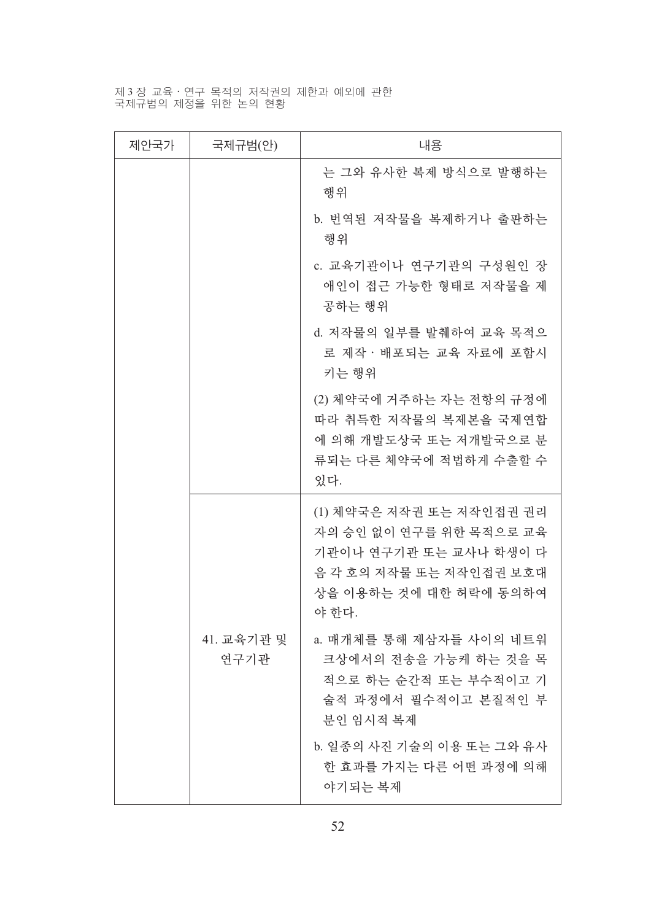| 제안국가 | 국제규범(안) | 내용 |
| --- | --- | --- |
| | | 는 그와 유사한 복제 방식으로 발행하는 행위<br>b. 번역된 저작물을 복제하거나 출판하는 행위<br>c. 교육기관이나 연구기관의 구성원인 장애인이 접근 가능한 형태로 저작물을 제공하는 행위<br>d. 저작물의 일부를 발췌하여 교육 목적으로 제작·배포되는 교육 자료에 포함시키는 행위<br>(2) 체약국에 거주하는 자는 전항의 규정에 따라 취득한 저작물의 복제본을 국제연합에 의해 개발도상국 또는 저개발국으로 분류되는 다른 체약국에 적법하게 수출할 수 있다. |
| | 41. 교육기관 및 연구기관 | (1) 체약국은 저작권 또는 저작인접권 권리자의 승인 없이 연구를 위한 목적으로 교육기관이나 연구기관 또는 교사나 학생이 다음 각 호의 저작물 또는 저작인접권 보호대상을 이용하는 것에 대한 허락에 동의하여야 한다.<br>a. 매개체를 통해 제삼자들 사이의 네트워크상에서의 전송을 가능케 하는 것을 목적으로 하는 순간적 또는 부수적이고 기술적 과정에서 필수적이고 본질적인 부분인 임시적 복제<br>b. 일종의 사진 기술의 이용 또는 그와 유사한 효과를 가지는 다른 어떤 과정에 의해 야기되는 복제 |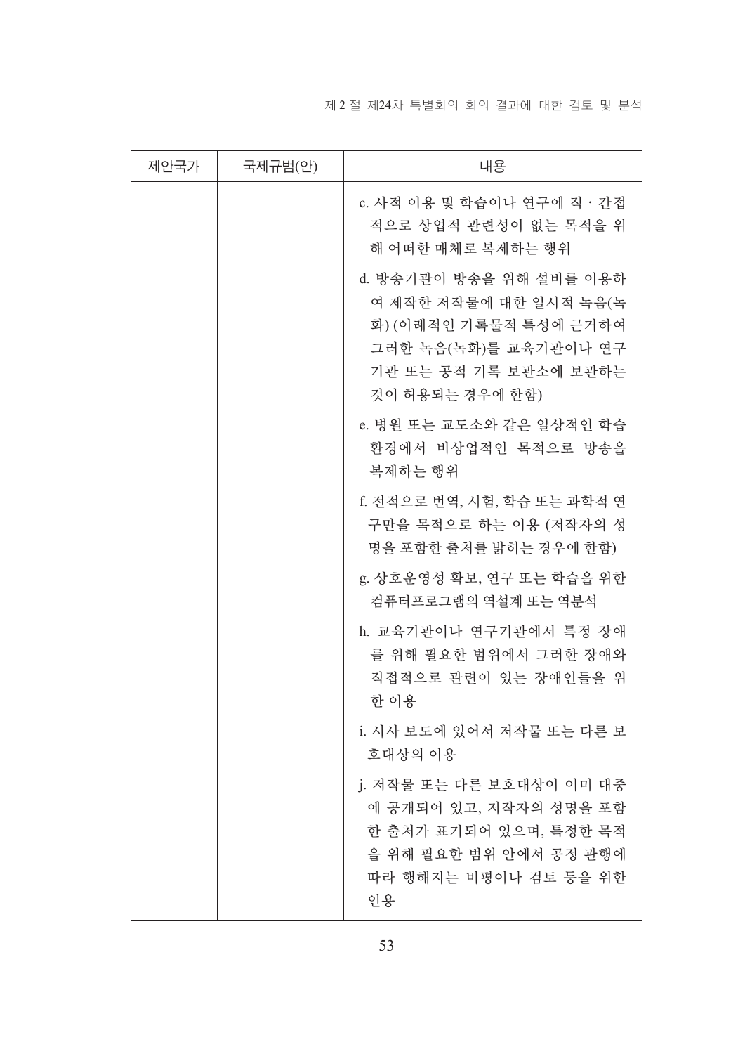| 제안국가 | 국제규범(안) | 내용 |
|---|---|---|
| | | c. 사적 이용 및 학습이나 연구에 직 · 간접적으로 상업적 관련성이 없는 목적을 위해 어떠한 매체로 복제하는 행위<br><br>d. 방송기관이 방송을 위해 설비를 이용하여 제작한 저작물에 대한 일시적 녹음(녹화) (이례적인 기록물적 특성에 근거하여 그러한 녹음(녹화)를 교육기관이나 연구기관 또는 공적 기록 보관소에 보관하는 것이 허용되는 경우에 한함)<br><br>e. 병원 또는 교도소와 같은 일상적인 학습 환경에서 비상업적인 목적으로 방송을 복제하는 행위<br><br>f. 전적으로 번역, 시험, 학습 또는 과학적 연구만을 목적으로 하는 이용 (저작자의 성명을 포함한 출처를 밝히는 경우에 한함)<br><br>g. 상호운영성 확보, 연구 또는 학습을 위한 컴퓨터프로그램의 역설계 또는 역분석<br><br>h. 교육기관이나 연구기관에서 특정 장애를 위해 필요한 범위에서 그러한 장애와 직접적으로 관련이 있는 장애인들을 위한 이용<br><br>i. 시사 보도에 있어서 저작물 또는 다른 보호대상의 이용<br><br>j. 저작물 또는 다른 보호대상이 이미 대중에 공개되어 있고, 저작자의 성명을 포함한 출처가 표기되어 있으며, 특정한 목적을 위해 필요한 범위 안에서 공정 관행에 따라 행해지는 비평이나 검토 등을 위한 인용 |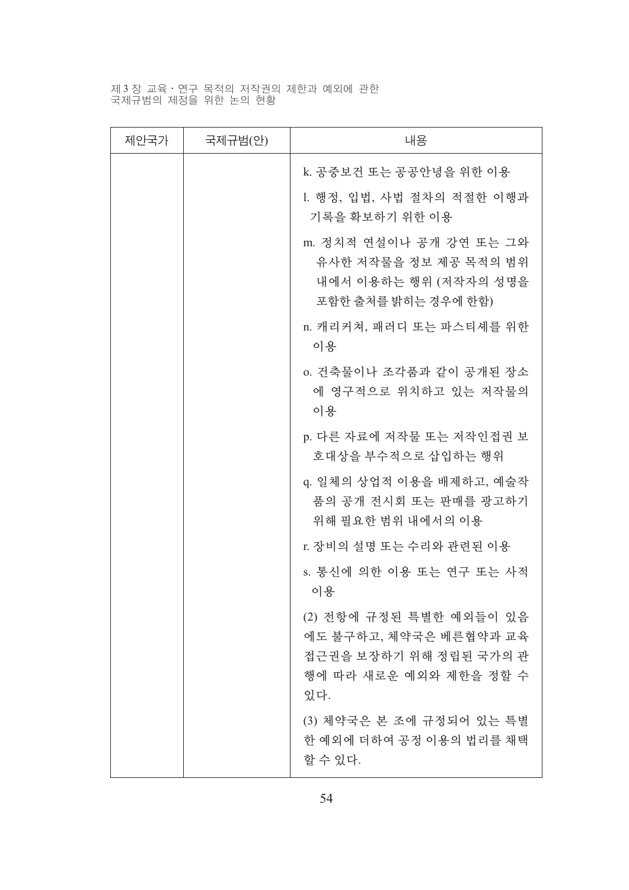| 제안국가 | 국제규범(안) | 내용 |
| --- | --- | --- |
| | | k. 공중보건 또는 공공안녕을 위한 이용<br>l. 행정, 입법, 사법 절차의 적절한 이행과 기록을 확보하기 위한 이용<br>m. 정치적 연설이나 공개 강연 또는 그와 유사한 저작물을 정보 제공 목적의 범위 내에서 이용하는 행위 (저작자의 성명을 포함한 출처를 밝히는 경우에 한함)<br>n. 캐리커쳐, 패러디 또는 파스티셰를 위한 이용<br>o. 건축물이나 조각품과 같이 공개된 장소에 영구적으로 위치하고 있는 저작물의 이용<br>p. 다른 자료에 저작물 또는 저작인접권 보호대상을 부수적으로 삽입하는 행위<br>q. 일체의 상업적 이용을 배제하고, 예술작품의 공개 전시회 또는 판매를 광고하기 위해 필요한 범위 내에서의 이용<br>r. 장비의 설명 또는 수리와 관련된 이용<br>s. 통신에 의한 이용 또는 연구 또는 사적 이용<br>(2) 전항에 규정된 특별한 예외들이 있음에도 불구하고, 체약국은 베른협약과 교육 접근권을 보장하기 위해 정립된 국가의 관행에 따라 새로운 예외와 제한을 정할 수 있다.<br>(3) 체약국은 본 조에 규정되어 있는 특별한 예외에 더하여 공정 이용의 법리를 채택할 수 있다. |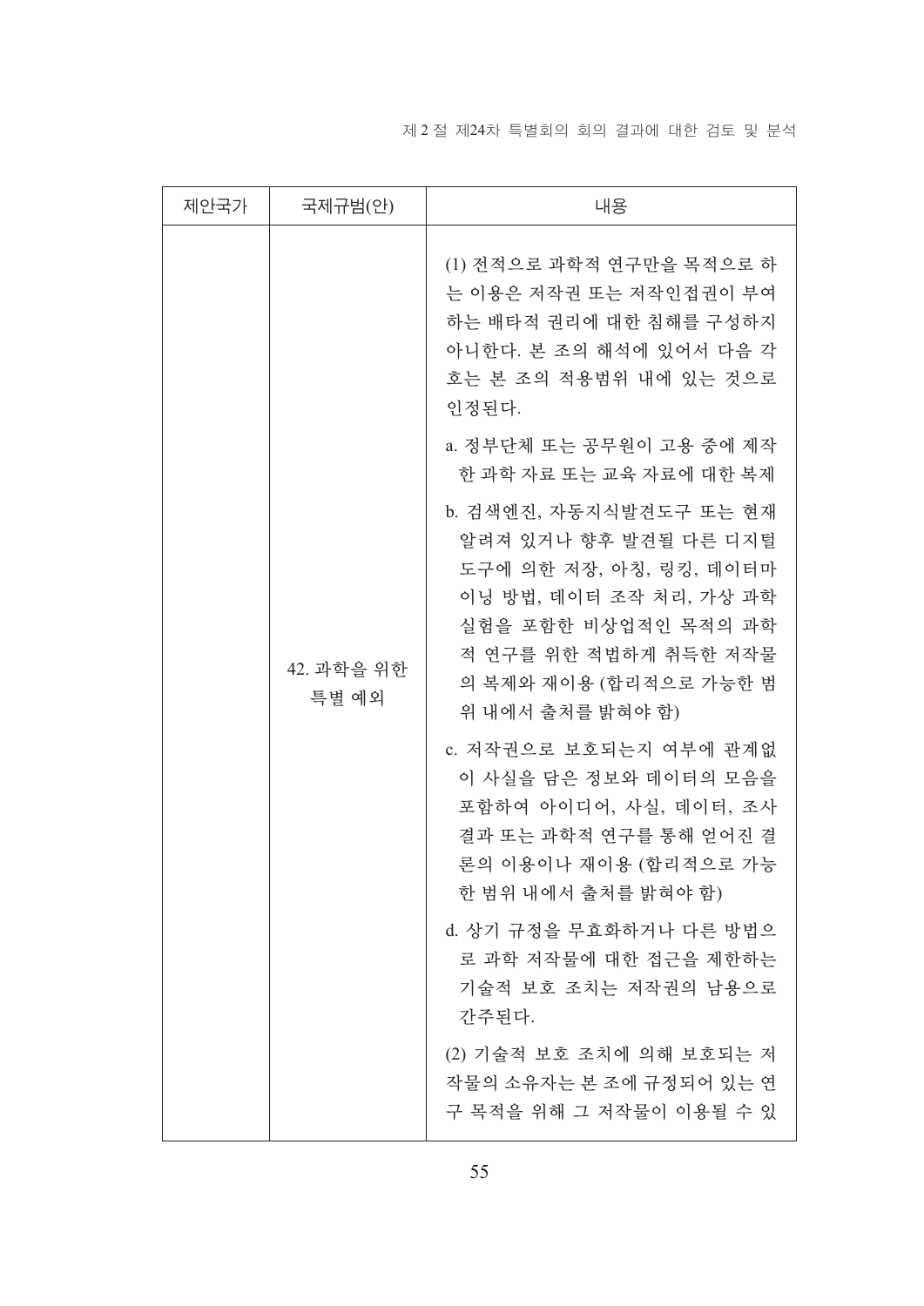| 제안국가 | 국제규범(안) | 내용 |
|---|---|---|
| | 42. 과학을 위한 특별 예외 | (1) 전적으로 과학적 연구만을 목적으로 하는 이용은 저작권 또는 저작인접권이 부여하는 배타적 권리에 대한 침해를 구성하지 아니한다. 본 조의 해석에 있어서 다음 각 호는 본 조의 적용범위 내에 있는 것으로 인정된다.<br>a. 정부단체 또는 공무원이 고용 중에 제작한 과학 자료 또는 교육 자료에 대한 복제<br>b. 검색엔진, 자동지식발견도구 또는 현재 알려져 있거나 향후 발견될 다른 디지털 도구에 의한 저장, 아칭, 링킹, 데이터마이닝 방법, 데이터 조작 처리, 가상 과학 실험을 포함한 비상업적인 목적의 과학적 연구를 위한 적법하게 취득한 저작물의 복제와 재이용 (합리적으로 가능한 범위 내에서 출처를 밝혀야 함)<br>c. 저작권으로 보호되는지 여부에 관계없이 사실을 담은 정보와 데이터의 모음을 포함하여 아이디어, 사실, 데이터, 조사결과 또는 과학적 연구를 통해 얻어진 결론의 이용이나 재이용 (합리적으로 가능한 범위 내에서 출처를 밝혀야 함)<br>d. 상기 규정을 무효화하거나 다른 방법으로 과학 저작물에 대한 접근을 제한하는 기술적 보호 조치는 저작권의 남용으로 간주된다.<br>(2) 기술적 보호 조치에 의해 보호되는 저작물의 소유자는 본 조에 규정되어 있는 연구 목적을 위해 그 저작물이 이용될 수 있 |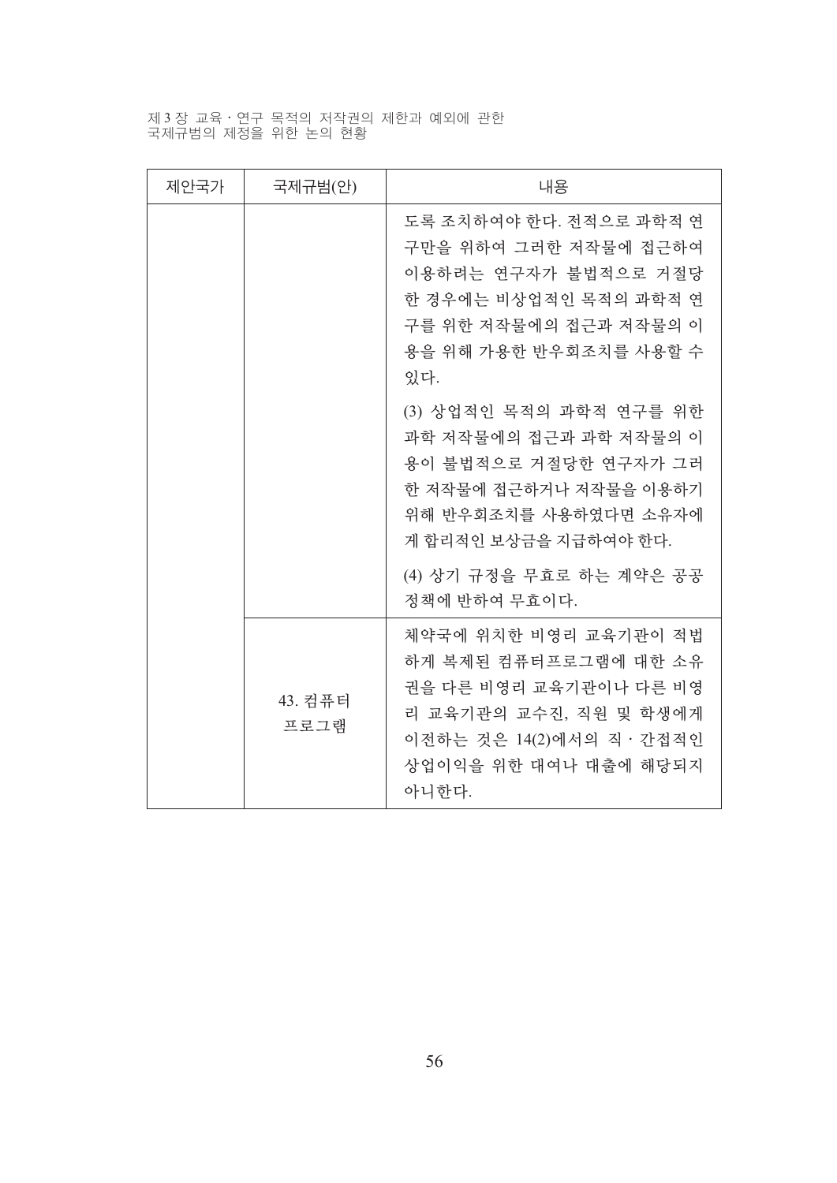| 제안국가 | 국제규범(안) | 내용 |
| --- | --- | --- |
| | | 도록 조치하여야 한다. 전적으로 과학적 연구만을 위하여 그러한 저작물에 접근하여 이용하려는 연구자가 불법적으로 거절당한 경우에는 비상업적인 목적의 과학적 연구를 위한 저작물에의 접근과 저작물의 이용을 위해 가용한 반우회조치를 사용할 수 있다.<br><br>(3) 상업적인 목적의 과학적 연구를 위한 과학 저작물에의 접근과 과학 저작물의 이용이 불법적으로 거절당한 연구자가 그러한 저작물에 접근하거나 저작물을 이용하기 위해 반우회조치를 사용하였다면 소유자에게 합리적인 보상금을 지급하여야 한다.<br><br>(4) 상기 규정을 무효로 하는 계약은 공공정책에 반하여 무효이다. |
| | 43. 컴퓨터 프로그램 | 체약국에 위치한 비영리 교육기관이 적법하게 복제된 컴퓨터프로그램에 대한 소유권을 다른 비영리 교육기관이나 다른 비영리 교육기관의 교수진, 직원 및 학생에게 이전하는 것은 14(2)에서의 직 · 간접적인 상업이익을 위한 대여나 대출에 해당되지 아니한다. |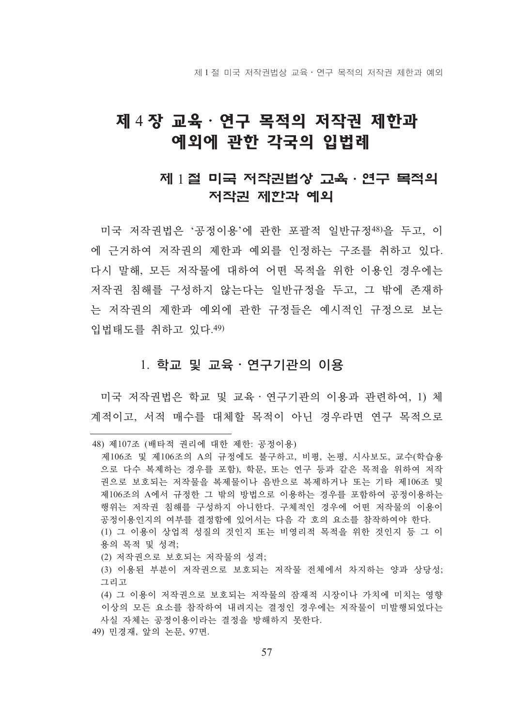# 제 4 장 교육 · 연구 목적의 저작권 제한과 예외에 관한 각국의 입법례

## 제 1 절 미국 저작권법상 교육 · 연구 목적의 저작권 제한과 예외

미국 저작권법은 '공정이용'에 관한 포괄적 일반규정[48]을 두고, 이에 근거하여 저작권의 제한과 예외를 인정하는 구조를 취하고 있다. 다시 말해, 모든 저작물에 대하여 어떤 목적을 위한 이용인 경우에는 저작권 침해를 구성하지 않는다는 일반규정을 두고, 그 밖에 존재하는 저작권의 제한과 예외에 관한 규정들은 예시적인 규정으로 보는 입법태도를 취하고 있다.[49]

### 1. 학교 및 교육 · 연구기관의 이용

미국 저작권법은 학교 및 교육 · 연구기관의 이용과 관련하여, 1) 체계적이고, 서적 매수를 대체할 목적이 아닌 경우라면 연구 목적으로

---

48) 제107조 (배타적 권리에 대한 제한: 공정이용)

제106조 및 제106조의 A의 규정에도 불구하고, 비평, 논평, 시사보도, 교수(학습용으로 다수 복제하는 경우를 포함), 학문, 또는 연구 등과 같은 목적을 위하여 저작권으로 보호되는 저작물을 복제물이나 음반으로 복제하거나 또는 기타 제106조 및 제106조의 A에서 규정한 그 밖의 방법으로 이용하는 경우를 포함하여 공정이용하는 행위는 저작권 침해를 구성하지 아니한다. 구체적인 경우에 어떤 저작물의 이용이 공정이용인지의 여부를 결정함에 있어서는 다음 각 호의 요소를 참작하여야 한다.

(1) 그 이용이 상업적 성질의 것인지 또는 비영리적 목적을 위한 것인지 등 그 이용의 목적 및 성격;

(2) 저작권으로 보호되는 저작물의 성격;

(3) 이용된 부분이 저작권으로 보호되는 저작물 전체에서 차지하는 양과 상당성; 그리고

(4) 그 이용이 저작권으로 보호되는 저작물의 잠재적 시장이나 가치에 미치는 영향 이상의 모든 요소를 참작하여 내려지는 결정인 경우에는 저작물이 미발행되었다는 사실 자체는 공정이용이라는 결정을 방해하지 못한다.

49) 민경재, 앞의 논문, 97면.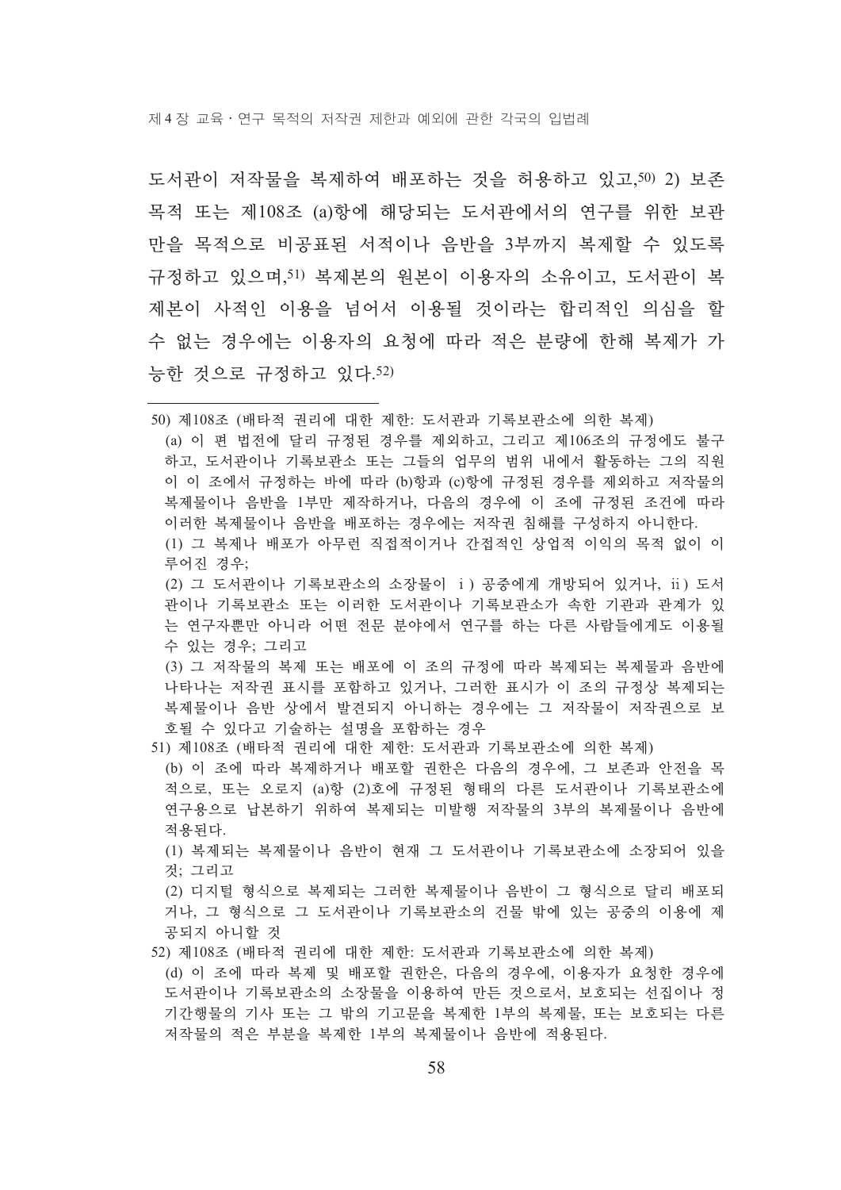도서관이 저작물을 복제하여 배포하는 것을 허용하고 있고,[50] 2) 보존 목적 또는 제108조 (a)항에 해당되는 도서관에서의 연구를 위한 보관만을 목적으로 비공표된 서적이나 음반을 3부까지 복제할 수 있도록 규정하고 있으며,[51] 복제본의 원본이 이용자의 소유이고, 도서관이 복제본이 사적인 이용을 넘어서 이용될 것이라는 합리적인 의심을 할 수 없는 경우에는 이용자의 요청에 따라 적은 분량에 한해 복제가 가능한 것으로 규정하고 있다.[52)]

---

50) 제108조 (배타적 권리에 대한 제한: 도서관과 기록보관소에 의한 복제)

(a) 이 편 법전에 달리 규정된 경우를 제외하고, 그리고 제106조의 규정에도 불구하고, 도서관이나 기록보관소 또는 그들의 업무의 범위 내에서 활동하는 그의 직원이 이 조에서 규정하는 바에 따라 (b)항과 (c)항에 규정된 경우를 제외하고 저작물의 복제물이나 음반을 1부만 제작하거나, 다음의 경우에 이 조에 규정된 조건에 따라 이러한 복제물이나 음반을 배포하는 경우에는 저작권 침해를 구성하지 아니한다.

(1) 그 복제나 배포가 아무런 직접적이거나 간접적인 상업적 이익의 목적 없이 이루어진 경우;

(2) 그 도서관이나 기록보관소의 소장물이 ⅰ) 공중에게 개방되어 있거나, ⅱ) 도서관이나 기록보관소 또는 이러한 도서관이나 기록보관소가 속한 기관과 관계가 있는 연구자뿐만 아니라 어떤 전문 분야에서 연구를 하는 다른 사람들에게도 이용될 수 있는 경우; 그리고

(3) 그 저작물의 복제 또는 배포에 이 조의 규정에 따라 복제되는 복제물과 음반에 나타나는 저작권 표시를 포함하고 있거나, 그러한 표시가 이 조의 규정상 복제되는 복제물이나 음반 상에서 발견되지 아니하는 경우에는 그 저작물이 저작권으로 보호될 수 있다고 기술하는 설명을 포함하는 경우

51) 제108조 (배타적 권리에 대한 제한: 도서관과 기록보관소에 의한 복제)

(b) 이 조에 따라 복제하거나 배포할 권한은 다음의 경우에, 그 보존과 안전을 목적으로, 또는 오로지 (a)항 (2)호에 규정된 형태의 다른 도서관이나 기록보관소에 연구용으로 납본하기 위하여 복제되는 미발행 저작물의 3부의 복제물이나 음반에 적용된다.

(1) 복제되는 복제물이나 음반이 현재 그 도서관이나 기록보관소에 소장되어 있을 것; 그리고

(2) 디지털 형식으로 복제되는 그러한 복제물이나 음반이 그 형식으로 달리 배포되거나, 그 형식으로 그 도서관이나 기록보관소의 건물 밖에 있는 공중의 이용에 제공되지 아니할 것

52) 제108조 (배타적 권리에 대한 제한: 도서관과 기록보관소에 의한 복제)

(d) 이 조에 따라 복제 및 배포할 권한은, 다음의 경우에, 이용자가 요청한 경우에 도서관이나 기록보관소의 소장물을 이용하여 만든 것으로서, 보호되는 선집이나 정기간행물의 기사 또는 그 밖의 기고문을 복제한 1부의 복제물, 또는 보호되는 다른 저작물의 적은 부분을 복제한 1부의 복제물이나 음반에 적용된다.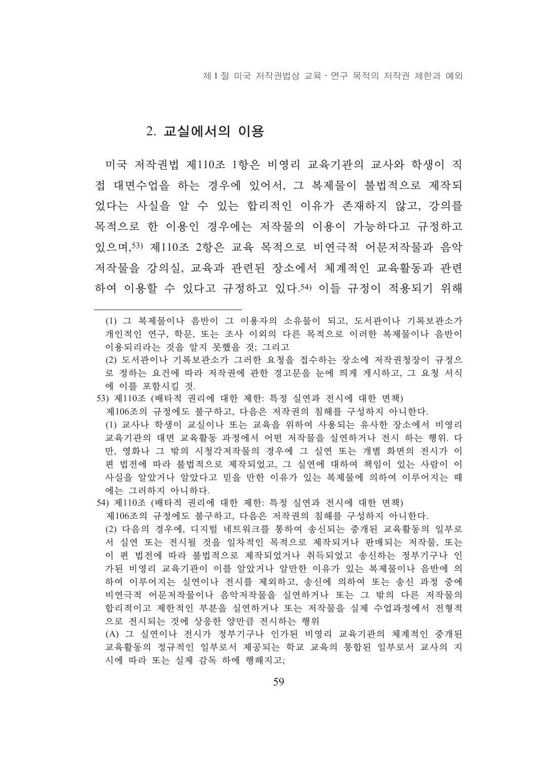## 2. 교실에서의 이용

미국 저작권법 제110조 1항은 비영리 교육기관의 교사와 학생이 직접 대면수업을 하는 경우에 있어서, 그 복제물이 불법적으로 제작되었다는 사실을 알 수 있는 합리적인 이유가 존재하지 않고, 강의를 목적으로 한 이용인 경우에는 저작물의 이용이 가능하다고 규정하고 있으며,[53] 제110조 2항은 교육 목적으로 비연극적 어문저작물과 음악저작물을 강의실, 교육과 관련된 장소에서 체계적인 교육활동과 관련하여 이용할 수 있다고 규정하고 있다.[54] 이들 규정이 적용되기 위해

---

(1) 그 복제물이나 음반이 그 이용자의 소유물이 되고, 도서관이나 기록보관소가 개인적인 연구, 학문, 또는 조사 이외의 다른 목적으로 이러한 복제물이나 음반이 이용되리라는 것을 알지 못했을 것; 그리고

(2) 도서관이나 기록보관소가 그러한 요청을 접수하는 장소에 저작권청장이 규정으로 정하는 요건에 따라 저작권에 관한 경고문을 눈에 띄게 게시하고, 그 요청 서식에 이를 포함시킬 것.

53) 제110조 (배타적 권리에 대한 제한: 특정 실연과 전시에 대한 면책)
제106조의 규정에도 불구하고, 다음은 저작권의 침해를 구성하지 아니한다.
(1) 교사나 학생이 교실이나 또는 교육을 위하여 사용되는 유사한 장소에서 비영리 교육기관의 대면 교육활동 과정에서 어떤 저작물을 실연하거나 전시 하는 행위. 다만, 영화나 그 밖의 시청각저작물의 경우에 그 실연 또는 개별 화면의 전시가 이 편 법전에 따라 불법적으로 제작되었고, 그 실연에 대하여 책임이 있는 사람이 이 사실을 알았거나 알았다고 믿을 만한 이유가 있는 복제물에 의하여 이루어지는 때에는 그러하지 아니하다.

54) 제110조 (배타적 권리에 대한 제한: 특정 실연과 전시에 대한 면책)
제106조의 규정에도 불구하고, 다음은 저작권의 침해를 구성하지 아니한다.
(2) 다음의 경우에, 디지털 네트워크를 통하여 송신되는 중개된 교육활동의 일부로서 실연 또는 전시될 것을 일차적인 목적으로 제작되거나 판매되는 저작물, 또는 이 편 법전에 따라 불법적으로 제작되었거나 취득되었고 송신하는 정부기구나 인가된 비영리 교육기관이 이를 알았거나 알만한 이유가 있는 복제물이나 음반에 의하여 이루어지는 실연이나 전시를 제외하고, 송신에 의하여 또는 송신 과정 중에 비연극적 어문저작물이나 음악저작물을 실연하거나 또는 그 밖의 다른 저작물의 합리적이고 제한적인 부분을 실연하거나 또는 저작물을 실제 수업과정에서 전형적으로 전시되는 것에 상응한 양만큼 전시하는 행위
(A) 그 실연이나 전시가 정부기구나 인가된 비영리 교육기관의 체계적인 중개된 교육활동의 정규적인 일부로서 제공되는 학교 교육의 통합된 일부로서 교사의 지시에 따라 또는 실제 감독 하에 행해지고;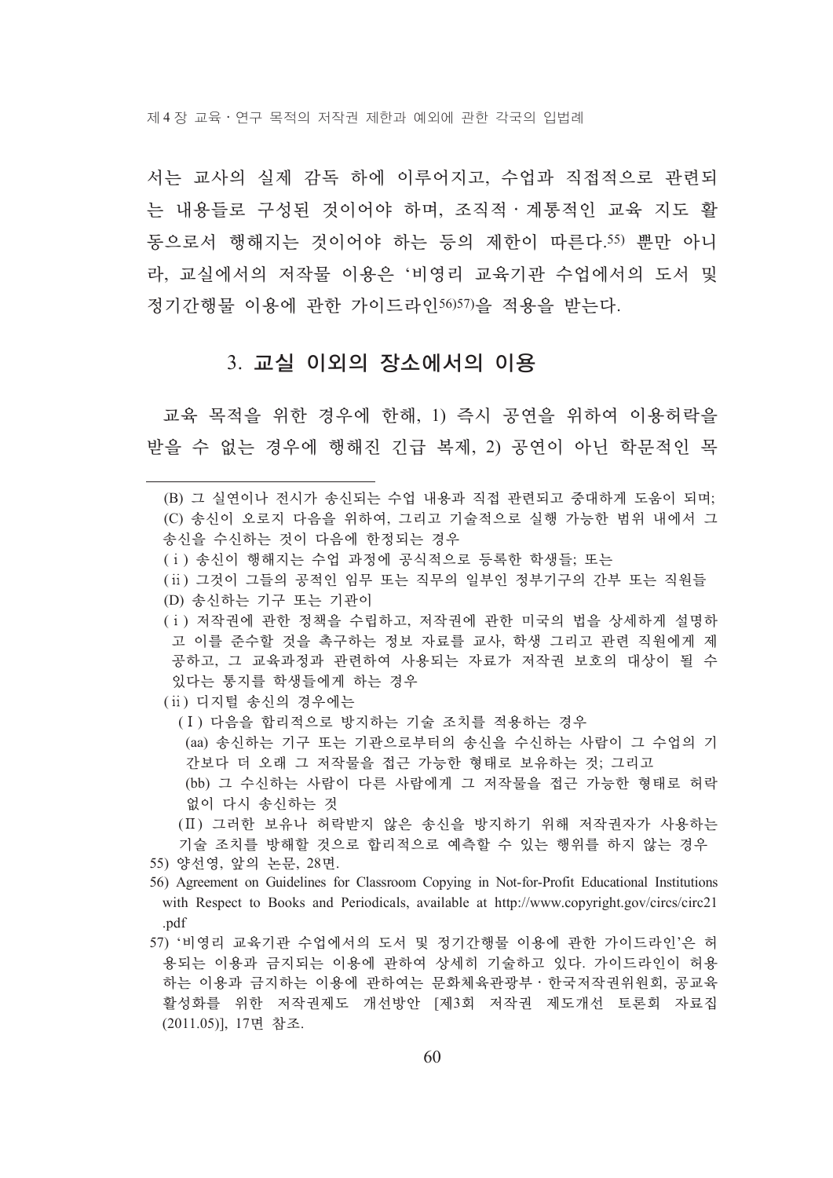서는 교사의 실제 감독 하에 이루어지고, 수업과 직접적으로 관련되는 내용들로 구성된 것이어야 하며, 조직적·계통적인 교육 지도 활동으로서 행해지는 것이어야 하는 등의 제한이 따른다.[55] 뿐만 아니라, 교실에서의 저작물 이용은 '비영리 교육기관 수업에서의 도서 및 정기간행물 이용에 관한 가이드라인[56][57]을 적용을 받는다.

### 3. 교실 이외의 장소에서의 이용

교육 목적을 위한 경우에 한해, 1) 즉시 공연을 위하여 이용허락을 받을 수 없는 경우에 행해진 긴급 복제, 2) 공연이 아닌 학문적인 목

---

(B) 그 실연이나 전시가 송신되는 수업 내용과 직접 관련되고 중대하게 도움이 되며;
(C) 송신이 오로지 다음을 위하여, 그리고 기술적으로 실행 가능한 범위 내에서 그 송신을 수신하는 것이 다음에 한정되는 경우
(ⅰ) 송신이 행해지는 수업 과정에 공식적으로 등록한 학생들; 또는
(ⅱ) 그것이 그들의 공적인 임무 또는 직무의 일부인 정부기구의 간부 또는 직원들
(D) 송신하는 기구 또는 기관이
(ⅰ) 저작권에 관한 정책을 수립하고, 저작권에 관한 미국의 법을 상세하게 설명하고 이를 준수할 것을 촉구하는 정보 자료를 교사, 학생 그리고 관련 직원에게 제공하고, 그 교육과정과 관련하여 사용되는 자료가 저작권 보호의 대상이 될 수 있다는 통지를 학생들에게 하는 경우
(ⅱ) 디지털 송신의 경우에는
(Ⅰ) 다음을 합리적으로 방지하는 기술 조치를 적용하는 경우
(aa) 송신하는 기구 또는 기관으로부터의 송신을 수신하는 사람이 그 수업의 기간보다 더 오래 그 저작물을 접근 가능한 형태로 보유하는 것; 그리고
(bb) 그 수신하는 사람이 다른 사람에게 그 저작물을 접근 가능한 형태로 허락 없이 다시 송신하는 것
(Ⅱ) 그러한 보유나 허락받지 않은 송신을 방지하기 위해 저작권자가 사용하는 기술 조치를 방해할 것으로 합리적으로 예측할 수 있는 행위를 하지 않는 경우

55) 양선영, 앞의 논문, 28면.

56) Agreement on Guidelines for Classroom Copying in Not-for-Profit Educational Institutions with Respect to Books and Periodicals, available at http://www.copyright.gov/circs/circ21.pdf

57) '비영리 교육기관 수업에서의 도서 및 정기간행물 이용에 관한 가이드라인'은 허용되는 이용과 금지되는 이용에 관하여 상세히 기술하고 있다. 가이드라인이 허용하는 이용과 금지하는 이용에 관하여는 문화체육관광부·한국저작권위원회, 공교육 활성화를 위한 저작권제도 개선방안 [제3회 저작권 제도개선 토론회 자료집 (2011.05)], 17면 참조.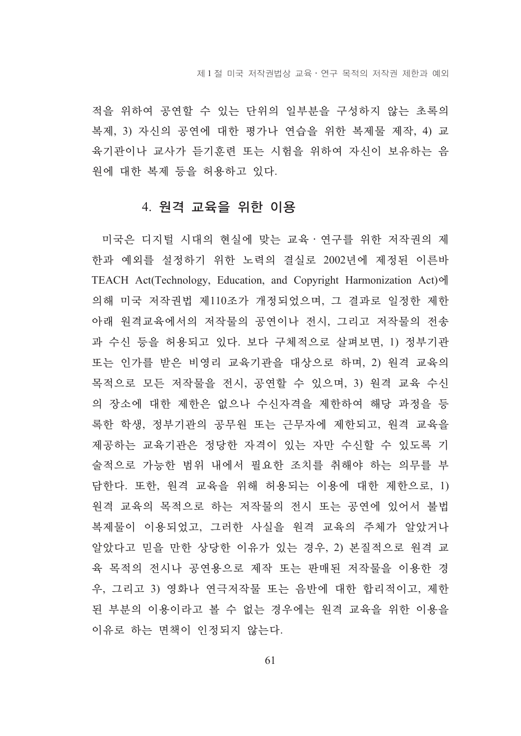적을 위하여 공연할 수 있는 단위의 일부분을 구성하지 않는 초록의 복제, 3) 자신의 공연에 대한 평가나 연습을 위한 복제물 제작, 4) 교육기관이나 교사가 듣기훈련 또는 시험을 위하여 자신이 보유하는 음원에 대한 복제 등을 허용하고 있다.

### 4. 원격 교육을 위한 이용

미국은 디지털 시대의 현실에 맞는 교육 · 연구를 위한 저작권의 제한과 예외를 설정하기 위한 노력의 결실로 2002년에 제정된 이른바 TEACH Act(Technology, Education, and Copyright Harmonization Act)에 의해 미국 저작권법 제110조가 개정되었으며, 그 결과로 일정한 제한 아래 원격교육에서의 저작물의 공연이나 전시, 그리고 저작물의 전송과 수신 등을 허용되고 있다. 보다 구체적으로 살펴보면, 1) 정부기관 또는 인가를 받은 비영리 교육기관을 대상으로 하며, 2) 원격 교육의 목적으로 모든 저작물을 전시, 공연할 수 있으며, 3) 원격 교육 수신의 장소에 대한 제한은 없으나 수신자격을 제한하여 해당 과정을 등록한 학생, 정부기관의 공무원 또는 근무자에 제한되고, 원격 교육을 제공하는 교육기관은 정당한 자격이 있는 자만 수신할 수 있도록 기술적으로 가능한 범위 내에서 필요한 조치를 취해야 하는 의무를 부담한다. 또한, 원격 교육을 위해 허용되는 이용에 대한 제한으로, 1) 원격 교육의 목적으로 하는 저작물의 전시 또는 공연에 있어서 불법복제물이 이용되었고, 그러한 사실을 원격 교육의 주체가 알았거나 알았다고 믿을 만한 상당한 이유가 있는 경우, 2) 본질적으로 원격 교육 목적의 전시나 공연용으로 제작 또는 판매된 저작물을 이용한 경우, 그리고 3) 영화나 연극저작물 또는 음반에 대한 합리적이고, 제한된 부분의 이용이라고 볼 수 없는 경우에는 원격 교육을 위한 이용을 이유로 하는 면책이 인정되지 않는다.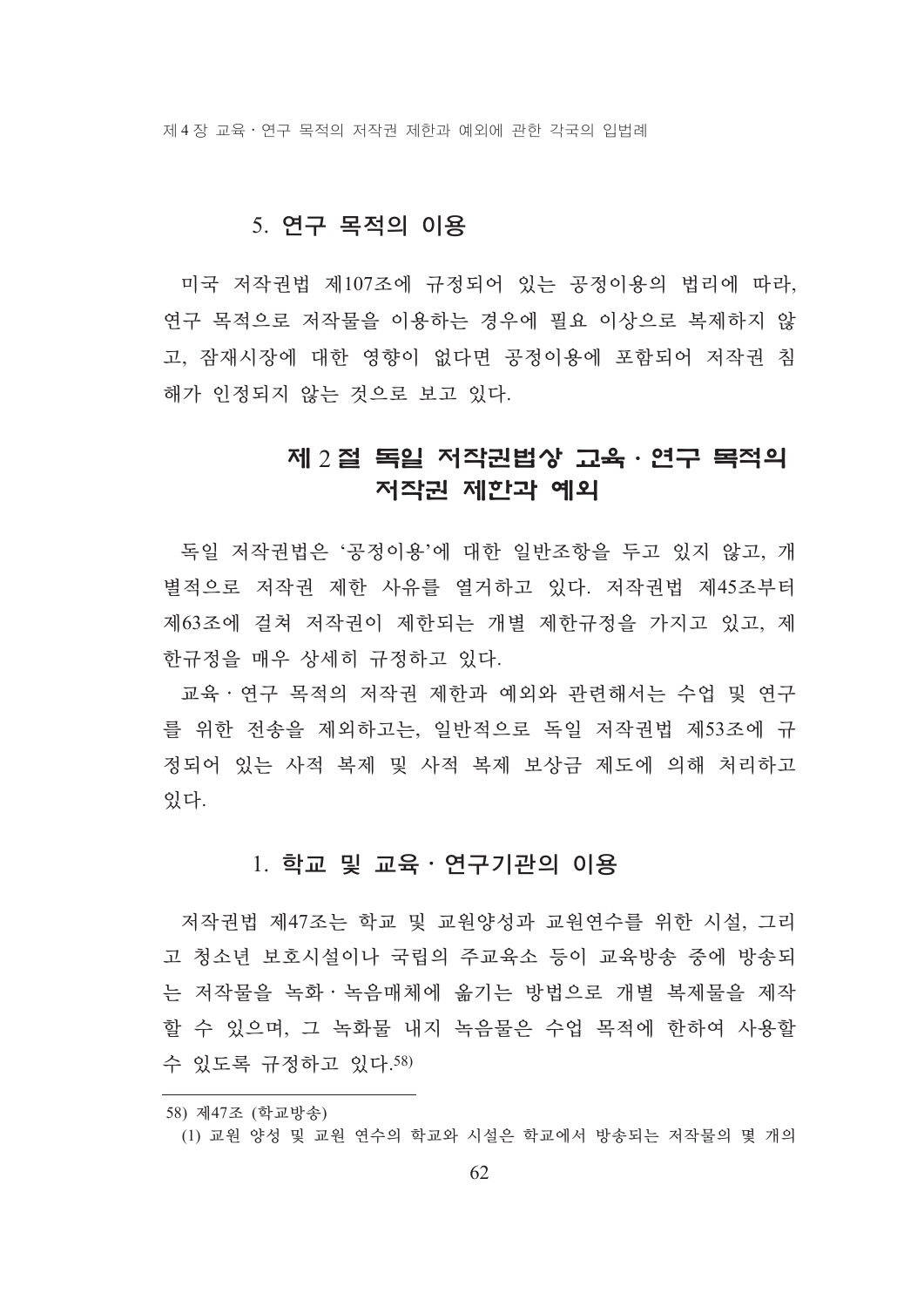### 5. 연구 목적의 이용

미국 저작권법 제107조에 규정되어 있는 공정이용의 법리에 따라, 연구 목적으로 저작물을 이용하는 경우에 필요 이상으로 복제하지 않고, 잠재시장에 대한 영향이 없다면 공정이용에 포함되어 저작권 침해가 인정되지 않는 것으로 보고 있다.

## 제 2 절 독일 저작권법상 교육 · 연구 목적의 저작권 제한과 예외

독일 저작권법은 '공정이용'에 대한 일반조항을 두고 있지 않고, 개별적으로 저작권 제한 사유를 열거하고 있다. 저작권법 제45조부터 제63조에 걸쳐 저작권이 제한되는 개별 제한규정을 가지고 있고, 제한규정을 매우 상세히 규정하고 있다.

교육 · 연구 목적의 저작권 제한과 예외와 관련해서는 수업 및 연구를 위한 전송을 제외하고는, 일반적으로 독일 저작권법 제53조에 규정되어 있는 사적 복제 및 사적 복제 보상금 제도에 의해 처리하고 있다.

### 1. 학교 및 교육 · 연구기관의 이용

저작권법 제47조는 학교 및 교원양성과 교원연수를 위한 시설, 그리고 청소년 보호시설이나 국립의 주교육소 등이 교육방송 중에 방송되는 저작물을 녹화 · 녹음매체에 옮기는 방법으로 개별 복제물을 제작할 수 있으며, 그 녹화물 내지 녹음물은 수업 목적에 한하여 사용할 수 있도록 규정하고 있다.[58)]

---

58) 제47조 (학교방송)

(1) 교원 양성 및 교원 연수의 학교와 시설은 학교에서 방송되는 저작물의 몇 개의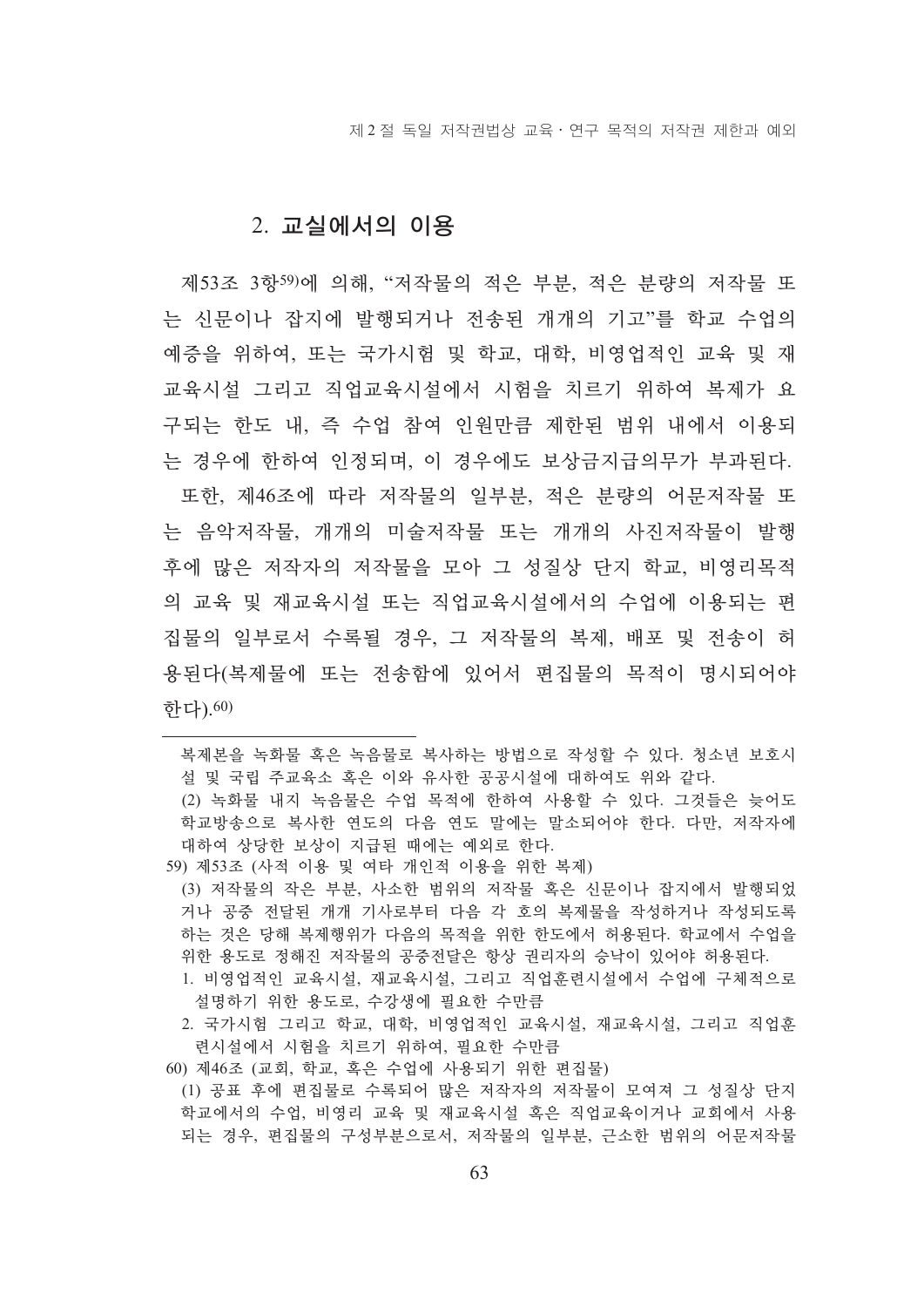## 2. 교실에서의 이용

제53조 3항[59]에 의해, "저작물의 적은 부분, 적은 분량의 저작물 또는 신문이나 잡지에 발행되거나 전송된 개개의 기고"를 학교 수업의 예증을 위하여, 또는 국가시험 및 학교, 대학, 비영업적인 교육 및 재교육시설 그리고 직업교육시설에서 시험을 치르기 위하여 복제가 요구되는 한도 내, 즉 수업 참여 인원만큼 제한된 범위 내에서 이용되는 경우에 한하여 인정되며, 이 경우에도 보상금지급의무가 부과된다.

또한, 제46조에 따라 저작물의 일부분, 적은 분량의 어문저작물 또는 음악저작물, 개개의 미술저작물 또는 개개의 사진저작물이 발행 후에 많은 저작자의 저작물을 모아 그 성질상 단지 학교, 비영리목적의 교육 및 재교육시설 또는 직업교육시설에서의 수업에 이용되는 편집물의 일부로서 수록될 경우, 그 저작물의 복제, 배포 및 전송이 허용된다(복제물에 또는 전송함에 있어서 편집물의 목적이 명시되어야 한다).[60]

---

복제본을 녹화물 혹은 녹음물로 복사하는 방법으로 작성할 수 있다. 청소년 보호시설 및 국립 주교육소 혹은 이와 유사한 공공시설에 대하여도 위와 같다.

(2) 녹화물 내지 녹음물은 수업 목적에 한하여 사용할 수 있다. 그것들은 늦어도 학교방송으로 복사한 연도의 다음 연도 말에는 말소되어야 한다. 다만, 저작자에 대하여 상당한 보상이 지급된 때에는 예외로 한다.

59) 제53조 (사적 이용 및 여타 개인적 이용을 위한 복제)

(3) 저작물의 작은 부분, 사소한 범위의 저작물 혹은 신문이나 잡지에서 발행되었거나 공중 전달된 개개 기사로부터 다음 각 호의 복제물을 작성하거나 작성되도록 하는 것은 당해 복제행위가 다음의 목적을 위한 한도에서 허용된다. 학교에서 수업을 위한 용도로 정해진 저작물의 공중전달은 항상 권리자의 승낙이 있어야 허용된다.

1. 비영업적인 교육시설, 재교육시설, 그리고 직업훈련시설에서 수업에 구체적으로 설명하기 위한 용도로, 수강생에 필요한 수만큼
2. 국가시험 그리고 학교, 대학, 비영업적인 교육시설, 재교육시설, 그리고 직업훈련시설에서 시험을 치르기 위하여, 필요한 수만큼

60) 제46조 (교회, 학교, 혹은 수업에 사용되기 위한 편집물)

(1) 공표 후에 편집물로 수록되어 많은 저작자의 저작물이 모여져 그 성질상 단지 학교에서의 수업, 비영리 교육 및 재교육시설 혹은 직업교육이거나 교회에서 사용되는 경우, 편집물의 구성부분으로서, 저작물의 일부분, 근소한 범위의 어문저작물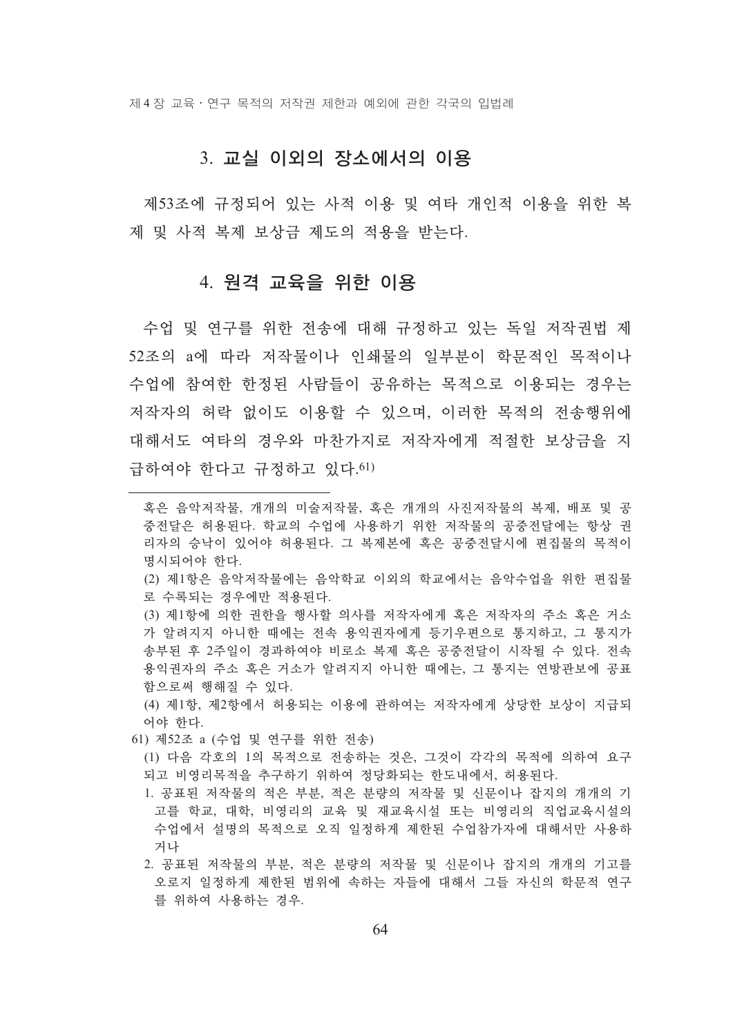### 3. 교실 이외의 장소에서의 이용

제53조에 규정되어 있는 사적 이용 및 여타 개인적 이용을 위한 복제 및 사적 복제 보상금 제도의 적용을 받는다.

### 4. 원격 교육을 위한 이용

수업 및 연구를 위한 전송에 대해 규정하고 있는 독일 저작권법 제52조의 a에 따라 저작물이나 인쇄물의 일부분이 학문적인 목적이나 수업에 참여한 한정된 사람들이 공유하는 목적으로 이용되는 경우는 저작자의 허락 없이도 이용할 수 있으며, 이러한 목적의 전송행위에 대해서도 여타의 경우와 마찬가지로 저작자에게 적절한 보상금을 지급하여야 한다고 규정하고 있다.[61]

---

혹은 음악저작물, 개개의 미술저작물, 혹은 개개의 사진저작물의 복제, 배포 및 공중전달은 허용된다. 학교의 수업에 사용하기 위한 저작물의 공중전달에는 항상 권리자의 승낙이 있어야 허용된다. 그 복제본에 혹은 공중전달시에 편집물의 목적이 명시되어야 한다.

(2) 제1항은 음악저작물에는 음악학교 이외의 학교에서는 음악수업을 위한 편집물로 수록되는 경우에만 적용된다.

(3) 제1항에 의한 권한을 행사할 의사를 저작자에게 혹은 저작자의 주소 혹은 거소가 알려지지 아니한 때에는 전속 용익권자에게 등기우편으로 통지하고, 그 통지가 송부된 후 2주일이 경과하여야 비로소 복제 혹은 공중전달이 시작될 수 있다. 전속 용익권자의 주소 혹은 거소가 알려지지 아니한 때에는, 그 통지는 연방관보에 공표함으로써 행해질 수 있다.

(4) 제1항, 제2항에서 허용되는 이용에 관하여는 저작자에게 상당한 보상이 지급되어야 한다.

61) 제52조 a (수업 및 연구를 위한 전송)

(1) 다음 각호의 1의 목적으로 전송하는 것은, 그것이 각각의 목적에 의하여 요구되고 비영리목적을 추구하기 위하여 정당화되는 한도내에서, 허용된다.

1. 공표된 저작물의 적은 부분, 적은 분량의 저작물 및 신문이나 잡지의 개개의 기고를 학교, 대학, 비영리의 교육 및 재교육시설 또는 비영리의 직업교육시설의 수업에서 설명의 목적으로 오직 일정하게 제한된 수업참가자에 대해서만 사용하거나
2. 공표된 저작물의 부분, 적은 분량의 저작물 및 신문이나 잡지의 개개의 기고를 오로지 일정하게 제한된 범위에 속하는 자들에 대해서 그들 자신의 학문적 연구를 위하여 사용하는 경우.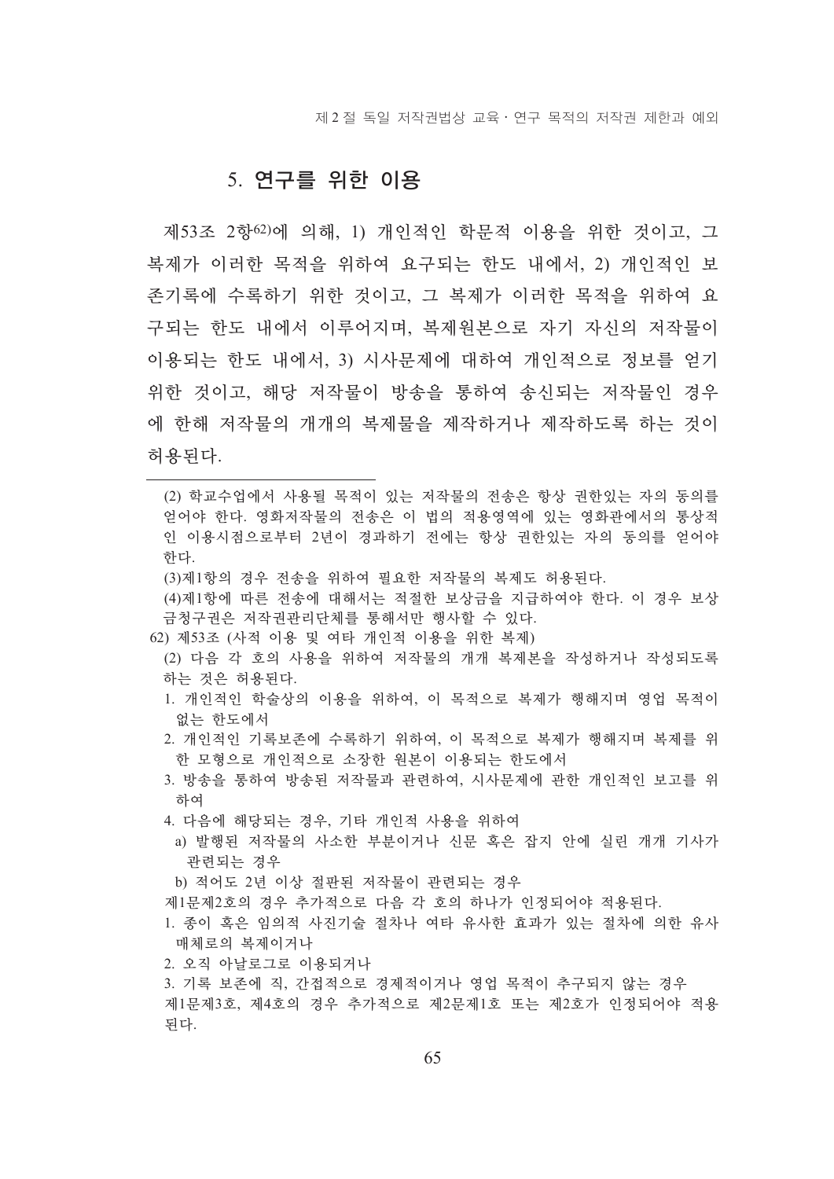### 5. 연구를 위한 이용

제53조 2항[62]에 의해, 1) 개인적인 학문적 이용을 위한 것이고, 그 복제가 이러한 목적을 위하여 요구되는 한도 내에서, 2) 개인적인 보존기록에 수록하기 위한 것이고, 그 복제가 이러한 목적을 위하여 요구되는 한도 내에서 이루어지며, 복제원본으로 자기 자신의 저작물이 이용되는 한도 내에서, 3) 시사문제에 대하여 개인적으로 정보를 얻기 위한 것이고, 해당 저작물이 방송을 통하여 송신되는 저작물인 경우에 한해 저작물의 개개의 복제물을 제작하거나 제작하도록 하는 것이 허용된다.

---

(2) 학교수업에서 사용될 목적이 있는 저작물의 전송은 항상 권한있는 자의 동의를 얻어야 한다. 영화저작물의 전송은 이 법의 적용영역에 있는 영화관에서의 통상적인 이용시점으로부터 2년이 경과하기 전에는 항상 권한있는 자의 동의를 얻어야 한다.

(3)제1항의 경우 전송을 위하여 필요한 저작물의 복제도 허용된다.

(4)제1항에 따른 전송에 대해서는 적절한 보상금을 지급하여야 한다. 이 경우 보상금청구권은 저작권관리단체를 통해서만 행사할 수 있다.

62) 제53조 (사적 이용 및 여타 개인적 이용을 위한 복제)

(2) 다음 각 호의 사용을 위하여 저작물의 개개 복제본을 작성하거나 작성되도록 하는 것은 허용된다.

1. 개인적인 학술상의 이용을 위하여, 이 목적으로 복제가 행해지며 영업 목적이 없는 한도에서
2. 개인적인 기록보존에 수록하기 위하여, 이 목적으로 복제가 행해지며 복제를 위한 모형으로 개인적으로 소장한 원본이 이용되는 한도에서
3. 방송을 통하여 방송된 저작물과 관련하여, 시사문제에 관한 개인적인 보고를 위하여
4. 다음에 해당되는 경우, 기타 개인적 사용을 위하여
   a) 발행된 저작물의 사소한 부분이거나 신문 혹은 잡지 안에 실린 개개 기사가 관련되는 경우
   b) 적어도 2년 이상 절판된 저작물이 관련되는 경우

제1문제2호의 경우 추가적으로 다음 각 호의 하나가 인정되어야 적용된다.

1. 종이 혹은 임의적 사진기술 절차나 여타 유사한 효과가 있는 절차에 의한 유사매체로의 복제이거나
2. 오직 아날로그로 이용되거나
3. 기록 보존에 직, 간접적으로 경제적이거나 영업 목적이 추구되지 않는 경우

제1문제3호, 제4호의 경우 추가적으로 제2문제1호 또는 제2호가 인정되어야 적용된다.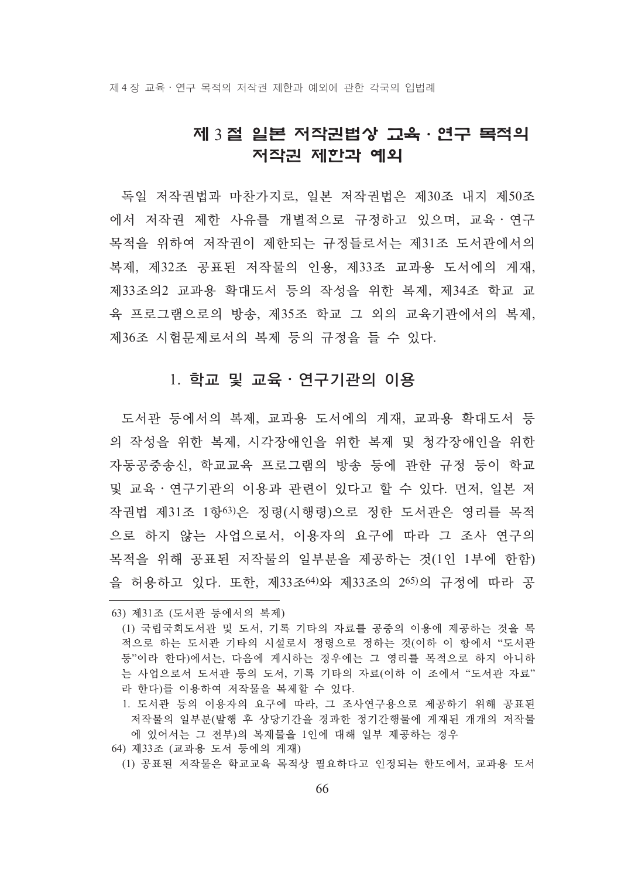## 제 3 절 일본 저작권법상 교육 · 연구 목적의 저작권 제한과 예외

독일 저작권법과 마찬가지로, 일본 저작권법은 제30조 내지 제50조에서 저작권 제한 사유를 개별적으로 규정하고 있으며, 교육 · 연구 목적을 위하여 저작권이 제한되는 규정들로서는 제31조 도서관에서의 복제, 제32조 공표된 저작물의 인용, 제33조 교과용 도서에의 게재, 제33조의2 교과용 확대도서 등의 작성을 위한 복제, 제34조 학교 교육 프로그램으로의 방송, 제35조 학교 그 외의 교육기관에서의 복제, 제36조 시험문제로서의 복제 등의 규정을 들 수 있다.

### 1. 학교 및 교육 · 연구기관의 이용

도서관 등에서의 복제, 교과용 도서에의 게재, 교과용 확대도서 등의 작성을 위한 복제, 시각장애인을 위한 복제 및 청각장애인을 위한 자동공중송신, 학교교육 프로그램의 방송 등에 관한 규정 등이 학교 및 교육 · 연구기관의 이용과 관련이 있다고 할 수 있다. 먼저, 일본 저작권법 제31조 1항[63]은 정령(시행령)으로 정한 도서관은 영리를 목적으로 하지 않는 사업으로서, 이용자의 요구에 따라 그 조사 연구의 목적을 위해 공표된 저작물의 일부분을 제공하는 것(1인 1부에 한함)을 허용하고 있다. 또한, 제33조[64]와 제33조의 2[65]의 규정에 따라 공

---

63) 제31조 (도서관 등에서의 복제)

(1) 국립국회도서관 및 도서, 기록 기타의 자료를 공중의 이용에 제공하는 것을 목적으로 하는 도서관 기타의 시설로서 정령으로 정하는 것(이하 이 항에서 "도서관 등"이라 한다)에서는, 다음에 게시하는 경우에는 그 영리를 목적으로 하지 아니하는 사업으로서 도서관 등의 도서, 기록 기타의 자료(이하 이 조에서 "도서관 자료"라 한다)를 이용하여 저작물을 복제할 수 있다.

1. 도서관 등의 이용자의 요구에 따라, 그 조사연구용으로 제공하기 위해 공표된 저작물의 일부분(발행 후 상당기간을 경과한 정기간행물에 게재된 개개의 저작물에 있어서는 그 전부)의 복제물을 1인에 대해 일부 제공하는 경우

64) 제33조 (교과용 도서 등에의 게재)

(1) 공표된 저작물은 학교교육 목적상 필요하다고 인정되는 한도에서, 교과용 도서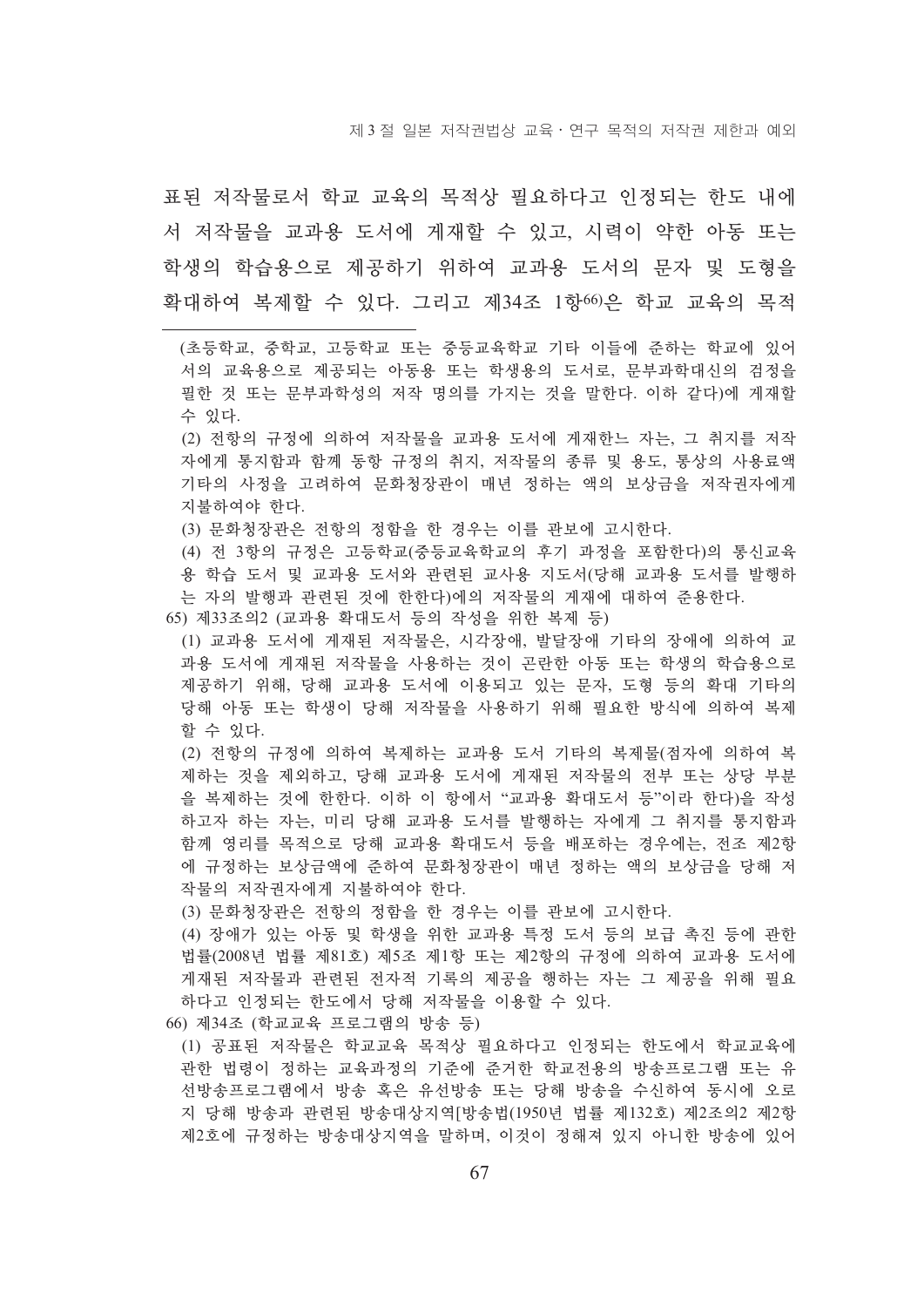표된 저작물로서 학교 교육의 목적상 필요하다고 인정되는 한도 내에서 저작물을 교과용 도서에 게재할 수 있고, 시력이 약한 아동 또는 학생의 학습용으로 제공하기 위하여 교과용 도서의 문자 및 도형을 확대하여 복제할 수 있다. 그리고 제34조 1항[66]은 학교 교육의 목적

---

(초등학교, 중학교, 고등학교 또는 중등교육학교 기타 이들에 준하는 학교에 있어서의 교육용으로 제공되는 아동용 또는 학생용의 도서로, 문부과학대신의 검정을 필한 것 또는 문부과학성의 저작 명의를 가지는 것을 말한다. 이하 같다)에 게재할 수 있다.

(2) 전항의 규정에 의하여 저작물을 교과용 도서에 게재한느 자는, 그 취지를 저작자에게 통지함과 함께 동항 규정의 취지, 저작물의 종류 및 용도, 통상의 사용료액 기타의 사정을 고려하여 문화청장관이 매년 정하는 액의 보상금을 저작권자에게 지불하여야 한다.

(3) 문화청장관은 전항의 정함을 한 경우는 이를 관보에 고시한다.

(4) 전 3항의 규정은 고등학교(중등교육학교의 후기 과정을 포함한다)의 통신교육용 학습 도서 및 교과용 도서와 관련된 교사용 지도서(당해 교과용 도서를 발행하는 자의 발행과 관련된 것에 한한다)에의 저작물의 게재에 대하여 준용한다.

65) 제33조의2 (교과용 확대도서 등의 작성을 위한 복제 등)

(1) 교과용 도서에 게재된 저작물은, 시각장애, 발달장애 기타의 장애에 의하여 교과용 도서에 게재된 저작물을 사용하는 것이 곤란한 아동 또는 학생의 학습용으로 제공하기 위해, 당해 교과용 도서에 이용되고 있는 문자, 도형 등의 확대 기타의 당해 아동 또는 학생이 당해 저작물을 사용하기 위해 필요한 방식에 의하여 복제할 수 있다.

(2) 전항의 규정에 의하여 복제하는 교과용 도서 기타의 복제물(점자에 의하여 복제하는 것을 제외하고, 당해 교과용 도서에 게재된 저작물의 전부 또는 상당 부분을 복제하는 것에 한한다. 이하 이 항에서 "교과용 확대도서 등"이라 한다)을 작성하고자 하는 자는, 미리 당해 교과용 도서를 발행하는 자에게 그 취지를 통지함과 함께 영리를 목적으로 당해 교과용 확대도서 등을 배포하는 경우에는, 전조 제2항에 규정하는 보상금액에 준하여 문화청장관이 매년 정하는 액의 보상금을 당해 저작물의 저작권자에게 지불하여야 한다.

(3) 문화청장관은 전항의 정함을 한 경우는 이를 관보에 고시한다.

(4) 장애가 있는 아동 및 학생을 위한 교과용 특정 도서 등의 보급 촉진 등에 관한 법률(2008년 법률 제81호) 제5조 제1항 또는 제2항의 규정에 의하여 교과용 도서에 게재된 저작물과 관련된 전자적 기록의 제공을 행하는 자는 그 제공을 위해 필요하다고 인정되는 한도에서 당해 저작물을 이용할 수 있다.

66) 제34조 (학교교육 프로그램의 방송 등)

(1) 공표된 저작물은 학교교육 목적상 필요하다고 인정되는 한도에서 학교교육에 관한 법령이 정하는 교육과정의 기준에 준거한 학교전용의 방송프로그램 또는 유선방송프로그램에서 방송 혹은 유선방송 또는 당해 방송을 수신하여 동시에 오로지 당해 방송과 관련된 방송대상지역[방송법(1950년 법률 제132호) 제2조의2 제2항 제2호에 규정하는 방송대상지역을 말하며, 이것이 정해져 있지 아니한 방송에 있어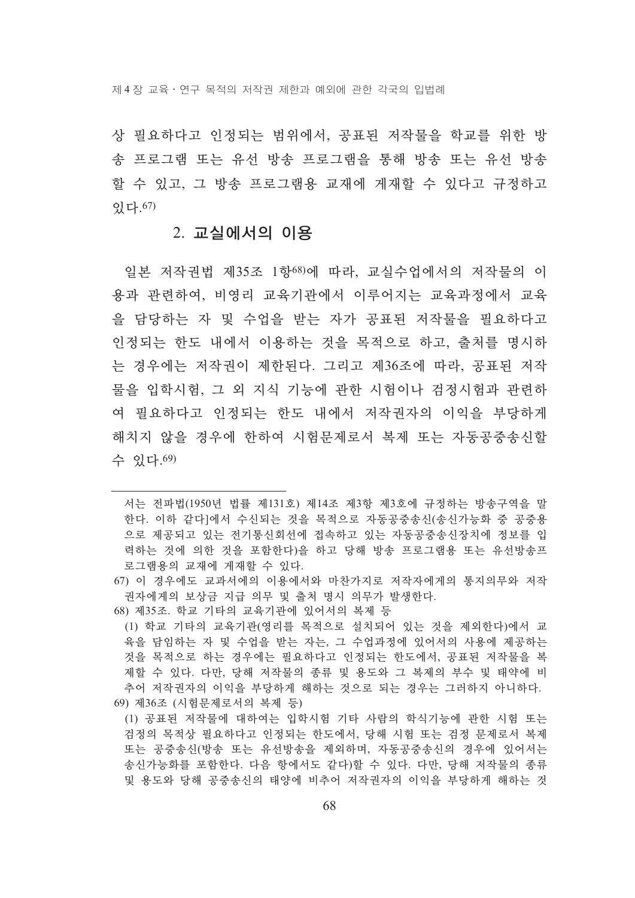상 필요하다고 인정되는 범위에서, 공표된 저작물을 학교를 위한 방송 프로그램 또는 유선 방송 프로그램을 통해 방송 또는 유선 방송할 수 있고, 그 방송 프로그램용 교재에 게재할 수 있다고 규정하고 있다.[67]

## 2. 교실에서의 이용

일본 저작권법 제35조 1항[68]에 따라, 교실수업에서의 저작물의 이용과 관련하여, 비영리 교육기관에서 이루어지는 교육과정에서 교육을 담당하는 자 및 수업을 받는 자가 공표된 저작물을 필요하다고 인정되는 한도 내에서 이용하는 것을 목적으로 하고, 출처를 명시하는 경우에는 저작권이 제한된다. 그리고 제36조에 따라, 공표된 저작물을 입학시험, 그 외 지식 기능에 관한 시험이나 검정시험과 관련하여 필요하다고 인정되는 한도 내에서 저작권자의 이익을 부당하게 해치지 않을 경우에 한하여 시험문제로서 복제 또는 자동공중송신할 수 있다.[69]

---

서는 전파법(1950년 법률 제131호) 제14조 제3항 제3호에 규정하는 방송구역을 말한다. 이하 같다]에서 수신되는 것을 목적으로 자동공중송신(송신가능화 중 공중용으로 제공되고 있는 전기통신회선에 접속하고 있는 자동공중송신장치에 정보를 입력하는 것에 의한 것을 포함한다)을 하고 당해 방송 프로그램용 또는 유선방송프로그램용의 교재에 게재할 수 있다.

67) 이 경우에도 교과서에의 이용에서와 마찬가지로 저작자에게의 통지의무와 저작권자에게의 보상금 지급 의무 및 출처 명시 의무가 발생한다.

68) 제35조. 학교 기타의 교육기관에 있어서의 복제 등

(1) 학교 기타의 교육기관(영리를 목적으로 설치되어 있는 것을 제외한다)에서 교육을 담임하는 자 및 수업을 받는 자는, 그 수업과정에 있어서의 사용에 제공하는 것을 목적으로 하는 경우에는 필요하다고 인정되는 한도에서, 공표된 저작물을 복제할 수 있다. 다만, 당해 저작물의 종류 및 용도와 그 복제의 부수 및 태약에 비추어 저작권자의 이익을 부당하게 해하는 것으로 되는 경우는 그러하지 아니하다.

69) 제36조 (시험문제로서의 복제 등)

(1) 공표된 저작물에 대하여는 입학시험 기타 사람의 학식기능에 관한 시험 또는 검정의 목적상 필요하다고 인정되는 한도에서, 당해 시험 또는 검정 문제로서 복제 또는 공중송신(방송 또는 유선방송을 제외하며, 자동공중송신의 경우에 있어서는 송신가능화를 포함한다. 다음 항에서도 같다)할 수 있다. 다만, 당해 저작물의 종류 및 용도와 당해 공중송신의 태양에 비추어 저작권자의 이익을 부당하게 해하는 것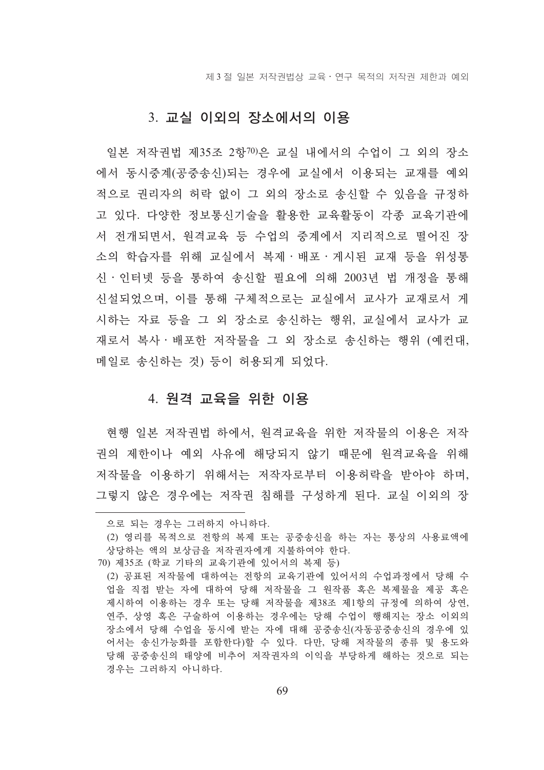### 3. 교실 이외의 장소에서의 이용

일본 저작권법 제35조 2항[70]은 교실 내에서의 수업이 그 외의 장소에서 동시중계(공중송신)되는 경우에 교실에서 이용되는 교재를 예외적으로 권리자의 허락 없이 그 외의 장소로 송신할 수 있음을 규정하고 있다. 다양한 정보통신기술을 활용한 교육활동이 각종 교육기관에서 전개되면서, 원격교육 등 수업의 중계에서 지리적으로 떨어진 장소의 학습자를 위해 교실에서 복제 · 배포 · 게시된 교재 등을 위성통신 · 인터넷 등을 통하여 송신할 필요에 의해 2003년 법 개정을 통해 신설되었으며, 이를 통해 구체적으로는 교실에서 교사가 교재로서 게시하는 자료 등을 그 외 장소로 송신하는 행위, 교실에서 교사가 교재로서 복사 · 배포한 저작물을 그 외 장소로 송신하는 행위 (예컨대, 메일로 송신하는 것) 등이 허용되게 되었다.

### 4. 원격 교육을 위한 이용

현행 일본 저작권법 하에서, 원격교육을 위한 저작물의 이용은 저작권의 제한이나 예외 사유에 해당되지 않기 때문에 원격교육을 위해 저작물을 이용하기 위해서는 저작자로부터 이용허락을 받아야 하며, 그렇지 않은 경우에는 저작권 침해를 구성하게 된다. 교실 이외의 장

---

으로 되는 경우는 그러하지 아니하다.

(2) 영리를 목적으로 전항의 복제 또는 공중송신을 하는 자는 통상의 사용료액에 상당하는 액의 보상금을 저작권자에게 지불하여야 한다.

70) 제35조 (학교 기타의 교육기관에 있어서의 복제 등)

(2) 공표된 저작물에 대하여는 전항의 교육기관에 있어서의 수업과정에서 당해 수업을 직접 받는 자에 대하여 당해 저작물을 그 원작품 혹은 복제물을 제공 혹은 제시하여 이용하는 경우 또는 당해 저작물을 제38조 제1항의 규정에 의하여 상연, 연주, 상영 혹은 구술하여 이용하는 경우에는 당해 수업이 행해지는 장소 이외의 장소에서 당해 수업을 동시에 받는 자에 대해 공중송신(자동공중송신의 경우에 있어서는 송신가능화를 포함한다)할 수 있다. 다만, 당해 저작물의 종류 및 용도와 당해 공중송신의 태양에 비추어 저작권자의 이익을 부당하게 해하는 것으로 되는 경우는 그러하지 아니하다.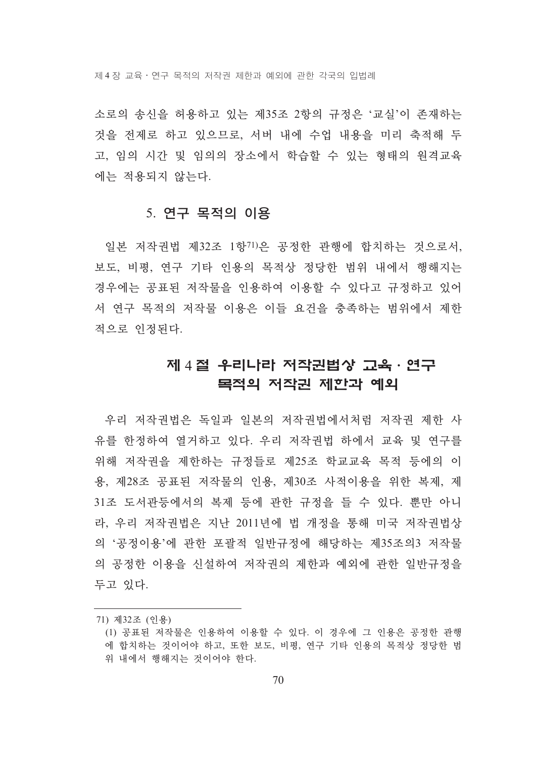소로의 송신을 허용하고 있는 제35조 2항의 규정은 '교실'이 존재하는 것을 전제로 하고 있으므로, 서버 내에 수업 내용을 미리 축적해 두고, 임의 시간 및 임의의 장소에서 학습할 수 있는 형태의 원격교육에는 적용되지 않는다.

### 5. 연구 목적의 이용

일본 저작권법 제32조 1항[71]은 공정한 관행에 합치하는 것으로서, 보도, 비평, 연구 기타 인용의 목적상 정당한 범위 내에서 행해지는 경우에는 공표된 저작물을 인용하여 이용할 수 있다고 규정하고 있어서 연구 목적의 저작물 이용은 이들 요건을 충족하는 범위에서 제한적으로 인정된다.

## 제 4 절 우리나라 저작권법상 교육 · 연구 목적의 저작권 제한과 예외

우리 저작권법은 독일과 일본의 저작권법에서처럼 저작권 제한 사유를 한정하여 열거하고 있다. 우리 저작권법 하에서 교육 및 연구를 위해 저작권을 제한하는 규정들로 제25조 학교교육 목적 등에의 이용, 제28조 공표된 저작물의 인용, 제30조 사적이용을 위한 복제, 제31조 도서관등에서의 복제 등에 관한 규정을 들 수 있다. 뿐만 아니라, 우리 저작권법은 지난 2011년에 법 개정을 통해 미국 저작권법상의 '공정이용'에 관한 포괄적 일반규정에 해당하는 제35조의3 저작물의 공정한 이용을 신설하여 저작권의 제한과 예외에 관한 일반규정을 두고 있다.

---

71) 제32조 (인용)
(1) 공표된 저작물은 인용하여 이용할 수 있다. 이 경우에 그 인용은 공정한 관행에 합치하는 것이어야 하고, 또한 보도, 비평, 연구 기타 인용의 목적상 정당한 범위 내에서 행해지는 것이어야 한다.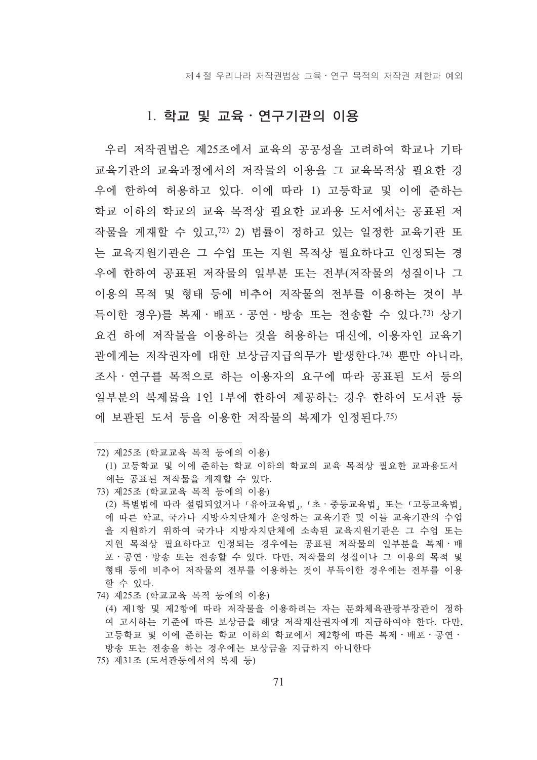## 1. 학교 및 교육 · 연구기관의 이용

우리 저작권법은 제25조에서 교육의 공공성을 고려하여 학교나 기타 교육기관의 교육과정에서의 저작물의 이용을 그 교육목적상 필요한 경우에 한하여 허용하고 있다. 이에 따라 1) 고등학교 및 이에 준하는 학교 이하의 학교의 교육 목적상 필요한 교과용 도서에서는 공표된 저작물을 게재할 수 있고,[72] 2) 법률이 정하고 있는 일정한 교육기관 또는 교육지원기관은 그 수업 또는 지원 목적상 필요하다고 인정되는 경우에 한하여 공표된 저작물의 일부분 또는 전부(저작물의 성질이나 그 이용의 목적 및 형태 등에 비추어 저작물의 전부를 이용하는 것이 부득이한 경우)를 복제 · 배포 · 공연 · 방송 또는 전송할 수 있다.[73] 상기 요건 하에 저작물을 이용하는 것을 허용하는 대신에, 이용자인 교육기관에게는 저작권자에 대한 보상금지급의무가 발생한다.[74] 뿐만 아니라, 조사 · 연구를 목적으로 하는 이용자의 요구에 따라 공표된 도서 등의 일부분의 복제물을 1인 1부에 한하여 제공하는 경우 한하여 도서관 등에 보관된 도서 등을 이용한 저작물의 복제가 인정된다.[75]

---

72) 제25조 (학교교육 목적 등에의 이용)
(1) 고등학교 및 이에 준하는 학교 이하의 학교의 교육 목적상 필요한 교과용도서에는 공표된 저작물을 게재할 수 있다.

73) 제25조 (학교교육 목적 등에의 이용)
(2) 특별법에 따라 설립되었거나 「유아교육법」, 「초 · 중등교육법」 또는 「고등교육법」에 따른 학교, 국가나 지방자치단체가 운영하는 교육기관 및 이들 교육기관의 수업을 지원하기 위하여 국가나 지방자치단체에 소속된 교육지원기관은 그 수업 또는 지원 목적상 필요하다고 인정되는 경우에는 공표된 저작물의 일부분을 복제 · 배포 · 공연 · 방송 또는 전송할 수 있다. 다만, 저작물의 성질이나 그 이용의 목적 및 형태 등에 비추어 저작물의 전부를 이용하는 것이 부득이한 경우에는 전부를 이용할 수 있다.

74) 제25조 (학교교육 목적 등에의 이용)
(4) 제1항 및 제2항에 따라 저작물을 이용하려는 자는 문화체육관광부장관이 정하여 고시하는 기준에 따른 보상금을 해당 저작재산권자에게 지급하여야 한다. 다만, 고등학교 및 이에 준하는 학교 이하의 학교에서 제2항에 따른 복제 · 배포 · 공연 · 방송 또는 전송을 하는 경우에는 보상금을 지급하지 아니한다

75) 제31조 (도서관등에서의 복제 등)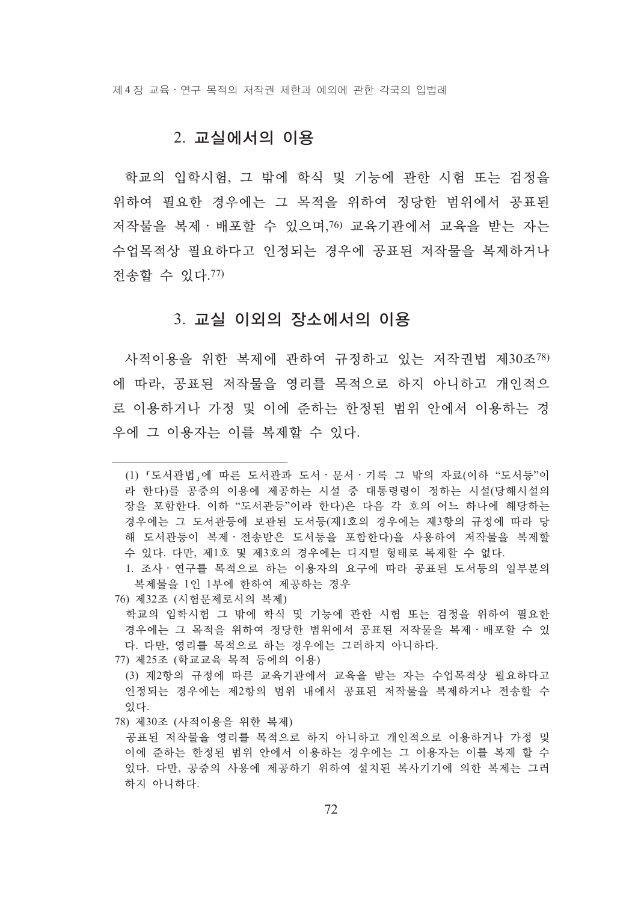## 2. 교실에서의 이용

학교의 입학시험, 그 밖에 학식 및 기능에 관한 시험 또는 검정을 위하여 필요한 경우에는 그 목적을 위하여 정당한 범위에서 공표된 저작물을 복제·배포할 수 있으며,[76] 교육기관에서 교육을 받는 자는 수업목적상 필요하다고 인정되는 경우에 공표된 저작물을 복제하거나 전송할 수 있다.[77]

## 3. 교실 이외의 장소에서의 이용

사적이용을 위한 복제에 관하여 규정하고 있는 저작권법 제30조[78]에 따라, 공표된 저작물을 영리를 목적으로 하지 아니하고 개인적으로 이용하거나 가정 및 이에 준하는 한정된 범위 안에서 이용하는 경우에 그 이용자는 이를 복제할 수 있다.

---

(1) 「도서관법」에 따른 도서관과 도서·문서·기록 그 밖의 자료(이하 "도서등"이라 한다)를 공중의 이용에 제공하는 시설 중 대통령령이 정하는 시설(당해시설의 장을 포함한다. 이하 "도서관등"이라 한다)은 다음 각 호의 어느 하나에 해당하는 경우에는 그 도서관등에 보관된 도서등(제1호의 경우에는 제3항의 규정에 따라 당해 도서관등이 복제·전송받은 도서등을 포함한다)을 사용하여 저작물을 복제할 수 있다. 다만, 제1호 및 제3호의 경우에는 디지털 형태로 복제할 수 없다.

1. 조사·연구를 목적으로 하는 이용자의 요구에 따라 공표된 도서등의 일부분의 복제물을 1인 1부에 한하여 제공하는 경우

76) 제32조 (시험문제로서의 복제)
학교의 입학시험 그 밖에 학식 및 기능에 관한 시험 또는 검정을 위하여 필요한 경우에는 그 목적을 위하여 정당한 범위에서 공표된 저작물을 복제·배포할 수 있다. 다만, 영리를 목적으로 하는 경우에는 그러하지 아니하다.

77) 제25조 (학교교육 목적 등에의 이용)
(3) 제2항의 규정에 따른 교육기관에서 교육을 받는 자는 수업목적상 필요하다고 인정되는 경우에는 제2항의 범위 내에서 공표된 저작물을 복제하거나 전송할 수 있다.

78) 제30조 (사적이용을 위한 복제)
공표된 저작물을 영리를 목적으로 하지 아니하고 개인적으로 이용하거나 가정 및 이에 준하는 한정된 범위 안에서 이용하는 경우에는 그 이용자는 이를 복제 할 수 있다. 다만, 공중의 사용에 제공하기 위하여 설치된 복사기기에 의한 복제는 그러하지 아니하다.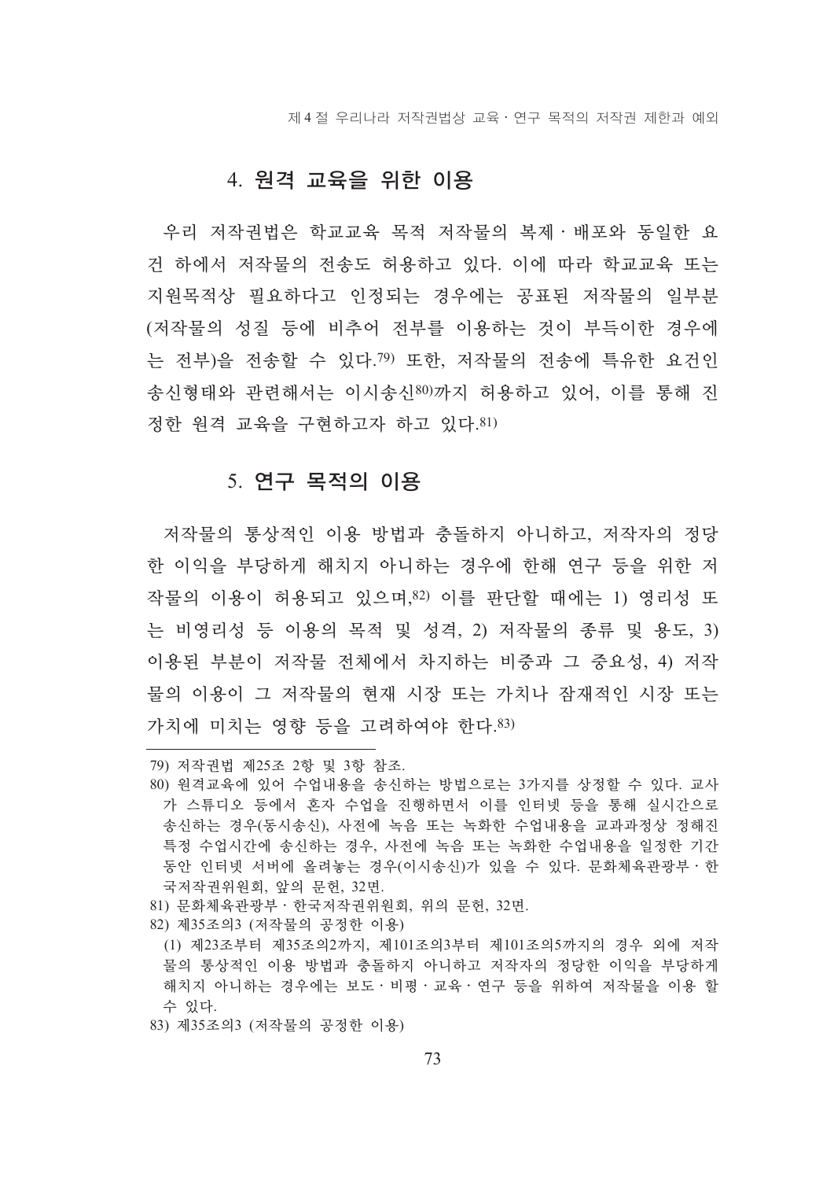### 4. 원격 교육을 위한 이용

우리 저작권법은 학교교육 목적 저작물의 복제・배포와 동일한 요건 하에서 저작물의 전송도 허용하고 있다. 이에 따라 학교교육 또는 지원목적상 필요하다고 인정되는 경우에는 공표된 저작물의 일부분(저작물의 성질 등에 비추어 전부를 이용하는 것이 부득이한 경우에는 전부)을 전송할 수 있다.[79] 또한, 저작물의 전송에 특유한 요건인 송신형태와 관련해서는 이시송신[80]까지 허용하고 있어, 이를 통해 진정한 원격 교육을 구현하고자 하고 있다.[81]

### 5. 연구 목적의 이용

저작물의 통상적인 이용 방법과 충돌하지 아니하고, 저작자의 정당한 이익을 부당하게 해치지 아니하는 경우에 한해 연구 등을 위한 저작물의 이용이 허용되고 있으며,[82] 이를 판단할 때에는 1) 영리성 또는 비영리성 등 이용의 목적 및 성격, 2) 저작물의 종류 및 용도, 3) 이용된 부분이 저작물 전체에서 차지하는 비중과 그 중요성, 4) 저작물의 이용이 그 저작물의 현재 시장 또는 가치나 잠재적인 시장 또는 가치에 미치는 영향 등을 고려하여야 한다.[83]

---

79) 저작권법 제25조 2항 및 3항 참조.

80) 원격교육에 있어 수업내용을 송신하는 방법으로는 3가지를 상정할 수 있다. 교사가 스튜디오 등에서 혼자 수업을 진행하면서 이를 인터넷 등을 통해 실시간으로 송신하는 경우(동시송신), 사전에 녹음 또는 녹화한 수업내용을 교과과정상 정해진 특정 수업시간에 송신하는 경우, 사전에 녹음 또는 녹화한 수업내용을 일정한 기간 동안 인터넷 서버에 올려놓는 경우(이시송신)가 있을 수 있다. 문화체육관광부・한국저작권위원회, 앞의 문헌, 32면.

81) 문화체육관광부・한국저작권위원회, 위의 문헌, 32면.

82) 제35조의3 (저작물의 공정한 이용)
(1) 제23조부터 제35조의2까지, 제101조의3부터 제101조의5까지의 경우 외에 저작물의 통상적인 이용 방법과 충돌하지 아니하고 저작자의 정당한 이익을 부당하게 해치지 아니하는 경우에는 보도・비평・교육・연구 등을 위하여 저작물을 이용 할 수 있다.

83) 제35조의3 (저작물의 공정한 이용)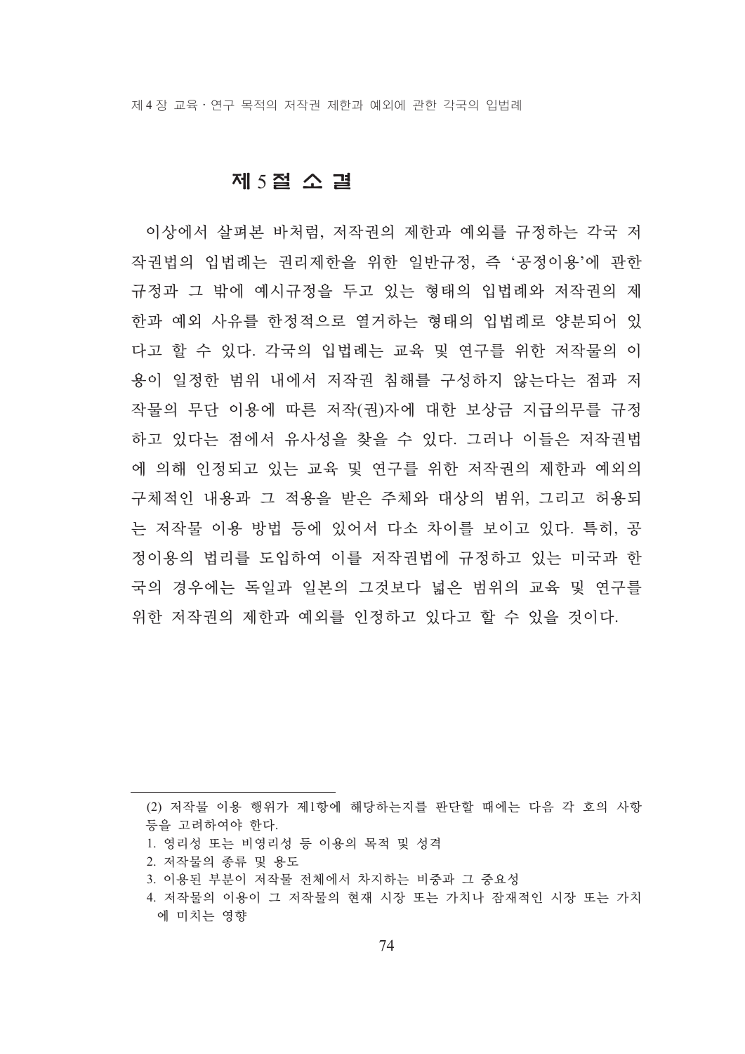## 제5절 소 결

이상에서 살펴본 바처럼, 저작권의 제한과 예외를 규정하는 각국 저작권법의 입법례는 권리제한을 위한 일반규정, 즉 '공정이용'에 관한 규정과 그 밖에 예시규정을 두고 있는 형태의 입법례와 저작권의 제한과 예외 사유를 한정적으로 열거하는 형태의 입법례로 양분되어 있다고 할 수 있다. 각국의 입법례는 교육 및 연구를 위한 저작물의 이용이 일정한 범위 내에서 저작권 침해를 구성하지 않는다는 점과 저작물의 무단 이용에 따른 저작(권)자에 대한 보상금 지급의무를 규정하고 있다는 점에서 유사성을 찾을 수 있다. 그러나 이들은 저작권법에 의해 인정되고 있는 교육 및 연구를 위한 저작권의 제한과 예외의 구체적인 내용과 그 적용을 받은 주체와 대상의 범위, 그리고 허용되는 저작물 이용 방법 등에 있어서 다소 차이를 보이고 있다. 특히, 공정이용의 법리를 도입하여 이를 저작권법에 규정하고 있는 미국과 한국의 경우에는 독일과 일본의 그것보다 넓은 범위의 교육 및 연구를 위한 저작권의 제한과 예외를 인정하고 있다고 할 수 있을 것이다.

---

(2) 저작물 이용 행위가 제1항에 해당하는지를 판단할 때에는 다음 각 호의 사항 등을 고려하여야 한다.

1. 영리성 또는 비영리성 등 이용의 목적 및 성격
2. 저작물의 종류 및 용도
3. 이용된 부분이 저작물 전체에서 차지하는 비중과 그 중요성
4. 저작물의 이용이 그 저작물의 현재 시장 또는 가치나 잠재적인 시장 또는 가치에 미치는 영향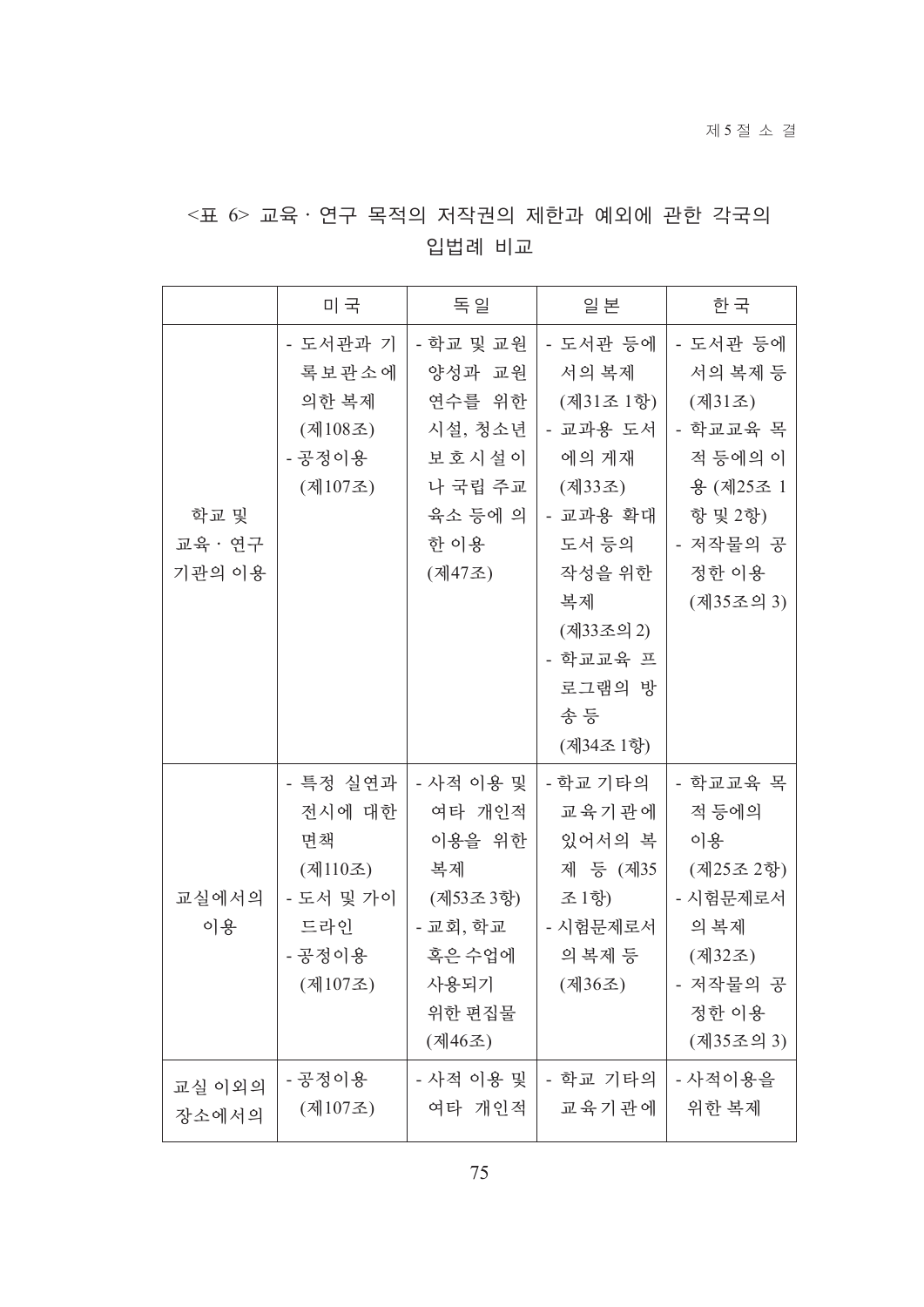<표 6> 교육 · 연구 목적의 저작권의 제한과 예외에 관한 각국의 입법례 비교

| | 미국 | 독일 | 일본 | 한국 |
|---|---|---|---|---|
| 학교 및 교육 · 연구 기관의 이용 | - 도서관과 기록보관소에 의한 복제 (제108조)<br>- 공정이용 (제107조) | - 학교 및 교원 양성과 교원 연수를 위한 시설, 청소년 보호시설이나 국립 주교육소 등에 의한 이용 (제47조) | - 도서관 등에서의 복제 (제31조 1항)<br>- 교과용 도서에의 게재 (제33조)<br>- 교과용 확대 도서 등의 작성을 위한 복제 (제33조의 2)<br>- 학교교육 프로그램의 방송 등 (제34조 1항) | - 도서관 등에서의 복제 등 (제31조)<br>- 학교교육 목적 등에의 이용 (제25조 1항 및 2항)<br>- 저작물의 공정한 이용 (제35조의 3) |
| 교실에서의 이용 | - 특정 실연과 전시에 대한 면책 (제110조)<br>- 도서 및 가이드라인<br>- 공정이용 (제107조) | - 사적 이용 및 여타 개인적 이용을 위한 복제 (제53조 3항)<br>- 교회, 학교 혹은 수업에 사용되기 위한 편집물 (제46조) | - 학교 기타의 교육기관에 있어서의 복제 등 (제35조 1항)<br>- 시험문제로서의 복제 등 (제36조) | - 학교교육 목적 등에의 이용 (제25조 2항)<br>- 시험문제로서의 복제 (제32조)<br>- 저작물의 공정한 이용 (제35조의 3) |
| 교실 이외의 장소에서의 | - 공정이용 (제107조) | - 사적 이용 및 여타 개인적 | - 학교 기타의 교육기관에 | - 사적이용을 위한 복제 |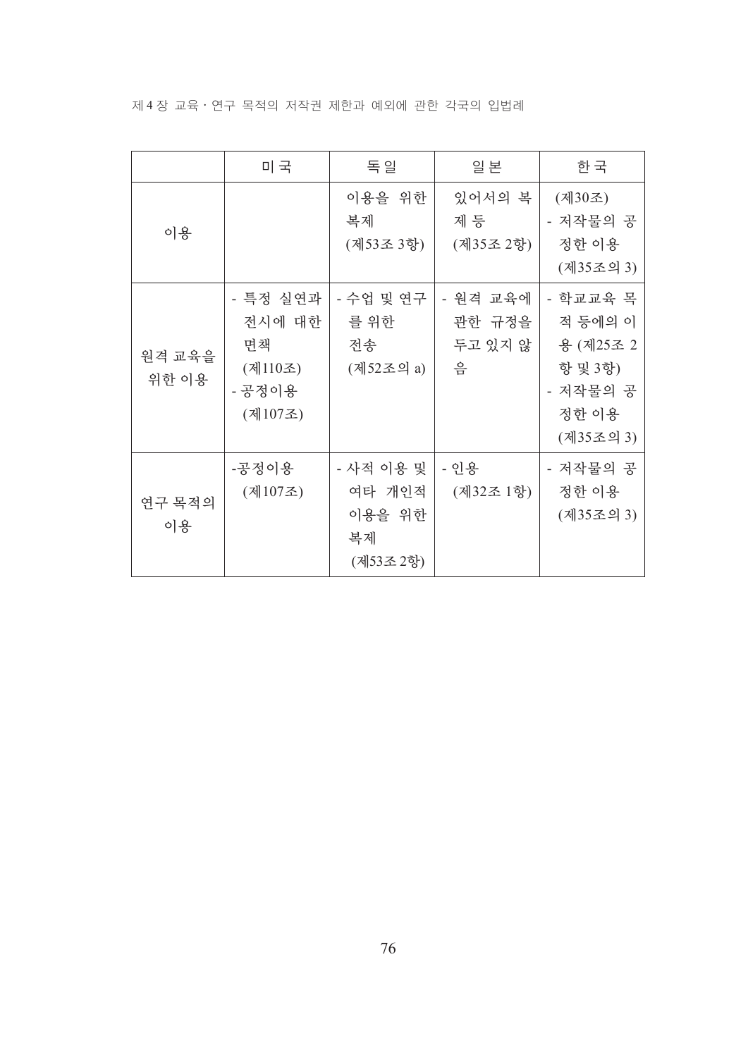| | 미국 | 독일 | 일본 | 한국 |
|---|---|---|---|---|
| 이용 | | 이용을 위한 복제 (제53조 3항) | 있어서의 복제 등 (제35조 2항) | (제30조) - 저작물의 공정한 이용 (제35조의 3) |
| 원격 교육을 위한 이용 | - 특정 실연과 전시에 대한 면책 (제110조) - 공정이용 (제107조) | - 수업 및 연구를 위한 전송 (제52조의 a) | - 원격 교육에 관한 규정을 두고 있지 않음 | - 학교교육 목적 등에의 이용 (제25조 2항 및 3항) - 저작물의 공정한 이용 (제35조의 3) |
| 연구 목적의 이용 | -공정이용 (제107조) | - 사적 이용 및 여타 개인적 이용을 위한 복제 (제53조 2항) | - 인용 (제32조 1항) | - 저작물의 공정한 이용 (제35조의 3) |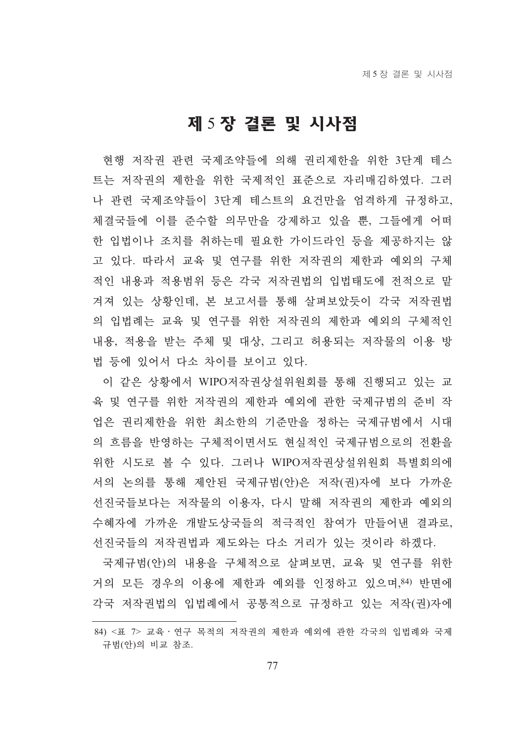# 제 5 장 결론 및 시사점

현행 저작권 관련 국제조약들에 의해 권리제한을 위한 3단계 테스트는 저작권의 제한을 위한 국제적인 표준으로 자리매김하였다. 그러나 관련 국제조약들이 3단계 테스트의 요건만을 엄격하게 규정하고, 체결국들에 이를 준수할 의무만을 강제하고 있을 뿐, 그들에게 어떠한 입법이나 조치를 취하는데 필요한 가이드라인 등을 제공하지는 않고 있다. 따라서 교육 및 연구를 위한 저작권의 제한과 예외의 구체적인 내용과 적용범위 등은 각국 저작권법의 입법태도에 전적으로 맡겨져 있는 상황인데, 본 보고서를 통해 살펴보았듯이 각국 저작권법의 입법례는 교육 및 연구를 위한 저작권의 제한과 예외의 구체적인 내용, 적용을 받는 주체 및 대상, 그리고 허용되는 저작물의 이용 방법 등에 있어서 다소 차이를 보이고 있다.

이 같은 상황에서 WIPO저작권상설위원회를 통해 진행되고 있는 교육 및 연구를 위한 저작권의 제한과 예외에 관한 국제규범의 준비 작업은 권리제한을 위한 최소한의 기준만을 정하는 국제규범에서 시대의 흐름을 반영하는 구체적이면서도 현실적인 국제규범으로의 전환을 위한 시도로 볼 수 있다. 그러나 WIPO저작권상설위원회 특별회의에서의 논의를 통해 제안된 국제규범(안)은 저작(권)자에 보다 가까운 선진국들보다는 저작물의 이용자, 다시 말해 저작권의 제한과 예외의 수혜자에 가까운 개발도상국들의 적극적인 참여가 만들어낸 결과로, 선진국들의 저작권법과 제도와는 다소 거리가 있는 것이라 하겠다.

국제규범(안)의 내용을 구체적으로 살펴보면, 교육 및 연구를 위한 거의 모든 경우의 이용에 제한과 예외를 인정하고 있으며,[84] 반면에 각국 저작권법의 입법례에서 공통적으로 규정하고 있는 저작(권)자에

---

84) <표 7> 교육 · 연구 목적의 저작권의 제한과 예외에 관한 각국의 입법례와 국제규범(안)의 비교 참조.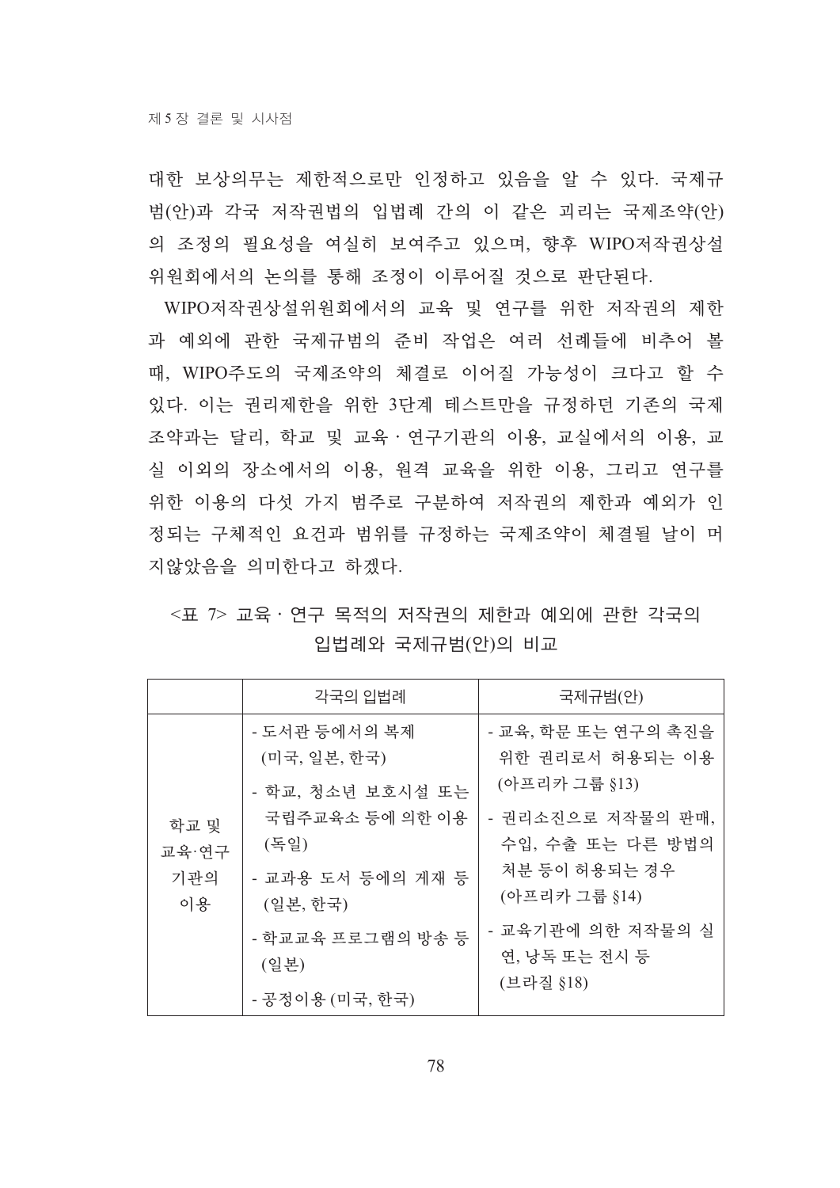대한 보상의무는 제한적으로만 인정하고 있음을 알 수 있다. 국제규범(안)과 각국 저작권법의 입법례 간의 이 같은 괴리는 국제조약(안)의 조정의 필요성을 여실히 보여주고 있으며, 향후 WIPO저작권상설위원회에서의 논의를 통해 조정이 이루어질 것으로 판단된다.

WIPO저작권상설위원회에서의 교육 및 연구를 위한 저작권의 제한과 예외에 관한 국제규범의 준비 작업은 여러 선례들에 비추어 볼 때, WIPO주도의 국제조약의 체결로 이어질 가능성이 크다고 할 수 있다. 이는 권리제한을 위한 3단계 테스트만을 규정하던 기존의 국제조약과는 달리, 학교 및 교육 · 연구기관의 이용, 교실에서의 이용, 교실 이외의 장소에서의 이용, 원격 교육을 위한 이용, 그리고 연구를 위한 이용의 다섯 가지 범주로 구분하여 저작권의 제한과 예외가 인정되는 구체적인 요건과 범위를 규정하는 국제조약이 체결될 날이 머지않았음을 의미한다고 하겠다.

<표 7> 교육 · 연구 목적의 저작권의 제한과 예외에 관한 각국의 입법례와 국제규범(안)의 비교

| | 각국의 입법례 | 국제규범(안) |
|---|---|---|
| 학교 및 교육·연구 기관의 이용 | - 도서관 등에서의 복제 (미국, 일본, 한국)<br>- 학교, 청소년 보호시설 또는 국립주교육소 등에 의한 이용 (독일)<br>- 교과용 도서 등에의 게재 등 (일본, 한국)<br>- 학교교육 프로그램의 방송 등 (일본)<br>- 공정이용 (미국, 한국) | - 교육, 학문 또는 연구의 촉진을 위한 권리로서 허용되는 이용 (아프리카 그룹 §13)<br>- 권리소진으로 저작물의 판매, 수입, 수출 또는 다른 방법의 처분 등이 허용되는 경우 (아프리카 그룹 §14)<br>- 교육기관에 의한 저작물의 실연, 낭독 또는 전시 등 (브라질 §18) |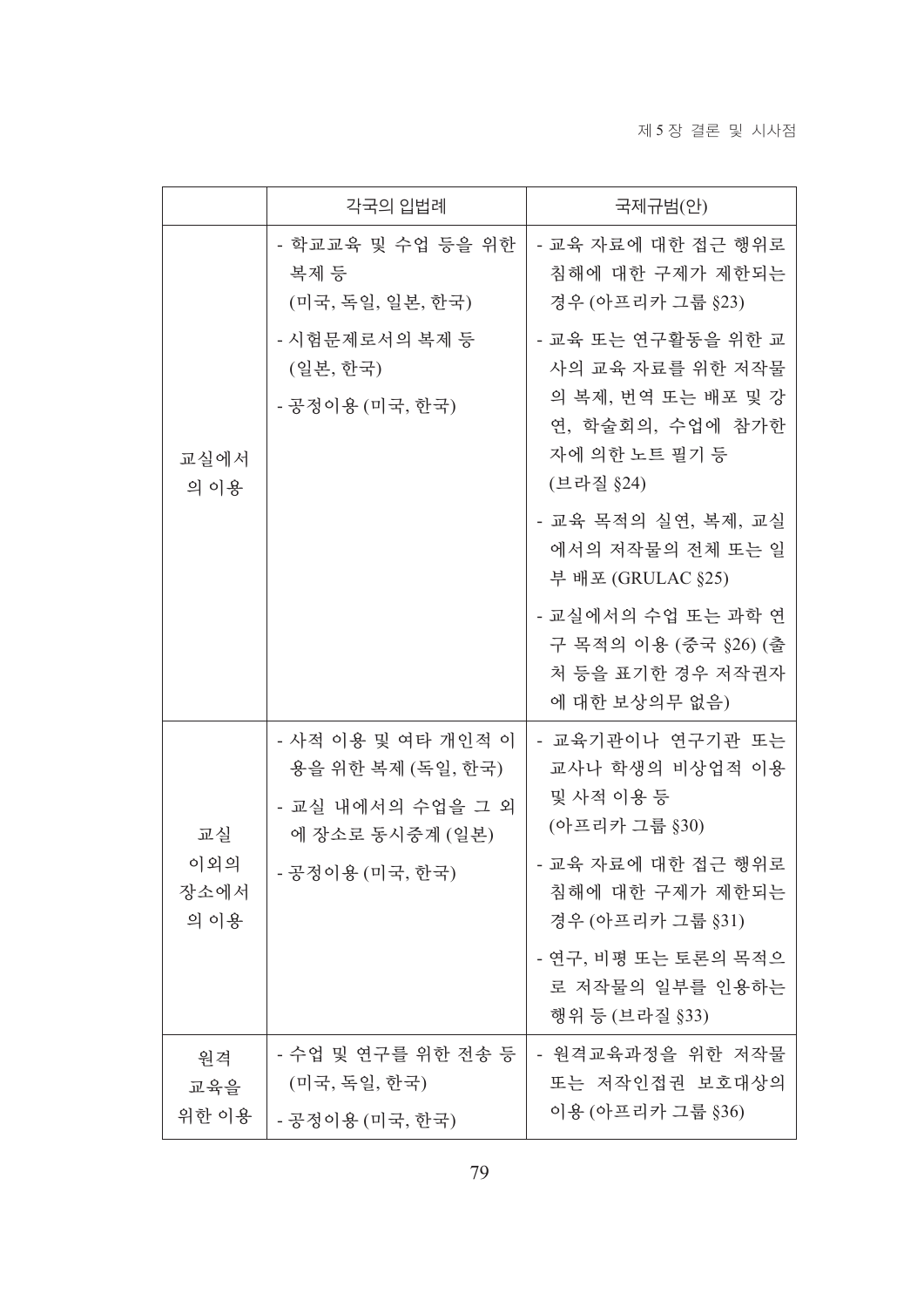|  | 각국의 입법례 | 국제규범(안) |
|---|---|---|
| 교실에서의 이용 | - 학교교육 및 수업 등을 위한 복제 등 (미국, 독일, 일본, 한국)<br>- 시험문제로서의 복제 등 (일본, 한국)<br>- 공정이용 (미국, 한국) | - 교육 자료에 대한 접근 행위로 침해에 대한 구제가 제한되는 경우 (아프리카 그룹 §23)<br>- 교육 또는 연구활동을 위한 교사의 교육 자료를 위한 저작물의 복제, 번역 또는 배포 및 강연, 학술회의, 수업에 참가한 자에 의한 노트 필기 등 (브라질 §24)<br>- 교육 목적의 실연, 복제, 교실에서의 저작물의 전체 또는 일부 배포 (GRULAC §25)<br>- 교실에서의 수업 또는 과학 연구 목적의 이용 (중국 §26) (출처 등을 표기한 경우 저작권자에 대한 보상의무 없음) |
| 교실 이외의 장소에서의 이용 | - 사적 이용 및 여타 개인적 이용을 위한 복제 (독일, 한국)<br>- 교실 내에서의 수업을 그 외에 장소로 동시중계 (일본)<br>- 공정이용 (미국, 한국) | - 교육기관이나 연구기관 또는 교사나 학생의 비상업적 이용 및 사적 이용 등 (아프리카 그룹 §30)<br>- 교육 자료에 대한 접근 행위로 침해에 대한 구제가 제한되는 경우 (아프리카 그룹 §31)<br>- 연구, 비평 또는 토론의 목적으로 저작물의 일부를 인용하는 행위 등 (브라질 §33) |
| 원격 교육을 위한 이용 | - 수업 및 연구를 위한 전송 등 (미국, 독일, 한국)<br>- 공정이용 (미국, 한국) | - 원격교육과정을 위한 저작물 또는 저작인접권 보호대상의 이용 (아프리카 그룹 §36) |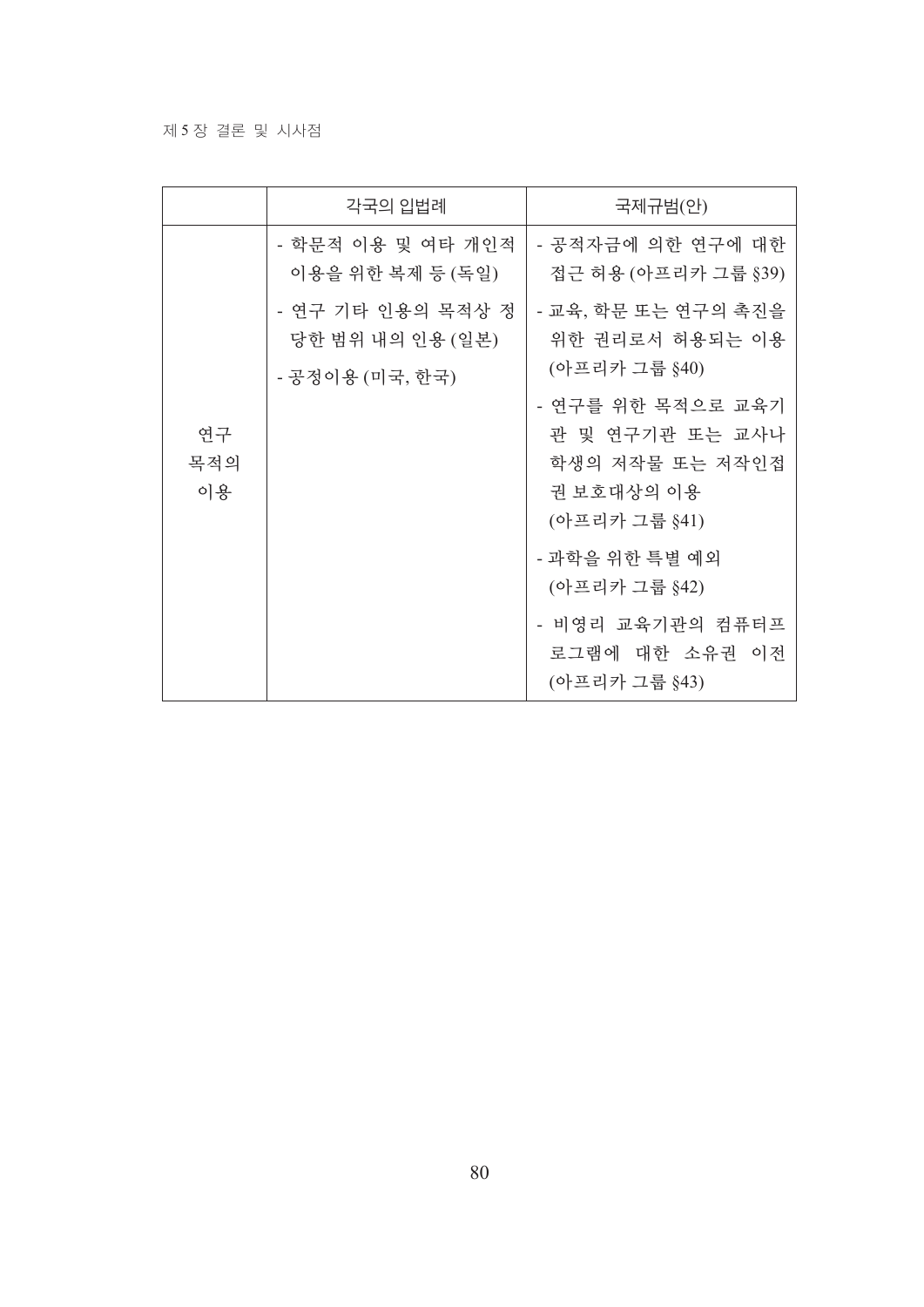| | 각국의 입법례 | 국제규범(안) |
|---|---|---|
| 연구 목적의 이용 | - 학문적 이용 및 여타 개인적 이용을 위한 복제 등 (독일)<br>- 연구 기타 인용의 목적상 정당한 범위 내의 인용 (일본)<br>- 공정이용 (미국, 한국) | - 공적자금에 의한 연구에 대한 접근 허용 (아프리카 그룹 §39)<br>- 교육, 학문 또는 연구의 촉진을 위한 권리로서 허용되는 이용 (아프리카 그룹 §40)<br>- 연구를 위한 목적으로 교육기관 및 연구기관 또는 교사나 학생의 저작물 또는 저작인접권 보호대상의 이용 (아프리카 그룹 §41)<br>- 과학을 위한 특별 예외 (아프리카 그룹 §42)<br>- 비영리 교육기관의 컴퓨터프로그램에 대한 소유권 이전 (아프리카 그룹 §43) |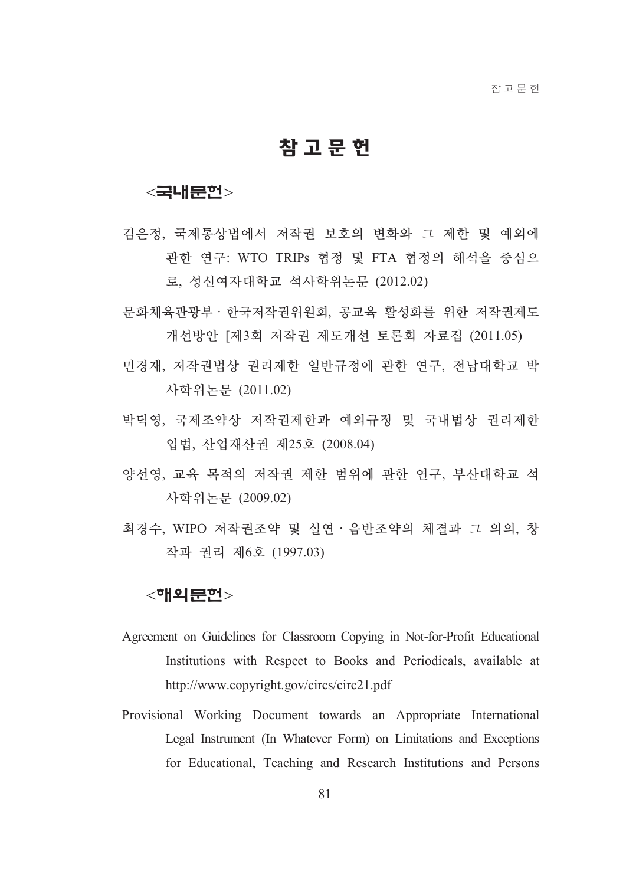# 참 고 문 헌

## <국내문헌>

김은정, 국제통상법에서 저작권 보호의 변화와 그 제한 및 예외에 관한 연구: WTO TRIPs 협정 및 FTA 협정의 해석을 중심으로, 성신여자대학교 석사학위논문 (2012.02)

문화체육관광부 · 한국저작권위원회, 공교육 활성화를 위한 저작권제도 개선방안 [제3회 저작권 제도개선 토론회 자료집 (2011.05)

민경재, 저작권법상 권리제한 일반규정에 관한 연구, 전남대학교 박사학위논문 (2011.02)

박덕영, 국제조약상 저작권제한과 예외규정 및 국내법상 권리제한 입법, 산업재산권 제25호 (2008.04)

양선영, 교육 목적의 저작권 제한 범위에 관한 연구, 부산대학교 석사학위논문 (2009.02)

최경수, WIPO 저작권조약 및 실연 · 음반조약의 체결과 그 의의, 창작과 권리 제6호 (1997.03)

## <해외문헌>

Agreement on Guidelines for Classroom Copying in Not-for-Profit Educational Institutions with Respect to Books and Periodicals, available at http://www.copyright.gov/circs/circ21.pdf

Provisional Working Document towards an Appropriate International Legal Instrument (In Whatever Form) on Limitations and Exceptions for Educational, Teaching and Research Institutions and Persons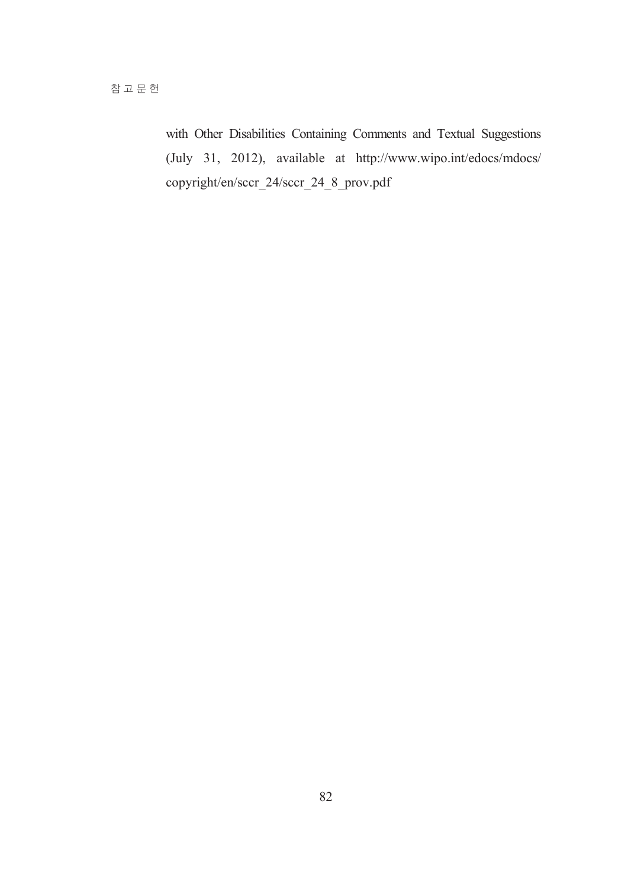with Other Disabilities Containing Comments and Textual Suggestions (July 31, 2012), available at http://www.wipo.int/edocs/mdocs/copyright/en/sccr_24/sccr_24_8_prov.pdf